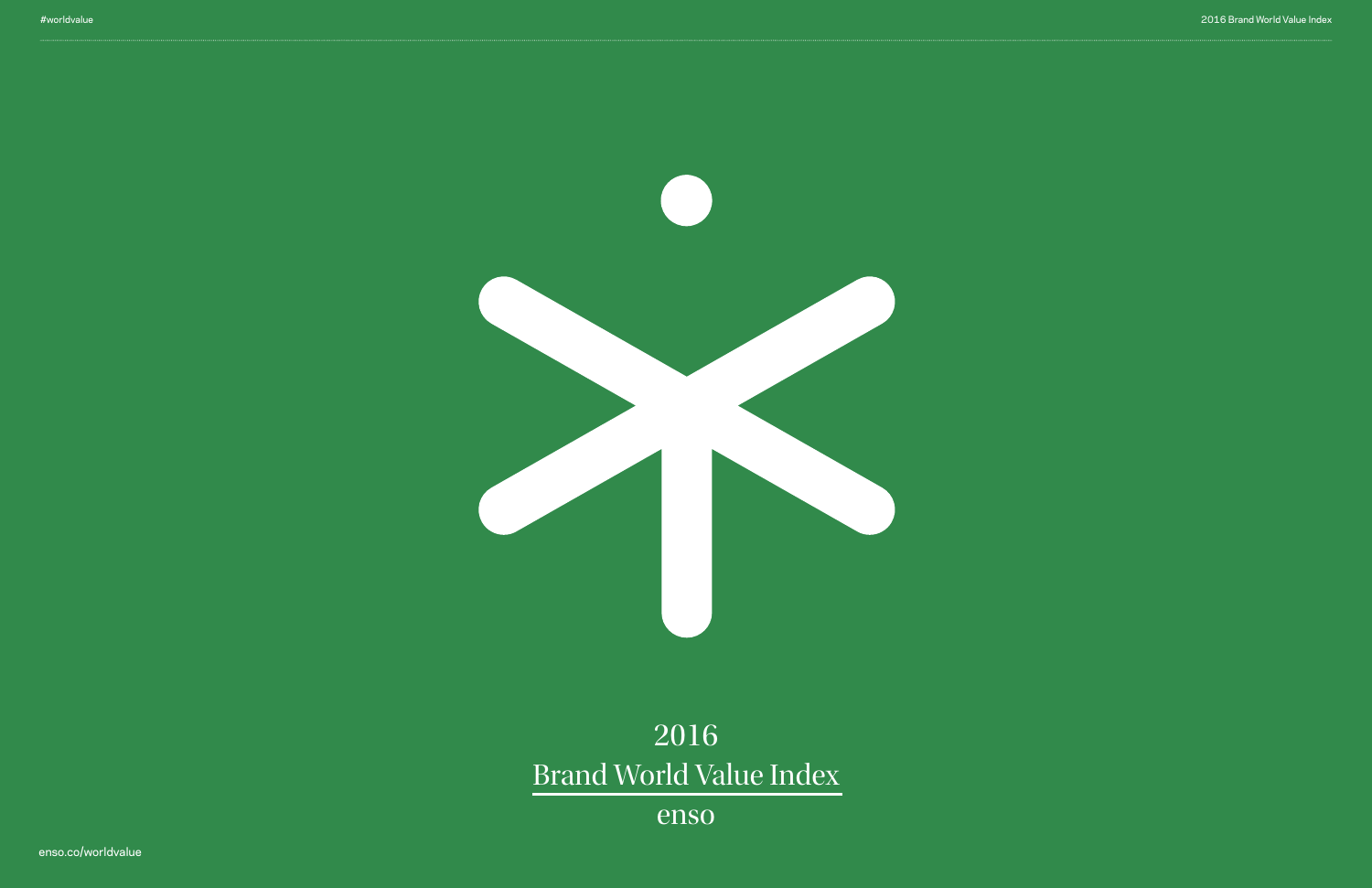# 2016
# Brand World Value Index

enso

enso.co/worldvalue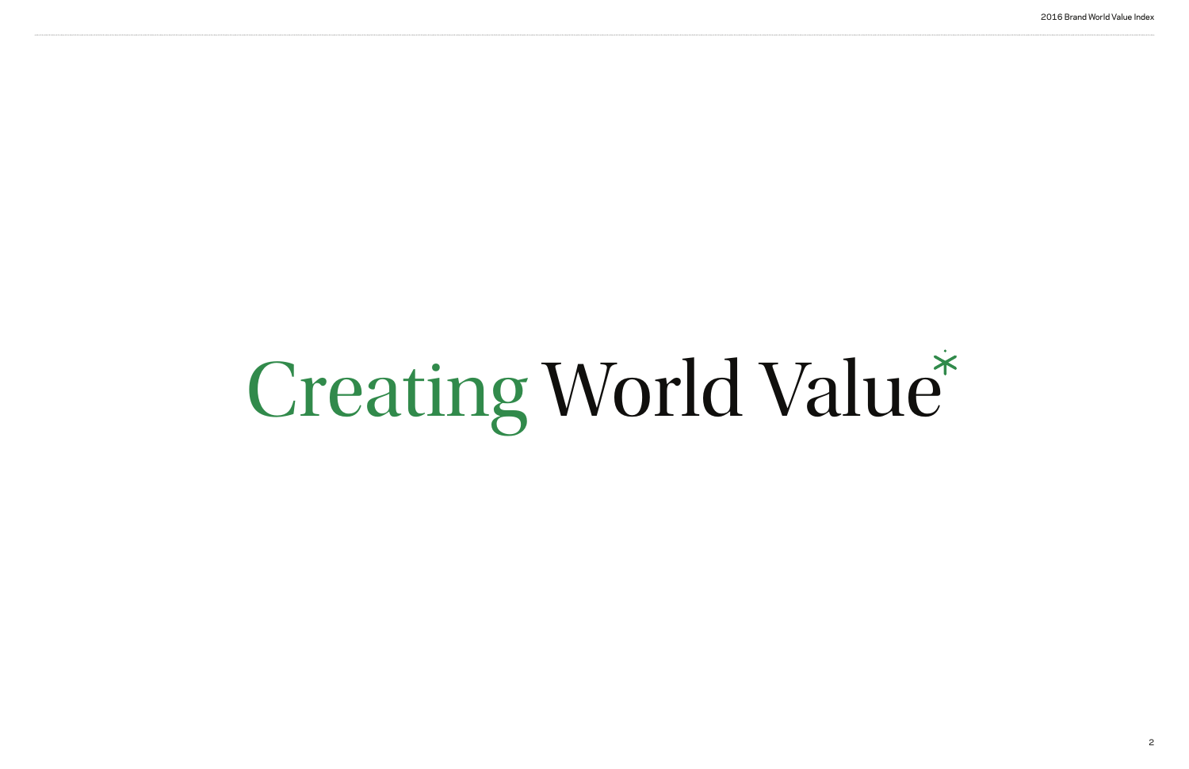# Creating World Value*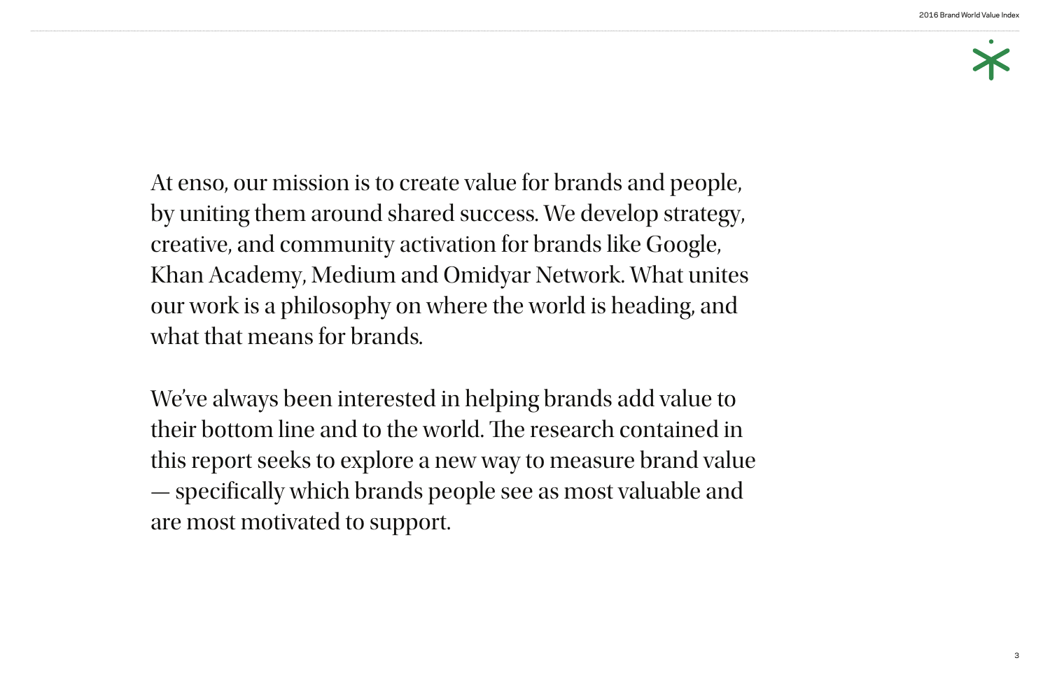At enso, our mission is to create value for brands and people, by uniting them around shared success. We develop strategy, creative, and community activation for brands like Google, Khan Academy, Medium and Omidyar Network. What unites our work is a philosophy on where the world is heading, and what that means for brands.

We've always been interested in helping brands add value to their bottom line and to the world. The research contained in this report seeks to explore a new way to measure brand value — specifically which brands people see as most valuable and are most motivated to support.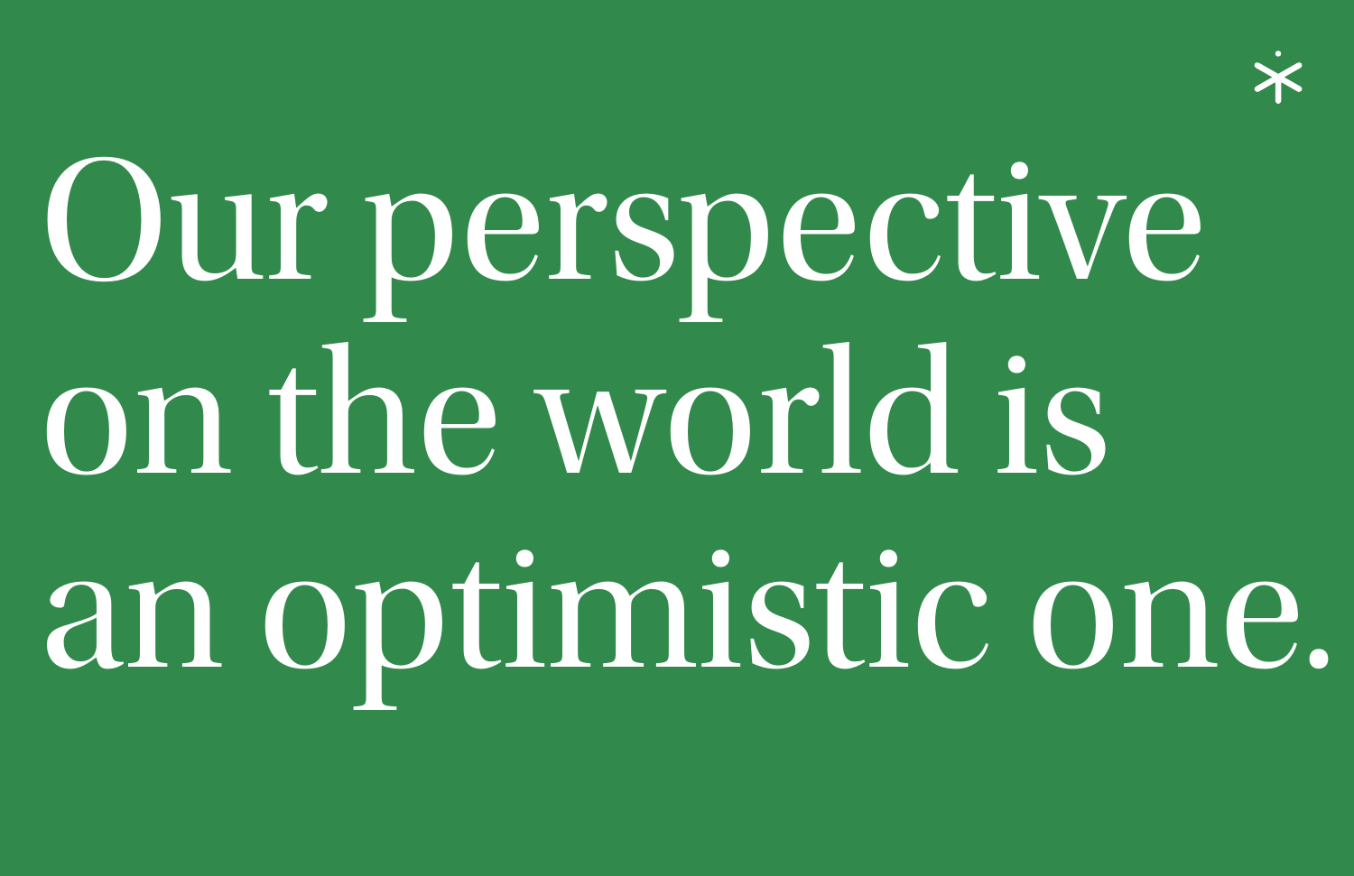# Our perspective on the world is an optimistic one.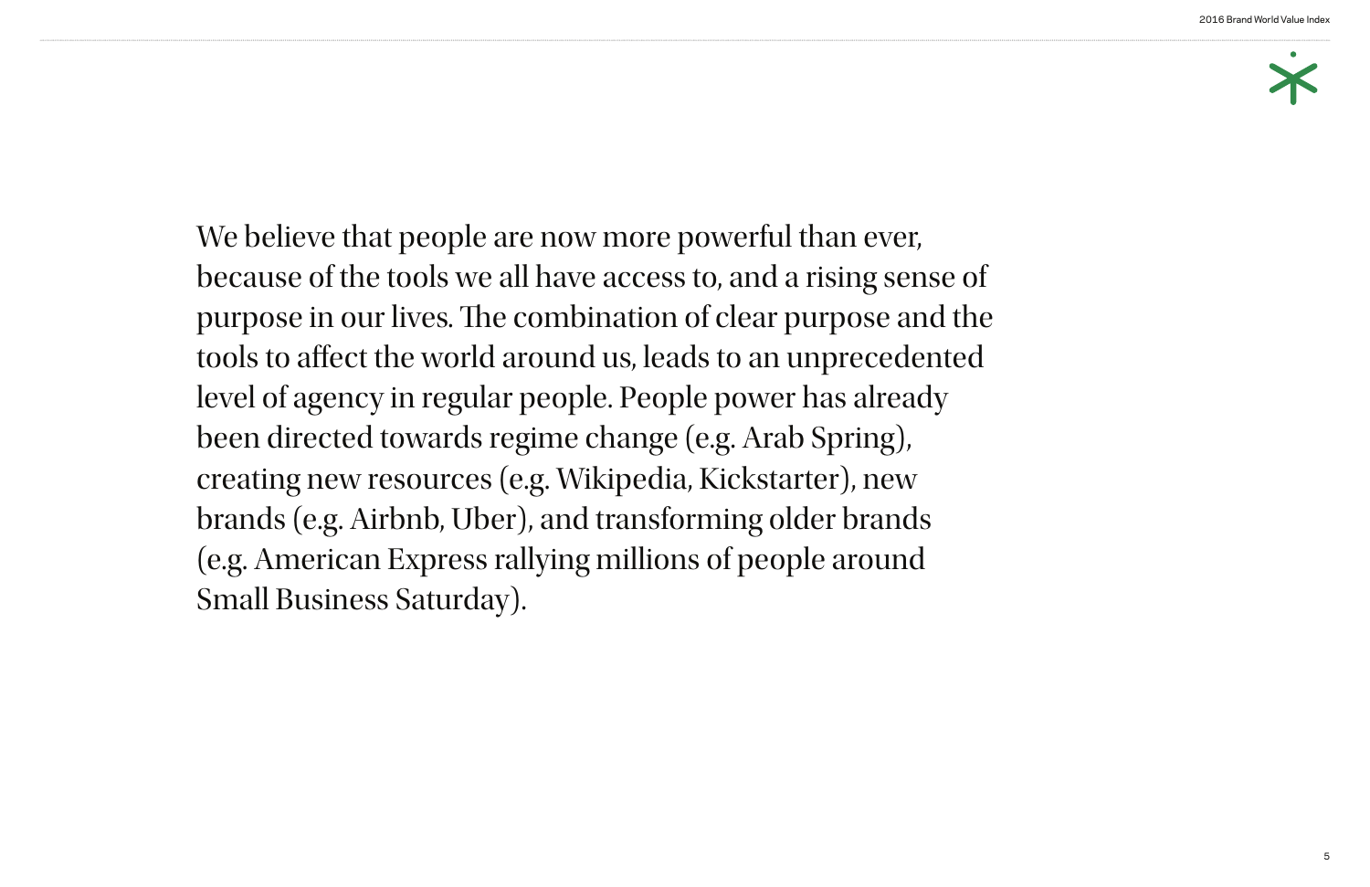We believe that people are now more powerful than ever, because of the tools we all have access to, and a rising sense of purpose in our lives. The combination of clear purpose and the tools to affect the world around us, leads to an unprecedented level of agency in regular people. People power has already been directed towards regime change (e.g. Arab Spring), creating new resources (e.g. Wikipedia, Kickstarter), new brands (e.g. Airbnb, Uber), and transforming older brands (e.g. American Express rallying millions of people around Small Business Saturday).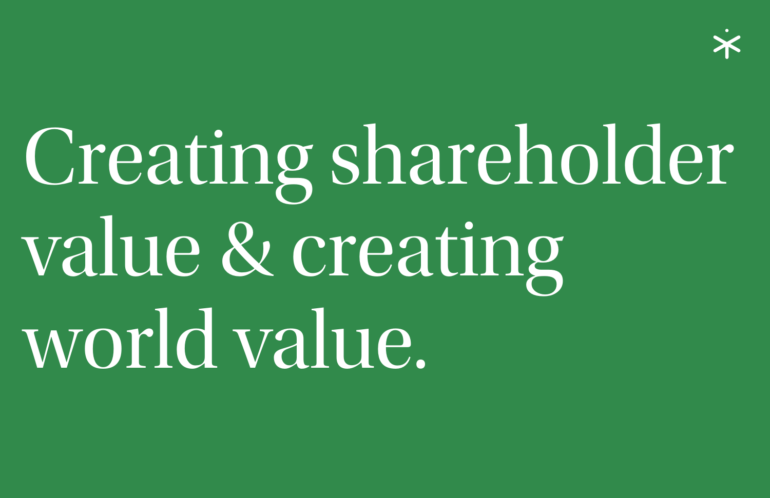# Creating shareholder value & creating world value.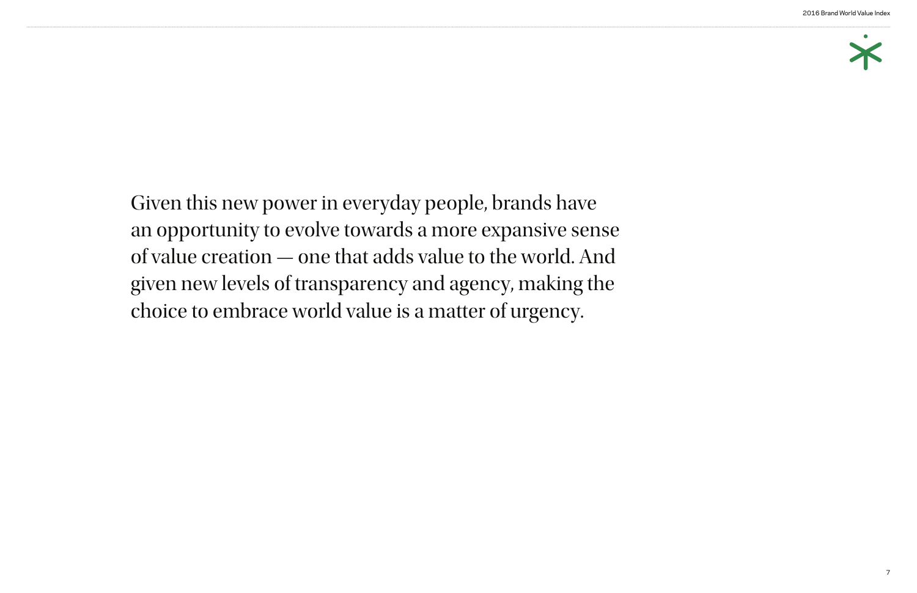Given this new power in everyday people, brands have an opportunity to evolve towards a more expansive sense of value creation — one that adds value to the world. And given new levels of transparency and agency, making the choice to embrace world value is a matter of urgency.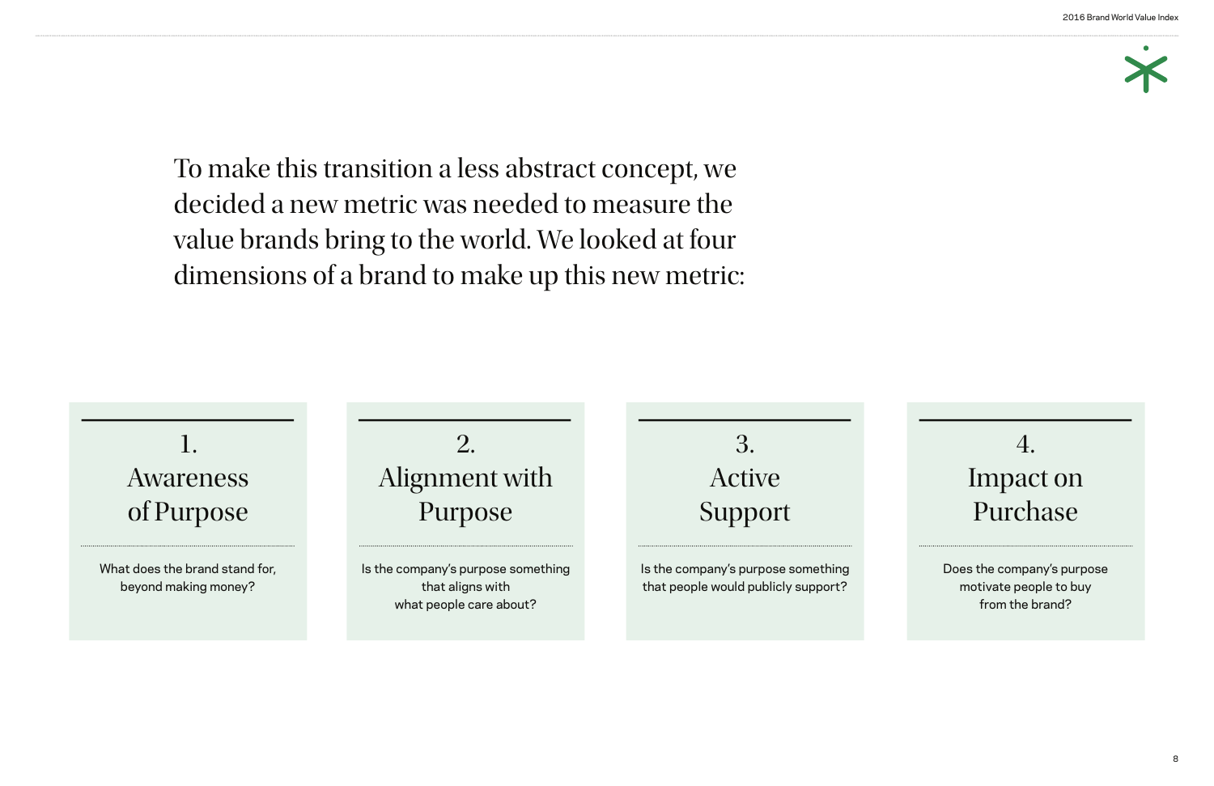To make this transition a less abstract concept, we decided a new metric was needed to measure the value brands bring to the world. We looked at four dimensions of a brand to make up this new metric:

### 1. Awareness of Purpose

What does the brand stand for, beyond making money?

### 2. Alignment with Purpose

Is the company's purpose something that aligns with what people care about?

### 3. Active Support

Is the company's purpose something that people would publicly support?

### 4. Impact on Purchase

Does the company's purpose motivate people to buy from the brand?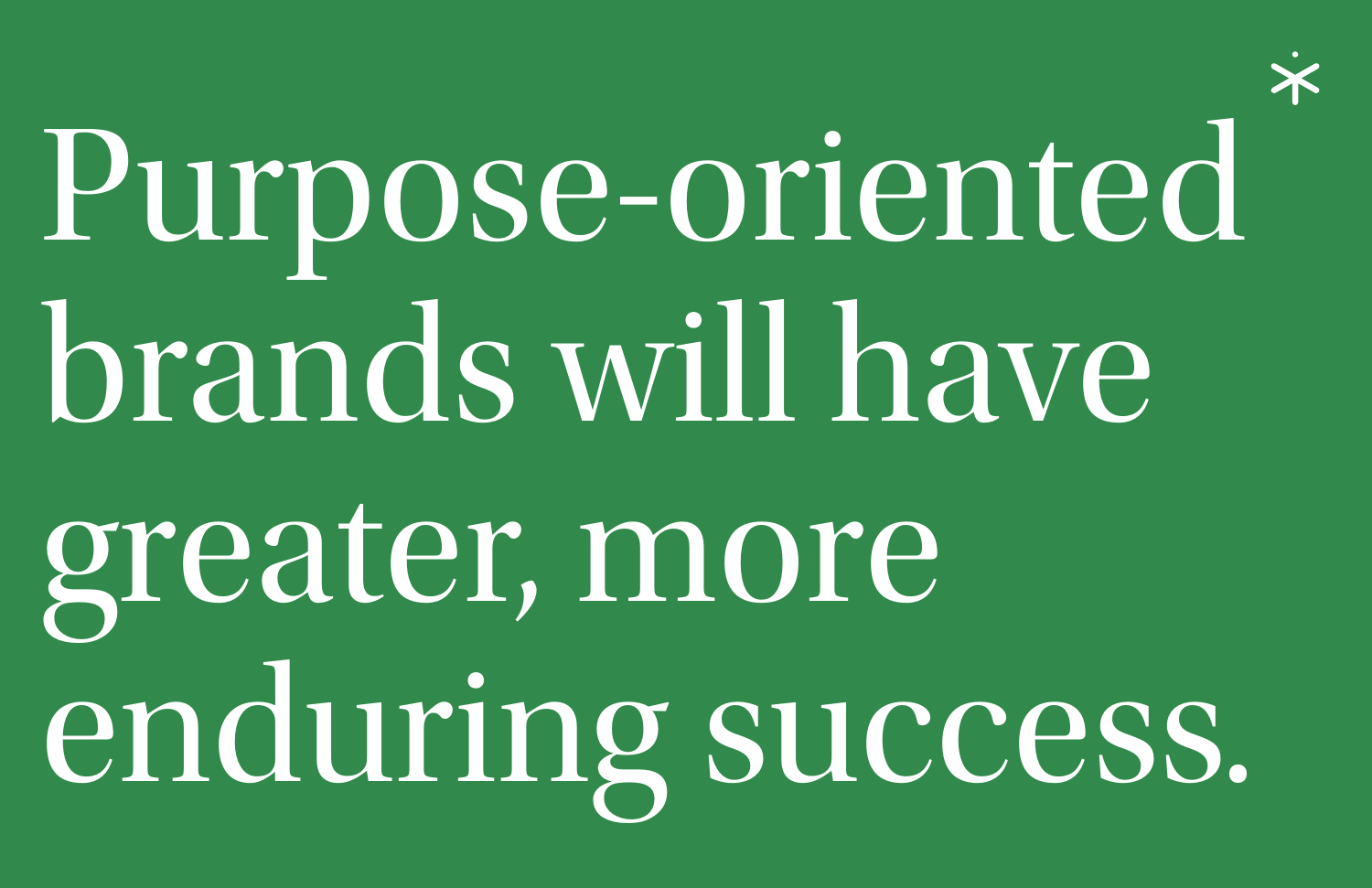# Purpose-oriented* brands will have greater, more enduring success.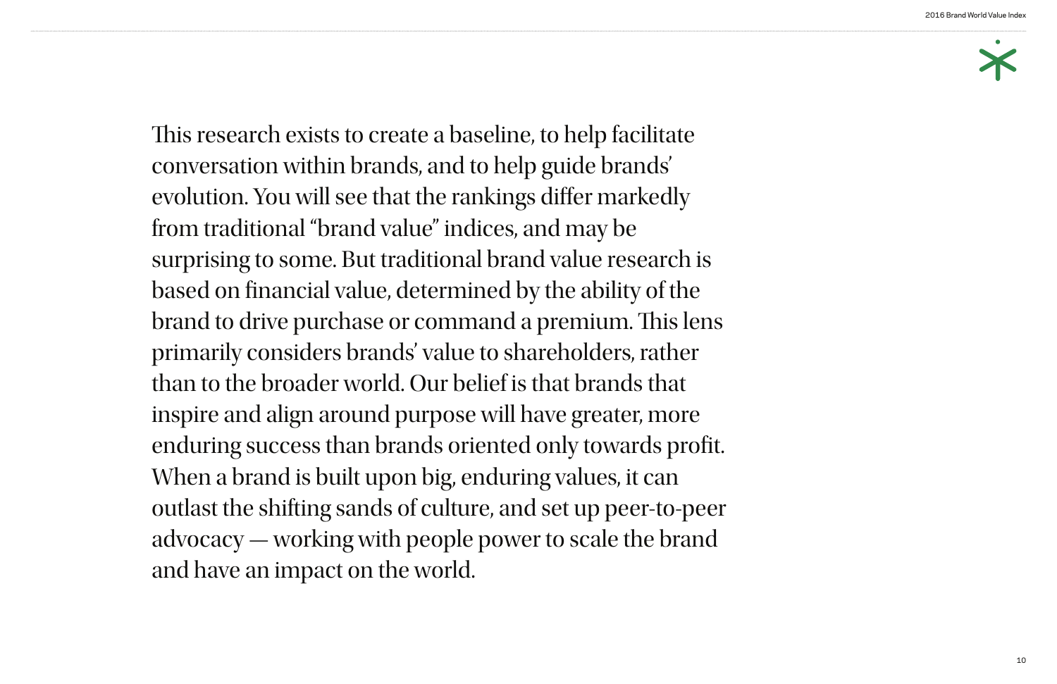This research exists to create a baseline, to help facilitate conversation within brands, and to help guide brands' evolution. You will see that the rankings differ markedly from traditional "brand value" indices, and may be surprising to some. But traditional brand value research is based on financial value, determined by the ability of the brand to drive purchase or command a premium. This lens primarily considers brands' value to shareholders, rather than to the broader world. Our belief is that brands that inspire and align around purpose will have greater, more enduring success than brands oriented only towards profit. When a brand is built upon big, enduring values, it can outlast the shifting sands of culture, and set up peer-to-peer advocacy — working with people power to scale the brand and have an impact on the world.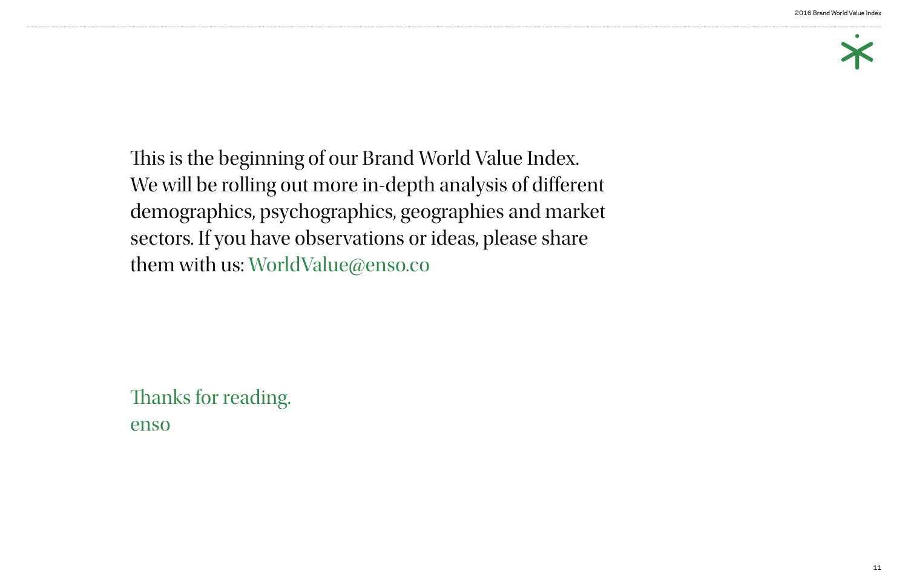This is the beginning of our Brand World Value Index. We will be rolling out more in-depth analysis of different demographics, psychographics, geographies and market sectors. If you have observations or ideas, please share them with us: WorldValue@enso.co

Thanks for reading.
enso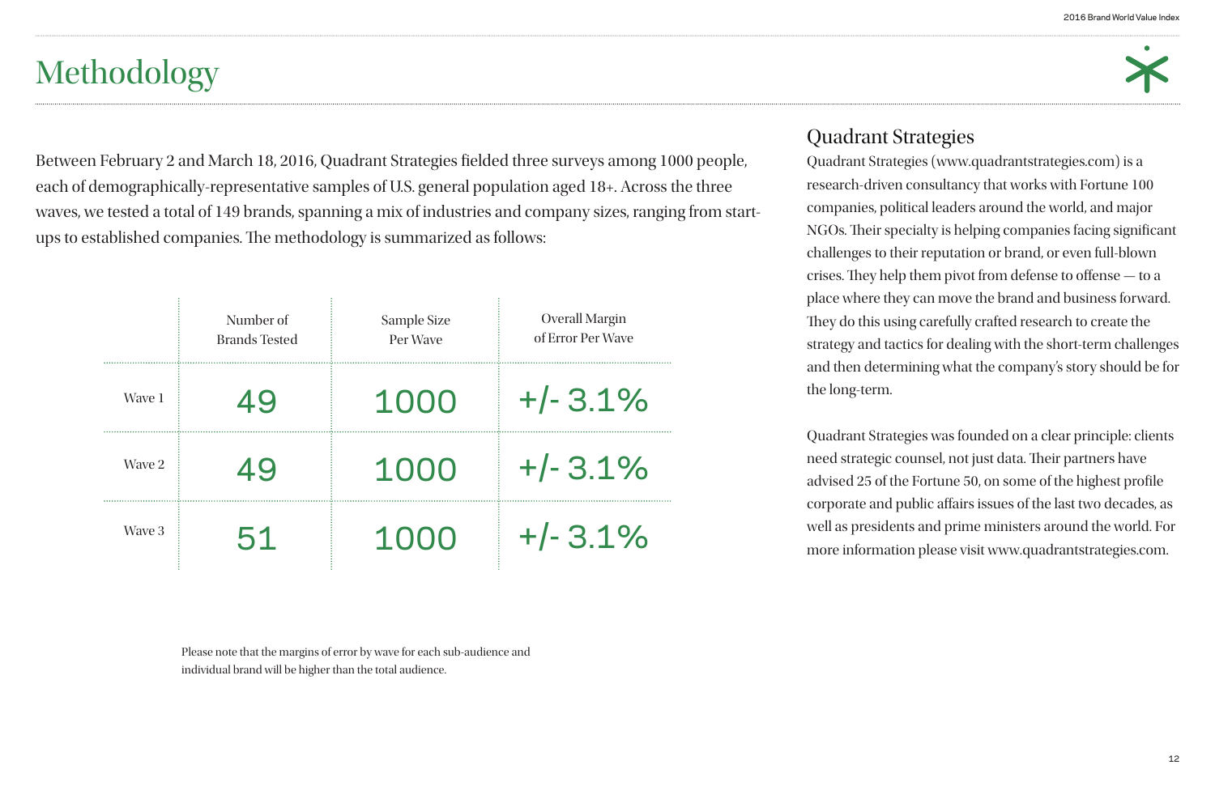# Methodology

Between February 2 and March 18, 2016, Quadrant Strategies fielded three surveys among 1000 people, each of demographically-representative samples of U.S. general population aged 18+. Across the three waves, we tested a total of 149 brands, spanning a mix of industries and company sizes, ranging from start-ups to established companies. The methodology is summarized as follows:

| | Number of Brands Tested | Sample Size Per Wave | Overall Margin of Error Per Wave |
|---|---|---|---|
| Wave 1 | 49 | 1000 | +/- 3.1% |
| Wave 2 | 49 | 1000 | +/- 3.1% |
| Wave 3 | 51 | 1000 | +/- 3.1% |

Please note that the margins of error by wave for each sub-audience and individual brand will be higher than the total audience.

## Quadrant Strategies

Quadrant Strategies (www.quadrantstrategies.com) is a research-driven consultancy that works with Fortune 100 companies, political leaders around the world, and major NGOs. Their specialty is helping companies facing significant challenges to their reputation or brand, or even full-blown crises. They help them pivot from defense to offense — to a place where they can move the brand and business forward. They do this using carefully crafted research to create the strategy and tactics for dealing with the short-term challenges and then determining what the company's story should be for the long-term.

Quadrant Strategies was founded on a clear principle: clients need strategic counsel, not just data. Their partners have advised 25 of the Fortune 50, on some of the highest profile corporate and public affairs issues of the last two decades, as well as presidents and prime ministers around the world. For more information please visit www.quadrantstrategies.com.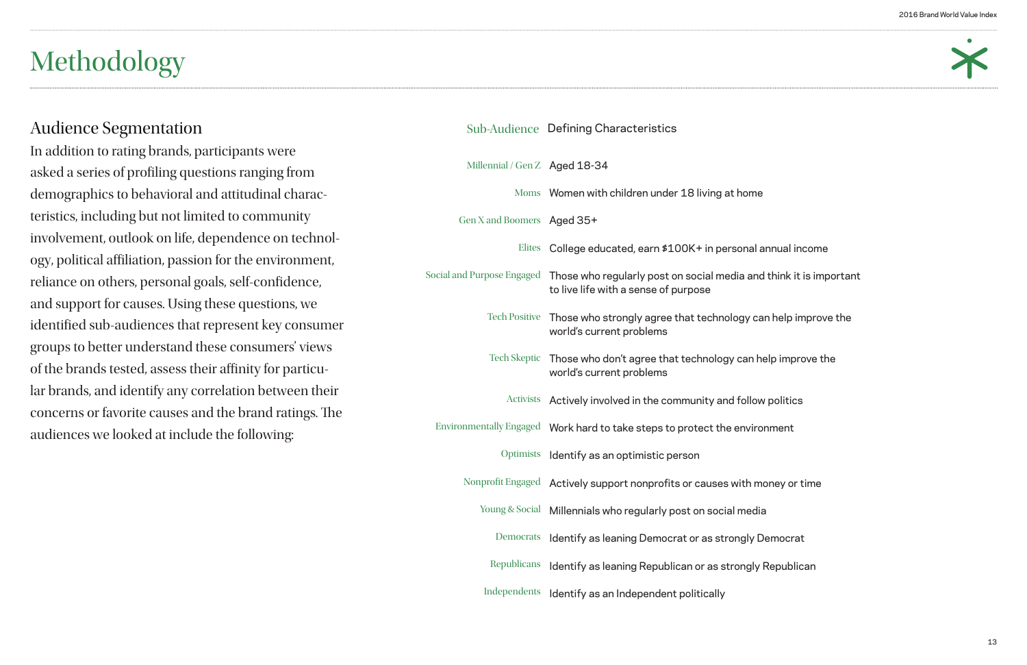# Methodology

## Audience Segmentation

In addition to rating brands, participants were asked a series of profiling questions ranging from demographics to behavioral and attitudinal characteristics, including but not limited to community involvement, outlook on life, dependence on technology, political affiliation, passion for the environment, reliance on others, personal goals, self-confidence, and support for causes. Using these questions, we identified sub-audiences that represent key consumer groups to better understand these consumers' views of the brands tested, assess their affinity for particular brands, and identify any correlation between their concerns or favorite causes and the brand ratings. The audiences we looked at include the following:

| Sub-Audience | Defining Characteristics |
|---|---|
| Millennial / Gen Z | Aged 18-34 |
| Moms | Women with children under 18 living at home |
| Gen X and Boomers | Aged 35+ |
| Elites | College educated, earn $100K+ in personal annual income |
| Social and Purpose Engaged | Those who regularly post on social media and think it is important to live life with a sense of purpose |
| Tech Positive | Those who strongly agree that technology can help improve the world's current problems |
| Tech Skeptic | Those who don't agree that technology can help improve the world's current problems |
| Activists | Actively involved in the community and follow politics |
| Environmentally Engaged | Work hard to take steps to protect the environment |
| Optimists | Identify as an optimistic person |
| Nonprofit Engaged | Actively support nonprofits or causes with money or time |
| Young & Social | Millennials who regularly post on social media |
| Democrats | Identify as leaning Democrat or as strongly Democrat |
| Republicans | Identify as leaning Republican or as strongly Republican |
| Independents | Identify as an Independent politically |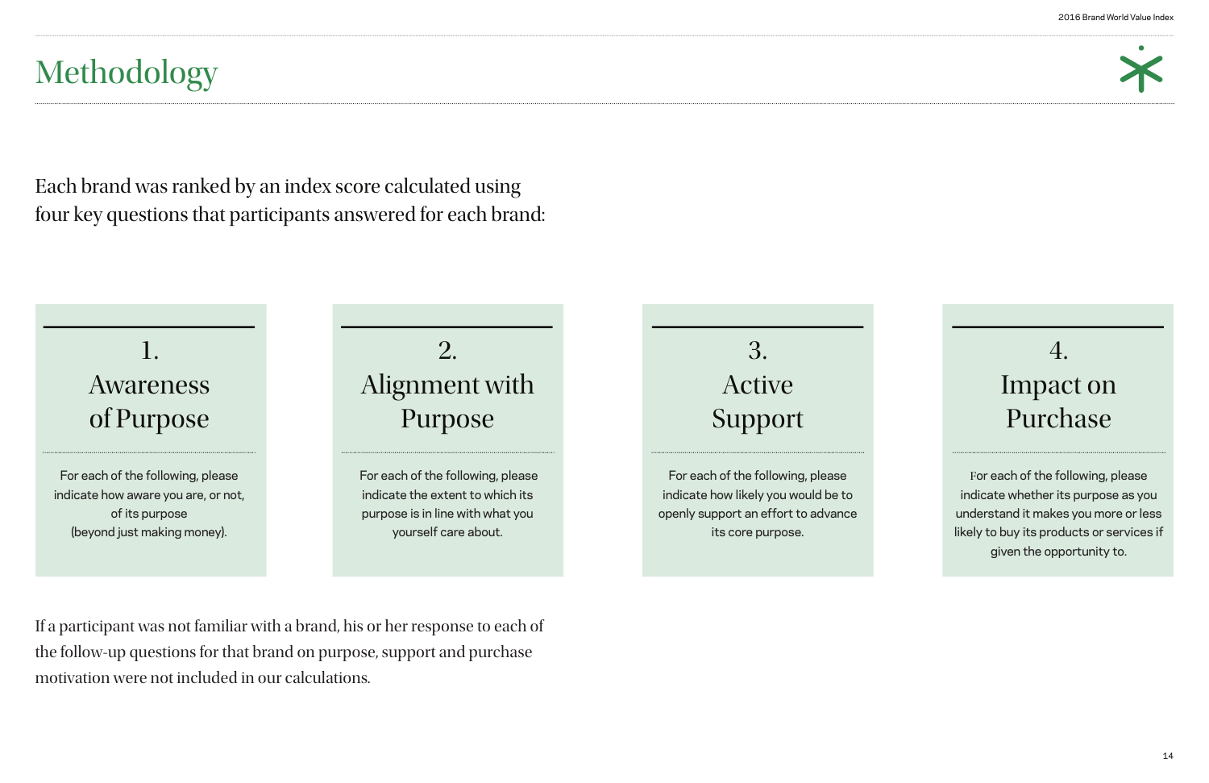# Methodology

Each brand was ranked by an index score calculated using four key questions that participants answered for each brand:

### 1. Awareness of Purpose

For each of the following, please indicate how aware you are, or not, of its purpose (beyond just making money).

### 2. Alignment with Purpose

For each of the following, please indicate the extent to which its purpose is in line with what you yourself care about.

### 3. Active Support

For each of the following, please indicate how likely you would be to openly support an effort to advance its core purpose.

### 4. Impact on Purchase

For each of the following, please indicate whether its purpose as you understand it makes you more or less likely to buy its products or services if given the opportunity to.

If a participant was not familiar with a brand, his or her response to each of the follow-up questions for that brand on purpose, support and purchase motivation were not included in our calculations.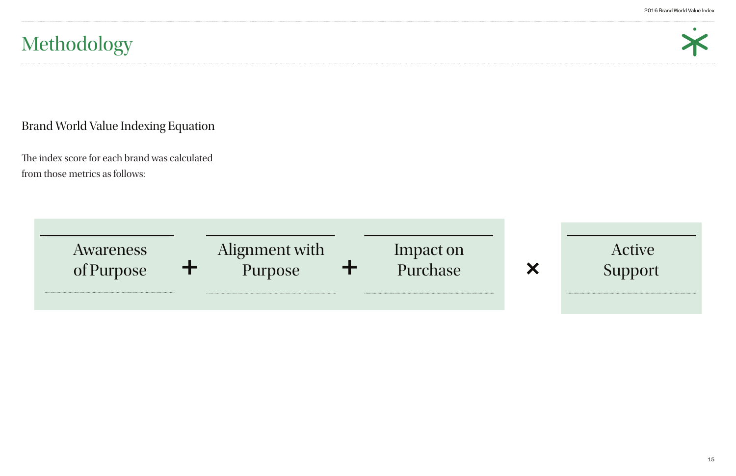# Methodology

## Brand World Value Indexing Equation

The index score for each brand was calculated from those metrics as follows:

$$(\text{Awareness of Purpose} + \text{Alignment with Purpose} + \text{Impact on Purchase}) \times \text{Active Support}$$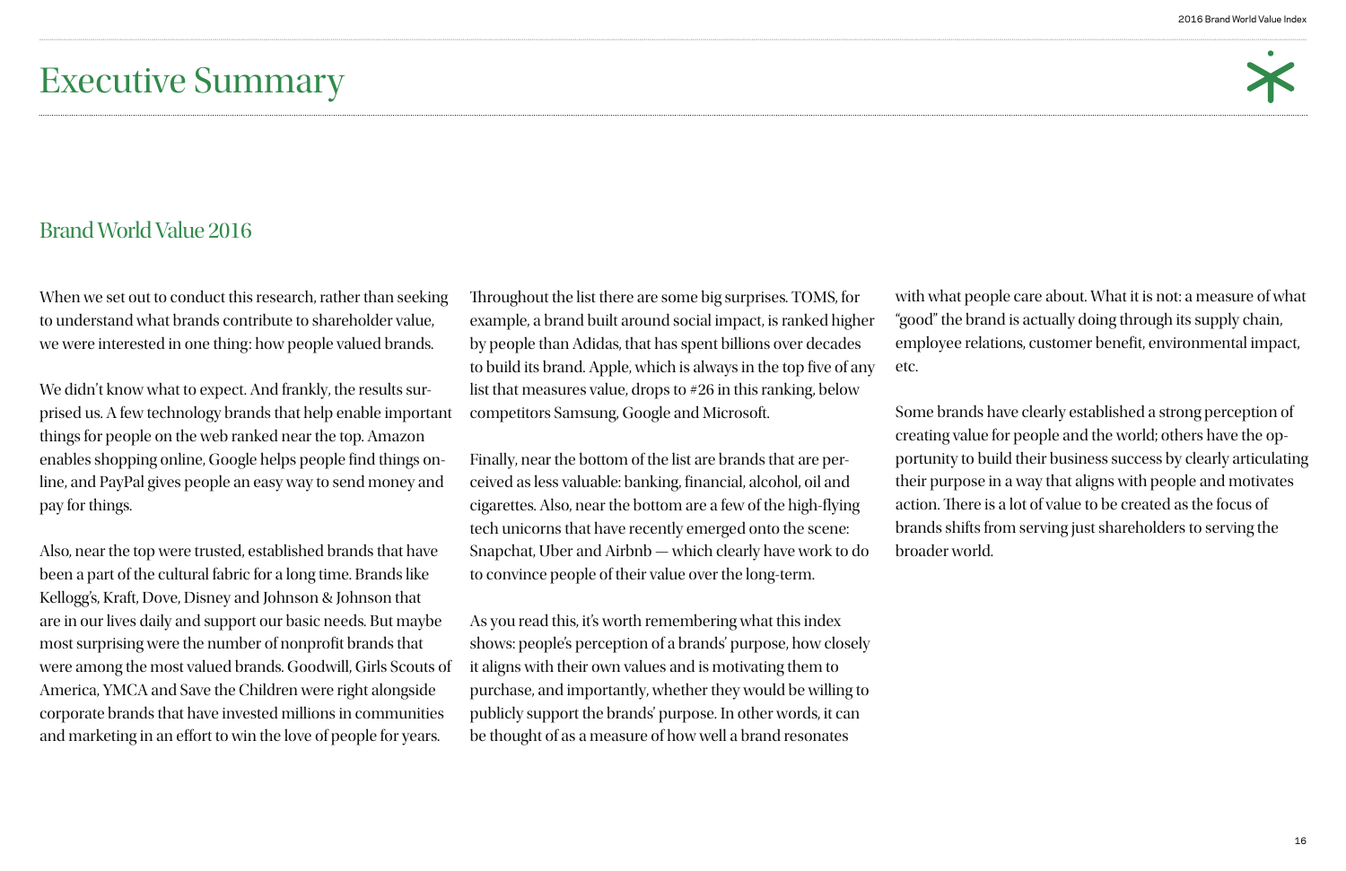# Executive Summary

## Brand World Value 2016

When we set out to conduct this research, rather than seeking to understand what brands contribute to shareholder value, we were interested in one thing: how people valued brands.

We didn't know what to expect. And frankly, the results surprised us. A few technology brands that help enable important things for people on the web ranked near the top. Amazon enables shopping online, Google helps people find things online, and PayPal gives people an easy way to send money and pay for things.

Also, near the top were trusted, established brands that have been a part of the cultural fabric for a long time. Brands like Kellogg's, Kraft, Dove, Disney and Johnson & Johnson that are in our lives daily and support our basic needs. But maybe most surprising were the number of nonprofit brands that were among the most valued brands. Goodwill, Girls Scouts of America, YMCA and Save the Children were right alongside corporate brands that have invested millions in communities and marketing in an effort to win the love of people for years.

Throughout the list there are some big surprises. TOMS, for example, a brand built around social impact, is ranked higher by people than Adidas, that has spent billions over decades to build its brand. Apple, which is always in the top five of any list that measures value, drops to #26 in this ranking, below competitors Samsung, Google and Microsoft.

Finally, near the bottom of the list are brands that are perceived as less valuable: banking, financial, alcohol, oil and cigarettes. Also, near the bottom are a few of the high-flying tech unicorns that have recently emerged onto the scene: Snapchat, Uber and Airbnb — which clearly have work to do to convince people of their value over the long-term.

As you read this, it's worth remembering what this index shows: people's perception of a brands' purpose, how closely it aligns with their own values and is motivating them to purchase, and importantly, whether they would be willing to publicly support the brands' purpose. In other words, it can be thought of as a measure of how well a brand resonates with what people care about. What it is not: a measure of what "good" the brand is actually doing through its supply chain, employee relations, customer benefit, environmental impact, etc.

Some brands have clearly established a strong perception of creating value for people and the world; others have the opportunity to build their business success by clearly articulating their purpose in a way that aligns with people and motivates action. There is a lot of value to be created as the focus of brands shifts from serving just shareholders to serving the broader world.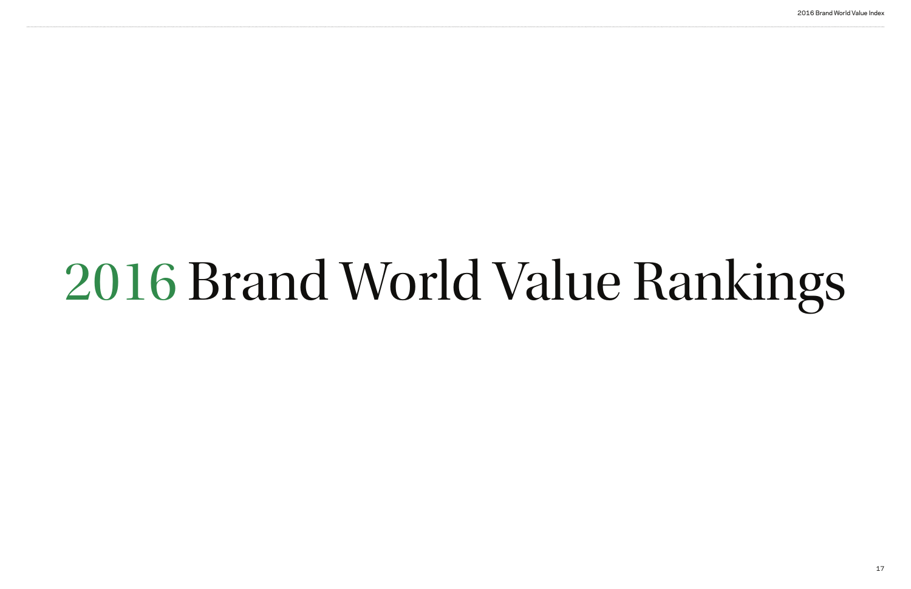# 2016 Brand World Value Rankings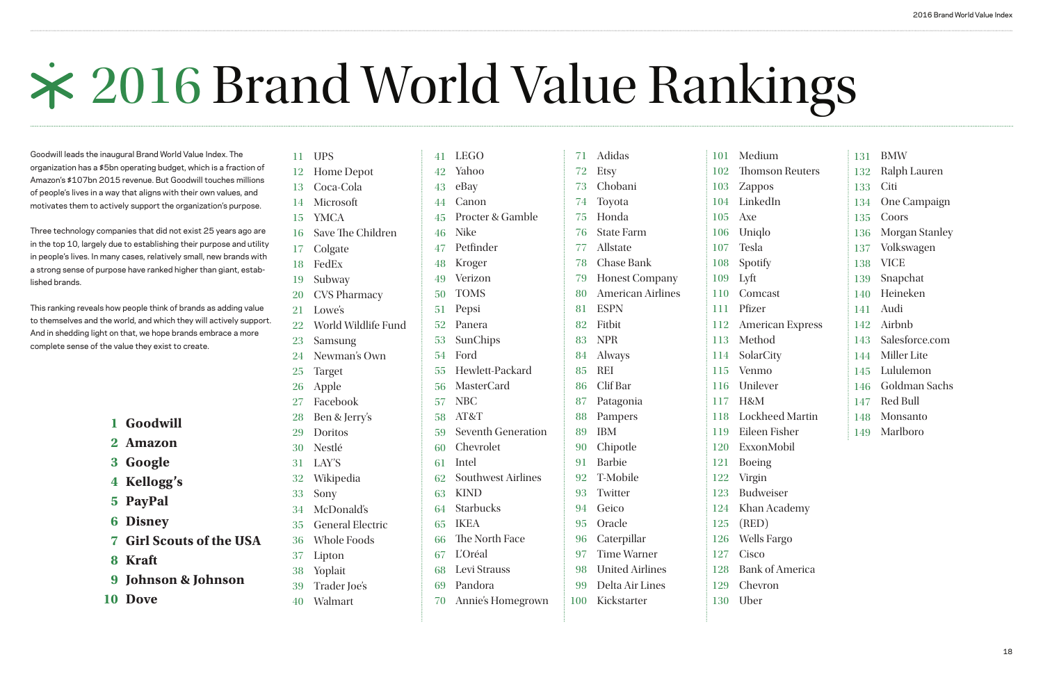# 2016 Brand World Value Rankings

Goodwill leads the inaugural Brand World Value Index. The organization has a $5bn operating budget, which is a fraction of Amazon's $107bn 2015 revenue. But Goodwill touches millions of people's lives in a way that aligns with their own values, and motivates them to actively support the organization's purpose.

Three technology companies that did not exist 25 years ago are in the top 10, largely due to establishing their purpose and utility in people's lives. In many cases, relatively small, new brands with a strong sense of purpose have ranked higher than giant, established brands.

This ranking reveals how people think of brands as adding value to themselves and the world, and which they will actively support. And in shedding light on that, we hope brands embrace a more complete sense of the value they exist to create.

1. **Goodwill**
2. **Amazon**
3. **Google**
4. **Kellogg's**
5. **PayPal**
6. **Disney**
7. **Girl Scouts of the USA**
8. **Kraft**
9. **Johnson & Johnson**
10. **Dove**
11. UPS
12. Home Depot
13. Coca-Cola
14. Microsoft
15. YMCA
16. Save The Children
17. Colgate
18. FedEx
19. Subway
20. CVS Pharmacy
21. Lowe's
22. World Wildlife Fund
23. Samsung
24. Newman's Own
25. Target
26. Apple
27. Facebook
28. Ben & Jerry's
29. Doritos
30. Nestlé
31. LAY'S
32. Wikipedia
33. Sony
34. McDonald's
35. General Electric
36. Whole Foods
37. Lipton
38. Yoplait
39. Trader Joe's
40. Walmart
41. LEGO
42. Yahoo
43. eBay
44. Canon
45. Procter & Gamble
46. Nike
47. Petfinder
48. Kroger
49. Verizon
50. TOMS
51. Pepsi
52. Panera
53. SunChips
54. Ford
55. Hewlett-Packard
56. MasterCard
57. NBC
58. AT&T
59. Seventh Generation
60. Chevrolet
61. Intel
62. Southwest Airlines
63. KIND
64. Starbucks
65. IKEA
66. The North Face
67. L'Oréal
68. Levi Strauss
69. Pandora
70. Annie's Homegrown
71. Adidas
72. Etsy
73. Chobani
74. Toyota
75. Honda
76. State Farm
77. Allstate
78. Chase Bank
79. Honest Company
80. American Airlines
81. ESPN
82. Fitbit
83. NPR
84. Always
85. REI
86. Clif Bar
87. Patagonia
88. Pampers
89. IBM
90. Chipotle
91. Barbie
92. T-Mobile
93. Twitter
94. Geico
95. Oracle
96. Caterpillar
97. Time Warner
98. United Airlines
99. Delta Air Lines
100. Kickstarter
101. Medium
102. Thomson Reuters
103. Zappos
104. LinkedIn
105. Axe
106. Uniqlo
107. Tesla
108. Spotify
109. Lyft
110. Comcast
111. Pfizer
112. American Express
113. Method
114. SolarCity
115. Venmo
116. Unilever
117. H&M
118. Lockheed Martin
119. Eileen Fisher
120. ExxonMobil
121. Boeing
122. Virgin
123. Budweiser
124. Khan Academy
125. (RED)
126. Wells Fargo
127. Cisco
128. Bank of America
129. Chevron
130. Uber
131. BMW
132. Ralph Lauren
133. Citi
134. One Campaign
135. Coors
136. Morgan Stanley
137. Volkswagen
138. VICE
139. Snapchat
140. Heineken
141. Audi
142. Airbnb
143. Salesforce.com
144. Miller Lite
145. Lululemon
146. Goldman Sachs
147. Red Bull
148. Monsanto
149. Marlboro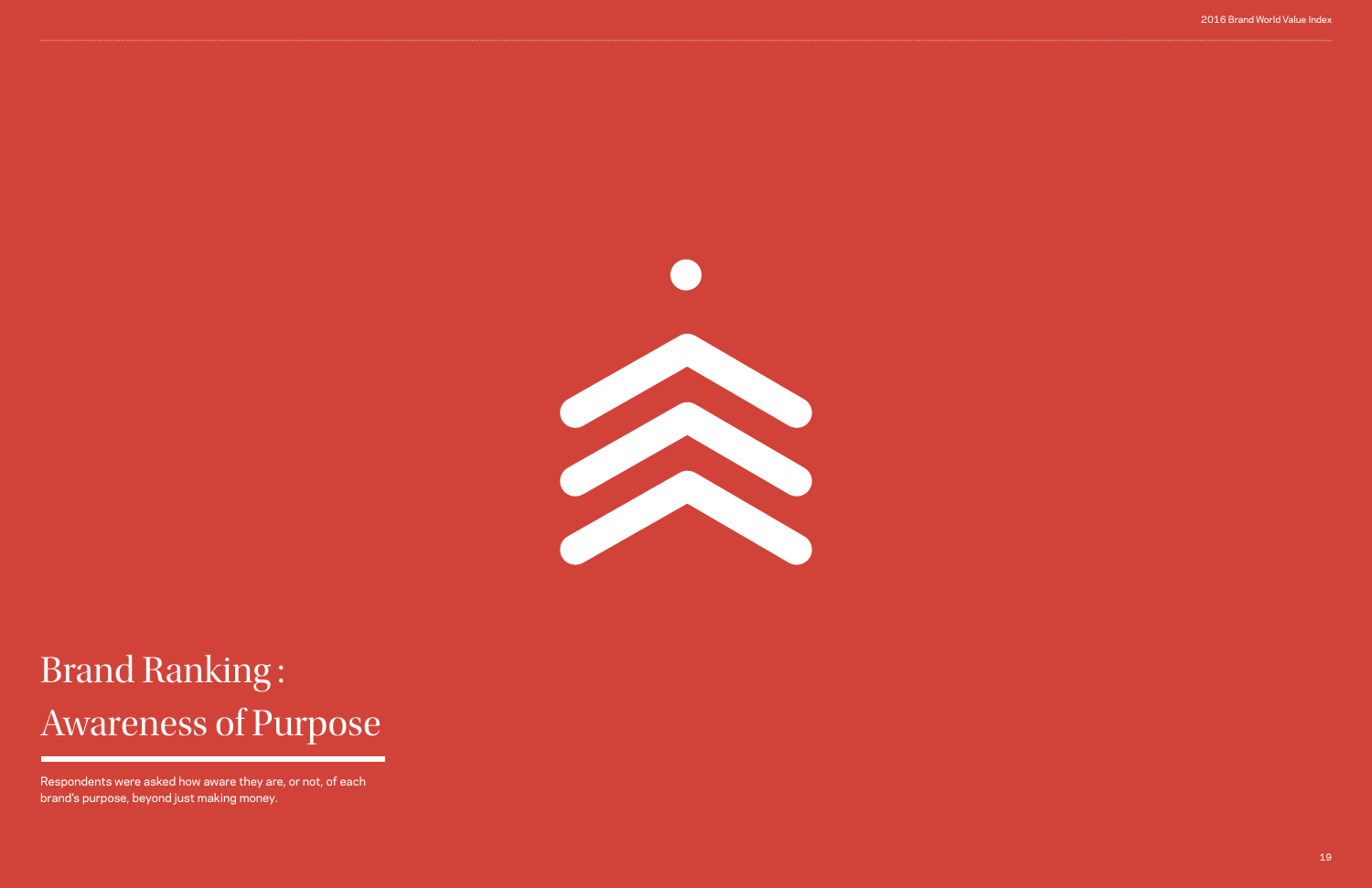# Brand Ranking : Awareness of Purpose

Respondents were asked how aware they are, or not, of each brand's purpose, beyond just making money.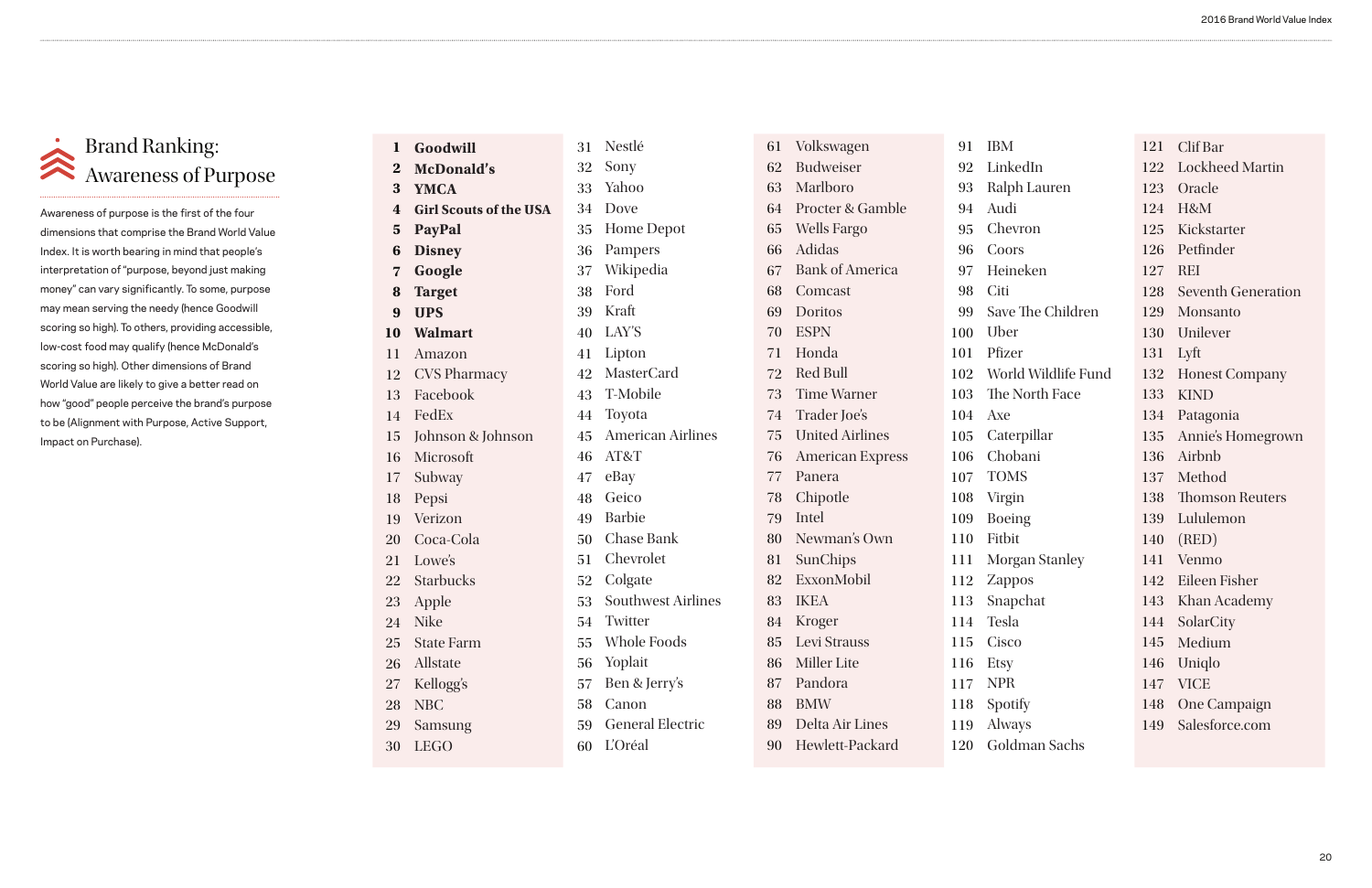## Brand Ranking: Awareness of Purpose

Awareness of purpose is the first of the four dimensions that comprise the Brand World Value Index. It is worth bearing in mind that people's interpretation of "purpose, beyond just making money" can vary significantly. To some, purpose may mean serving the needy (hence Goodwill scoring so high). To others, providing accessible, low-cost food may qualify (hence McDonald's scoring so high). Other dimensions of Brand World Value are likely to give a better read on how "good" people perceive the brand's purpose to be (Alignment with Purpose, Active Support, Impact on Purchase).

| Rank | Brand |
|---|---|
| 1 | **Goodwill** |
| 2 | **McDonald's** |
| 3 | **YMCA** |
| 4 | **Girl Scouts of the USA** |
| 5 | **PayPal** |
| 6 | **Disney** |
| 7 | **Google** |
| 8 | **Target** |
| 9 | **UPS** |
| 10 | **Walmart** |
| 11 | Amazon |
| 12 | CVS Pharmacy |
| 13 | Facebook |
| 14 | FedEx |
| 15 | Johnson & Johnson |
| 16 | Microsoft |
| 17 | Subway |
| 18 | Pepsi |
| 19 | Verizon |
| 20 | Coca-Cola |
| 21 | Lowe's |
| 22 | Starbucks |
| 23 | Apple |
| 24 | Nike |
| 25 | State Farm |
| 26 | Allstate |
| 27 | Kellogg's |
| 28 | NBC |
| 29 | Samsung |
| 30 | LEGO |
| 31 | Nestlé |
| 32 | Sony |
| 33 | Yahoo |
| 34 | Dove |
| 35 | Home Depot |
| 36 | Pampers |
| 37 | Wikipedia |
| 38 | Ford |
| 39 | Kraft |
| 40 | LAY'S |
| 41 | Lipton |
| 42 | MasterCard |
| 43 | T-Mobile |
| 44 | Toyota |
| 45 | American Airlines |
| 46 | AT&T |
| 47 | eBay |
| 48 | Geico |
| 49 | Barbie |
| 50 | Chase Bank |
| 51 | Chevrolet |
| 52 | Colgate |
| 53 | Southwest Airlines |
| 54 | Twitter |
| 55 | Whole Foods |
| 56 | Yoplait |
| 57 | Ben & Jerry's |
| 58 | Canon |
| 59 | General Electric |
| 60 | L'Oréal |
| 61 | Volkswagen |
| 62 | Budweiser |
| 63 | Marlboro |
| 64 | Procter & Gamble |
| 65 | Wells Fargo |
| 66 | Adidas |
| 67 | Bank of America |
| 68 | Comcast |
| 69 | Doritos |
| 70 | ESPN |
| 71 | Honda |
| 72 | Red Bull |
| 73 | Time Warner |
| 74 | Trader Joe's |
| 75 | United Airlines |
| 76 | American Express |
| 77 | Panera |
| 78 | Chipotle |
| 79 | Intel |
| 80 | Newman's Own |
| 81 | SunChips |
| 82 | ExxonMobil |
| 83 | IKEA |
| 84 | Kroger |
| 85 | Levi Strauss |
| 86 | Miller Lite |
| 87 | Pandora |
| 88 | BMW |
| 89 | Delta Air Lines |
| 90 | Hewlett-Packard |
| 91 | IBM |
| 92 | LinkedIn |
| 93 | Ralph Lauren |
| 94 | Audi |
| 95 | Chevron |
| 96 | Coors |
| 97 | Heineken |
| 98 | Citi |
| 99 | Save The Children |
| 100 | Uber |
| 101 | Pfizer |
| 102 | World Wildlife Fund |
| 103 | The North Face |
| 104 | Axe |
| 105 | Caterpillar |
| 106 | Chobani |
| 107 | TOMS |
| 108 | Virgin |
| 109 | Boeing |
| 110 | Fitbit |
| 111 | Morgan Stanley |
| 112 | Zappos |
| 113 | Snapchat |
| 114 | Tesla |
| 115 | Cisco |
| 116 | Etsy |
| 117 | NPR |
| 118 | Spotify |
| 119 | Always |
| 120 | Goldman Sachs |
| 121 | Clif Bar |
| 122 | Lockheed Martin |
| 123 | Oracle |
| 124 | H&M |
| 125 | Kickstarter |
| 126 | Petfinder |
| 127 | REI |
| 128 | Seventh Generation |
| 129 | Monsanto |
| 130 | Unilever |
| 131 | Lyft |
| 132 | Honest Company |
| 133 | KIND |
| 134 | Patagonia |
| 135 | Annie's Homegrown |
| 136 | Airbnb |
| 137 | Method |
| 138 | Thomson Reuters |
| 139 | Lululemon |
| 140 | (RED) |
| 141 | Venmo |
| 142 | Eileen Fisher |
| 143 | Khan Academy |
| 144 | SolarCity |
| 145 | Medium |
| 146 | Uniqlo |
| 147 | VICE |
| 148 | One Campaign |
| 149 | Salesforce.com |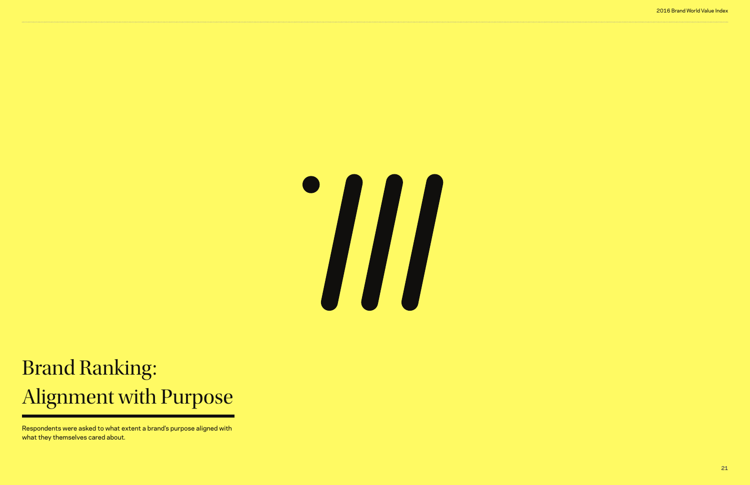# Brand Ranking: Alignment with Purpose

Respondents were asked to what extent a brand's purpose aligned with what they themselves cared about.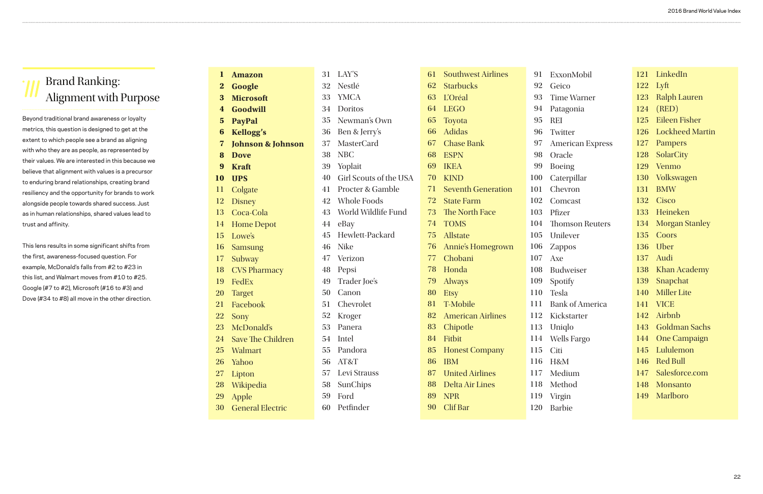## Brand Ranking: Alignment with Purpose

Beyond traditional brand awareness or loyalty metrics, this question is designed to get at the extent to which people see a brand as aligning with who they are as people, as represented by their values. We are interested in this because we believe that alignment with values is a precursor to enduring brand relationships, creating brand resiliency and the opportunity for brands to work alongside people towards shared success. Just as in human relationships, shared values lead to trust and affinity.

This lens results in some significant shifts from the first, awareness-focused question. For example, McDonald's falls from #2 to #23 in this list, and Walmart moves from #10 to #25. Google (#7 to #2), Microsoft (#16 to #3) and Dove (#34 to #8) all move in the other direction.

1. **Amazon**
2. **Google**
3. **Microsoft**
4. **Goodwill**
5. **PayPal**
6. **Kellogg's**
7. **Johnson & Johnson**
8. **Dove**
9. **Kraft**
10. **UPS**
11. Colgate
12. Disney
13. Coca-Cola
14. Home Depot
15. Lowe's
16. Samsung
17. Subway
18. CVS Pharmacy
19. FedEx
20. Target
21. Facebook
22. Sony
23. McDonald's
24. Save The Children
25. Walmart
26. Yahoo
27. Lipton
28. Wikipedia
29. Apple
30. General Electric
31. LAY'S
32. Nestlé
33. YMCA
34. Doritos
35. Newman's Own
36. Ben & Jerry's
37. MasterCard
38. NBC
39. Yoplait
40. Girl Scouts of the USA
41. Procter & Gamble
42. Whole Foods
43. World Wildlife Fund
44. eBay
45. Hewlett-Packard
46. Nike
47. Verizon
48. Pepsi
49. Trader Joe's
50. Canon
51. Chevrolet
52. Kroger
53. Panera
54. Intel
55. Pandora
56. AT&T
57. Levi Strauss
58. SunChips
59. Ford
60. Petfinder
61. Southwest Airlines
62. Starbucks
63. L'Oréal
64. LEGO
65. Toyota
66. Adidas
67. Chase Bank
68. ESPN
69. IKEA
70. KIND
71. Seventh Generation
72. State Farm
73. The North Face
74. TOMS
75. Allstate
76. Annie's Homegrown
77. Chobani
78. Honda
79. Always
80. Etsy
81. T-Mobile
82. American Airlines
83. Chipotle
84. Fitbit
85. Honest Company
86. IBM
87. United Airlines
88. Delta Air Lines
89. NPR
90. Clif Bar
91. ExxonMobil
92. Geico
93. Time Warner
94. Patagonia
95. REI
96. Twitter
97. American Express
98. Oracle
99. Boeing
100. Caterpillar
101. Chevron
102. Comcast
103. Pfizer
104. Thomson Reuters
105. Unilever
106. Zappos
107. Axe
108. Budweiser
109. Spotify
110. Tesla
111. Bank of America
112. Kickstarter
113. Uniqlo
114. Wells Fargo
115. Citi
116. H&M
117. Medium
118. Method
119. Virgin
120. Barbie
121. LinkedIn
122. Lyft
123. Ralph Lauren
124. (RED)
125. Eileen Fisher
126. Lockheed Martin
127. Pampers
128. SolarCity
129. Venmo
130. Volkswagen
131. BMW
132. Cisco
133. Heineken
134. Morgan Stanley
135. Coors
136. Uber
137. Audi
138. Khan Academy
139. Snapchat
140. Miller Lite
141. VICE
142. Airbnb
143. Goldman Sachs
144. One Campaign
145. Lululemon
146. Red Bull
147. Salesforce.com
148. Monsanto
149. Marlboro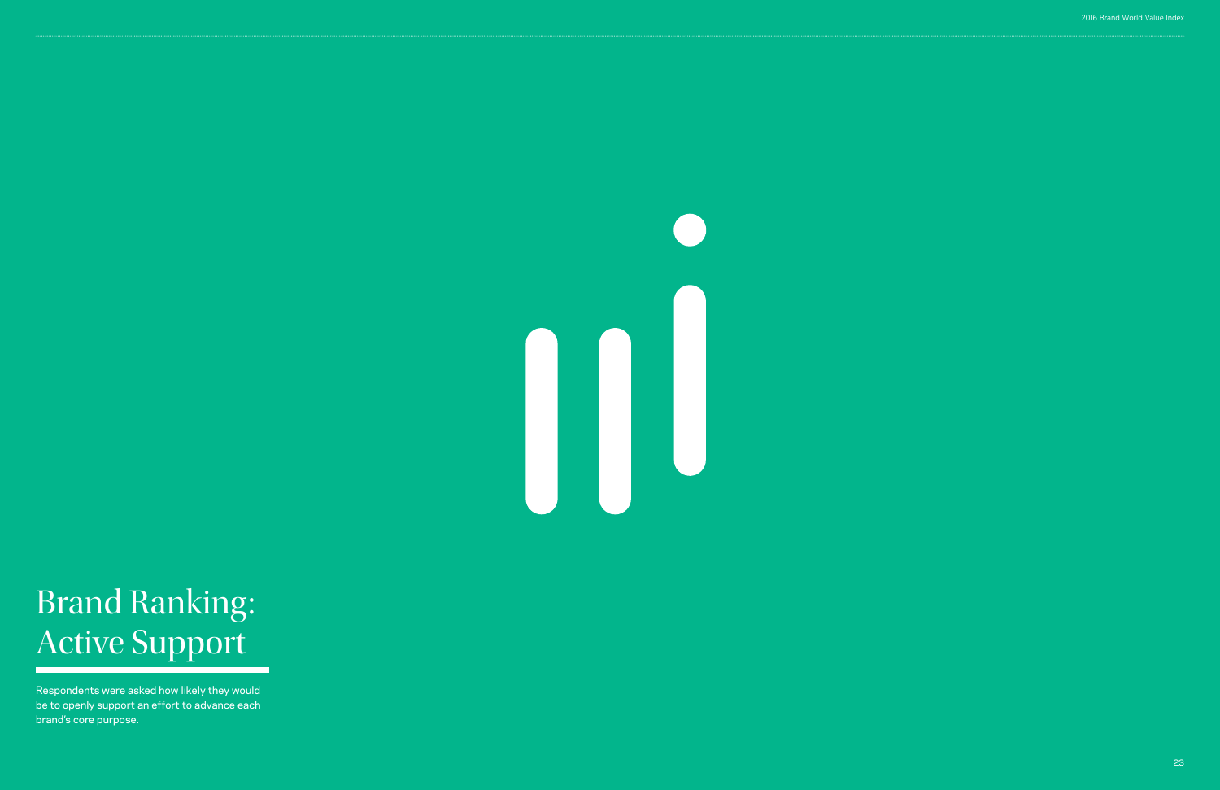# Brand Ranking: Active Support

Respondents were asked how likely they would be to openly support an effort to advance each brand's core purpose.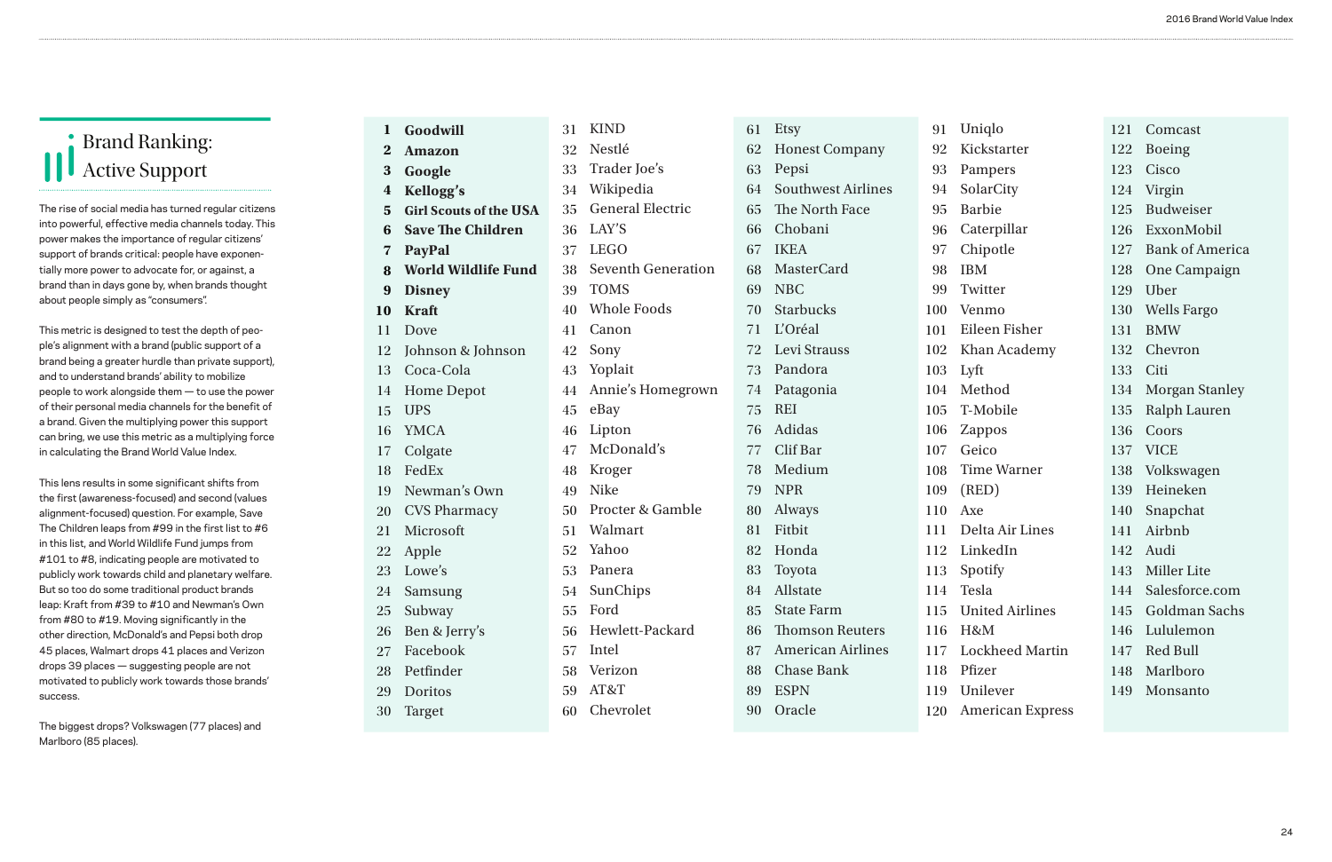## Brand Ranking: Active Support

The rise of social media has turned regular citizens into powerful, effective media channels today. This power makes the importance of regular citizens' support of brands critical: people have exponentially more power to advocate for, or against, a brand than in days gone by, when brands thought about people simply as "consumers".

This metric is designed to test the depth of people's alignment with a brand (public support of a brand being a greater hurdle than private support), and to understand brands' ability to mobilize people to work alongside them — to use the power of their personal media channels for the benefit of a brand. Given the multiplying power this support can bring, we use this metric as a multiplying force in calculating the Brand World Value Index.

This lens results in some significant shifts from the first (awareness-focused) and second (values alignment-focused) question. For example, Save The Children leaps from #99 in the first list to #6 in this list, and World Wildlife Fund jumps from #101 to #8, indicating people are motivated to publicly work towards child and planetary welfare. But so too do some traditional product brands leap: Kraft from #39 to #10 and Newman's Own from #80 to #19. Moving significantly in the other direction, McDonald's and Pepsi both drop 45 places, Walmart drops 41 places and Verizon drops 39 places — suggesting people are not motivated to publicly work towards those brands' success.

The biggest drops? Volkswagen (77 places) and Marlboro (85 places).

| Rank | Brand |
|---|---|
| 1 | **Goodwill** |
| 2 | **Amazon** |
| 3 | **Google** |
| 4 | **Kellogg's** |
| 5 | **Girl Scouts of the USA** |
| 6 | **Save The Children** |
| 7 | **PayPal** |
| 8 | **World Wildlife Fund** |
| 9 | **Disney** |
| 10 | **Kraft** |
| 11 | Dove |
| 12 | Johnson & Johnson |
| 13 | Coca-Cola |
| 14 | Home Depot |
| 15 | UPS |
| 16 | YMCA |
| 17 | Colgate |
| 18 | FedEx |
| 19 | Newman's Own |
| 20 | CVS Pharmacy |
| 21 | Microsoft |
| 22 | Apple |
| 23 | Lowe's |
| 24 | Samsung |
| 25 | Subway |
| 26 | Ben & Jerry's |
| 27 | Facebook |
| 28 | Petfinder |
| 29 | Doritos |
| 30 | Target |
| 31 | KIND |
| 32 | Nestlé |
| 33 | Trader Joe's |
| 34 | Wikipedia |
| 35 | General Electric |
| 36 | LAY'S |
| 37 | LEGO |
| 38 | Seventh Generation |
| 39 | TOMS |
| 40 | Whole Foods |
| 41 | Canon |
| 42 | Sony |
| 43 | Yoplait |
| 44 | Annie's Homegrown |
| 45 | eBay |
| 46 | Lipton |
| 47 | McDonald's |
| 48 | Kroger |
| 49 | Nike |
| 50 | Procter & Gamble |
| 51 | Walmart |
| 52 | Yahoo |
| 53 | Panera |
| 54 | SunChips |
| 55 | Ford |
| 56 | Hewlett-Packard |
| 57 | Intel |
| 58 | Verizon |
| 59 | AT&T |
| 60 | Chevrolet |
| 61 | Etsy |
| 62 | Honest Company |
| 63 | Pepsi |
| 64 | Southwest Airlines |
| 65 | The North Face |
| 66 | Chobani |
| 67 | IKEA |
| 68 | MasterCard |
| 69 | NBC |
| 70 | Starbucks |
| 71 | L'Oréal |
| 72 | Levi Strauss |
| 73 | Pandora |
| 74 | Patagonia |
| 75 | REI |
| 76 | Adidas |
| 77 | Clif Bar |
| 78 | Medium |
| 79 | NPR |
| 80 | Always |
| 81 | Fitbit |
| 82 | Honda |
| 83 | Toyota |
| 84 | Allstate |
| 85 | State Farm |
| 86 | Thomson Reuters |
| 87 | American Airlines |
| 88 | Chase Bank |
| 89 | ESPN |
| 90 | Oracle |
| 91 | Uniqlo |
| 92 | Kickstarter |
| 93 | Pampers |
| 94 | SolarCity |
| 95 | Barbie |
| 96 | Caterpillar |
| 97 | Chipotle |
| 98 | IBM |
| 99 | Twitter |
| 100 | Venmo |
| 101 | Eileen Fisher |
| 102 | Khan Academy |
| 103 | Lyft |
| 104 | Method |
| 105 | T-Mobile |
| 106 | Zappos |
| 107 | Geico |
| 108 | Time Warner |
| 109 | (RED) |
| 110 | Axe |
| 111 | Delta Air Lines |
| 112 | LinkedIn |
| 113 | Spotify |
| 114 | Tesla |
| 115 | United Airlines |
| 116 | H&M |
| 117 | Lockheed Martin |
| 118 | Pfizer |
| 119 | Unilever |
| 120 | American Express |
| 121 | Comcast |
| 122 | Boeing |
| 123 | Cisco |
| 124 | Virgin |
| 125 | Budweiser |
| 126 | ExxonMobil |
| 127 | Bank of America |
| 128 | One Campaign |
| 129 | Uber |
| 130 | Wells Fargo |
| 131 | BMW |
| 132 | Chevron |
| 133 | Citi |
| 134 | Morgan Stanley |
| 135 | Ralph Lauren |
| 136 | Coors |
| 137 | VICE |
| 138 | Volkswagen |
| 139 | Heineken |
| 140 | Snapchat |
| 141 | Airbnb |
| 142 | Audi |
| 143 | Miller Lite |
| 144 | Salesforce.com |
| 145 | Goldman Sachs |
| 146 | Lululemon |
| 147 | Red Bull |
| 148 | Marlboro |
| 149 | Monsanto |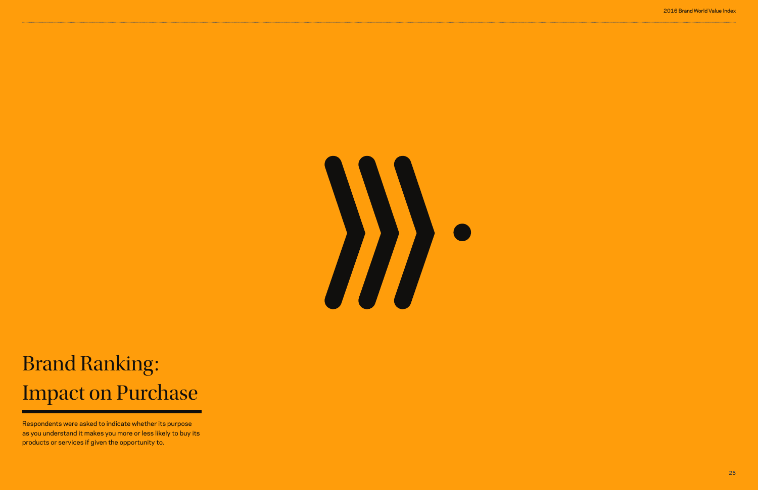# Brand Ranking: Impact on Purchase

Respondents were asked to indicate whether its purpose as you understand it makes you more or less likely to buy its products or services if given the opportunity to.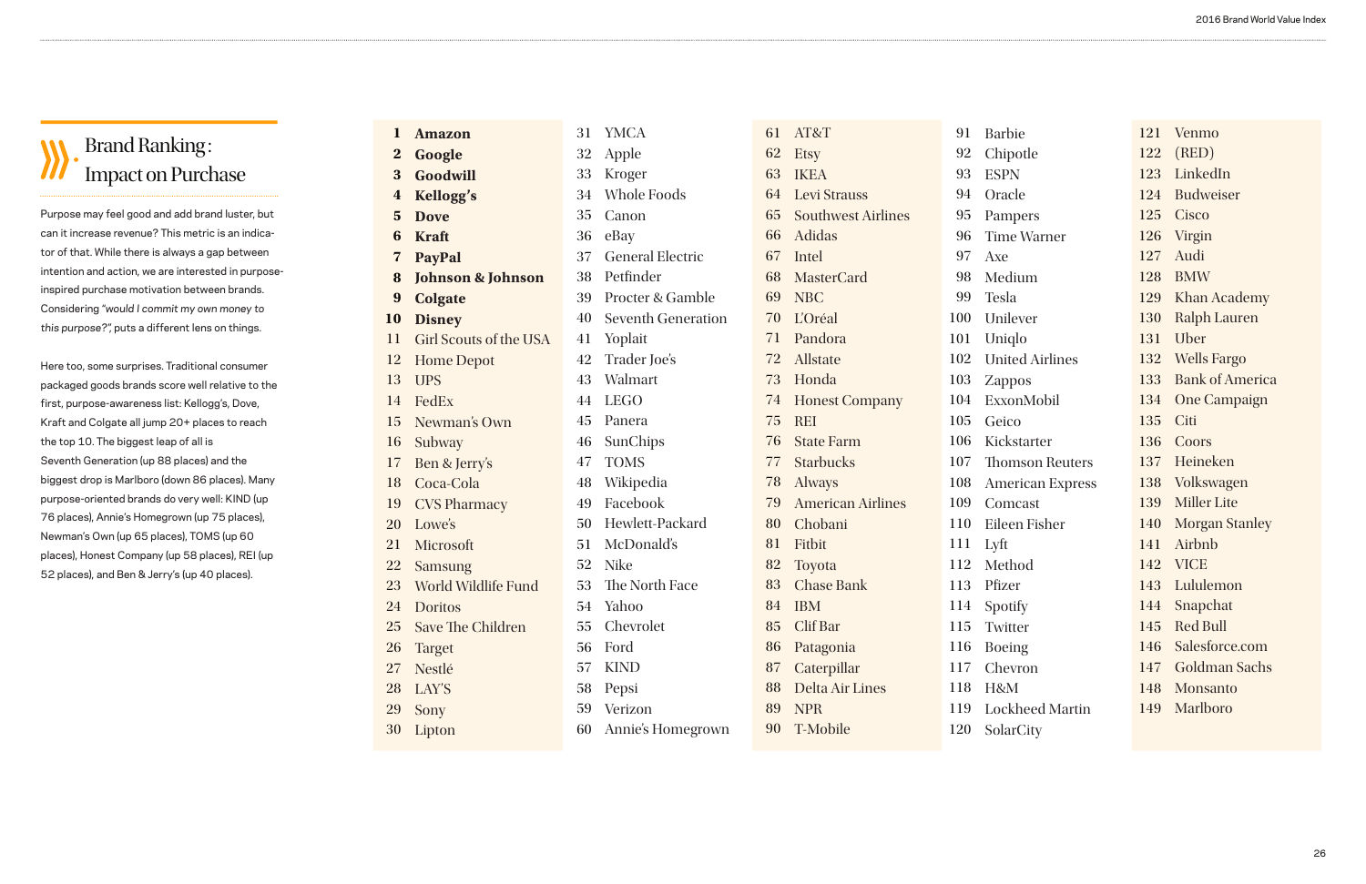## Brand Ranking: Impact on Purchase

Purpose may feel good and add brand luster, but can it increase revenue? This metric is an indicator of that. While there is always a gap between intention and action, we are interested in purpose-inspired purchase motivation between brands. Considering *"would I commit my own money to this purpose?"*, puts a different lens on things.

Here too, some surprises. Traditional consumer packaged goods brands score well relative to the first, purpose-awareness list: Kellogg's, Dove, Kraft and Colgate all jump 20+ places to reach the top 10. The biggest leap of all is Seventh Generation (up 88 places) and the biggest drop is Marlboro (down 86 places). Many purpose-oriented brands do very well: KIND (up 76 places), Annie's Homegrown (up 75 places), Newman's Own (up 65 places), TOMS (up 60 places), Honest Company (up 58 places), REI (up 52 places), and Ben & Jerry's (up 40 places).

| Rank | Brand |
|---|---|
| **1** | **Amazon** |
| **2** | **Google** |
| **3** | **Goodwill** |
| **4** | **Kellogg's** |
| **5** | **Dove** |
| **6** | **Kraft** |
| **7** | **PayPal** |
| **8** | **Johnson & Johnson** |
| **9** | **Colgate** |
| **10** | **Disney** |
| 11 | Girl Scouts of the USA |
| 12 | Home Depot |
| 13 | UPS |
| 14 | FedEx |
| 15 | Newman's Own |
| 16 | Subway |
| 17 | Ben & Jerry's |
| 18 | Coca-Cola |
| 19 | CVS Pharmacy |
| 20 | Lowe's |
| 21 | Microsoft |
| 22 | Samsung |
| 23 | World Wildlife Fund |
| 24 | Doritos |
| 25 | Save The Children |
| 26 | Target |
| 27 | Nestlé |
| 28 | LAY'S |
| 29 | Sony |
| 30 | Lipton |
| 31 | YMCA |
| 32 | Apple |
| 33 | Kroger |
| 34 | Whole Foods |
| 35 | Canon |
| 36 | eBay |
| 37 | General Electric |
| 38 | Petfinder |
| 39 | Procter & Gamble |
| 40 | Seventh Generation |
| 41 | Yoplait |
| 42 | Trader Joe's |
| 43 | Walmart |
| 44 | LEGO |
| 45 | Panera |
| 46 | SunChips |
| 47 | TOMS |
| 48 | Wikipedia |
| 49 | Facebook |
| 50 | Hewlett-Packard |
| 51 | McDonald's |
| 52 | Nike |
| 53 | The North Face |
| 54 | Yahoo |
| 55 | Chevrolet |
| 56 | Ford |
| 57 | KIND |
| 58 | Pepsi |
| 59 | Verizon |
| 60 | Annie's Homegrown |
| 61 | AT&T |
| 62 | Etsy |
| 63 | IKEA |
| 64 | Levi Strauss |
| 65 | Southwest Airlines |
| 66 | Adidas |
| 67 | Intel |
| 68 | MasterCard |
| 69 | NBC |
| 70 | L'Oréal |
| 71 | Pandora |
| 72 | Allstate |
| 73 | Honda |
| 74 | Honest Company |
| 75 | REI |
| 76 | State Farm |
| 77 | Starbucks |
| 78 | Always |
| 79 | American Airlines |
| 80 | Chobani |
| 81 | Fitbit |
| 82 | Toyota |
| 83 | Chase Bank |
| 84 | IBM |
| 85 | Clif Bar |
| 86 | Patagonia |
| 87 | Caterpillar |
| 88 | Delta Air Lines |
| 89 | NPR |
| 90 | T-Mobile |
| 91 | Barbie |
| 92 | Chipotle |
| 93 | ESPN |
| 94 | Oracle |
| 95 | Pampers |
| 96 | Time Warner |
| 97 | Axe |
| 98 | Medium |
| 99 | Tesla |
| 100 | Unilever |
| 101 | Uniqlo |
| 102 | United Airlines |
| 103 | Zappos |
| 104 | ExxonMobil |
| 105 | Geico |
| 106 | Kickstarter |
| 107 | Thomson Reuters |
| 108 | American Express |
| 109 | Comcast |
| 110 | Eileen Fisher |
| 111 | Lyft |
| 112 | Method |
| 113 | Pfizer |
| 114 | Spotify |
| 115 | Twitter |
| 116 | Boeing |
| 117 | Chevron |
| 118 | H&M |
| 119 | Lockheed Martin |
| 120 | SolarCity |
| 121 | Venmo |
| 122 | (RED) |
| 123 | LinkedIn |
| 124 | Budweiser |
| 125 | Cisco |
| 126 | Virgin |
| 127 | Audi |
| 128 | BMW |
| 129 | Khan Academy |
| 130 | Ralph Lauren |
| 131 | Uber |
| 132 | Wells Fargo |
| 133 | Bank of America |
| 134 | One Campaign |
| 135 | Citi |
| 136 | Coors |
| 137 | Heineken |
| 138 | Volkswagen |
| 139 | Miller Lite |
| 140 | Morgan Stanley |
| 141 | Airbnb |
| 142 | VICE |
| 143 | Lululemon |
| 144 | Snapchat |
| 145 | Red Bull |
| 146 | Salesforce.com |
| 147 | Goldman Sachs |
| 148 | Monsanto |
| 149 | Marlboro |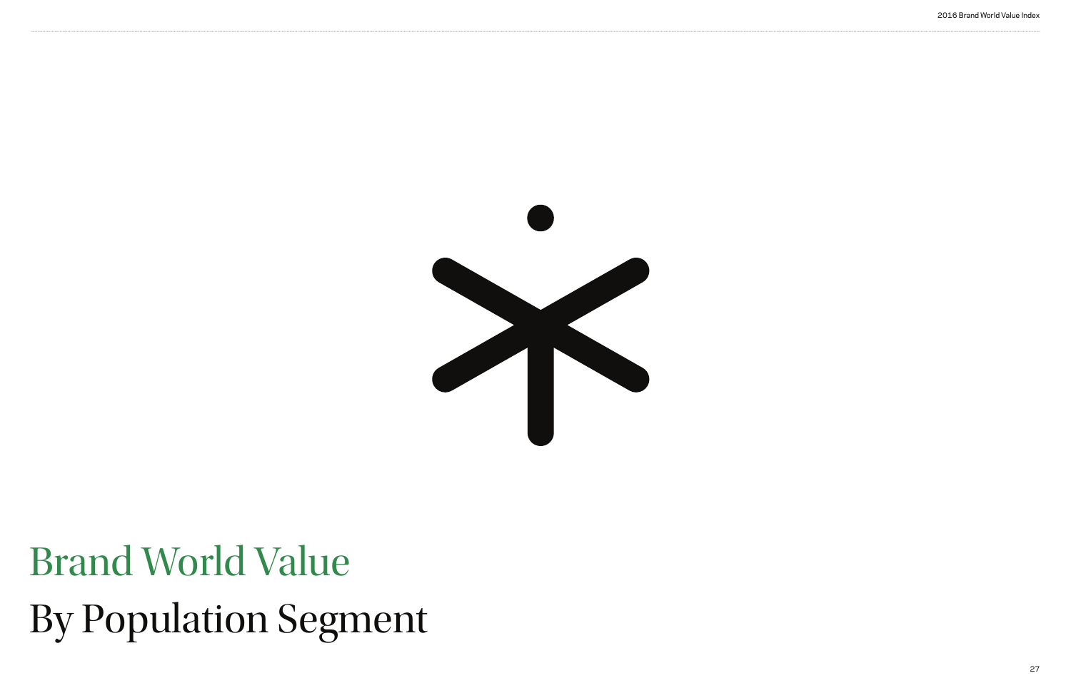# Brand World Value
# By Population Segment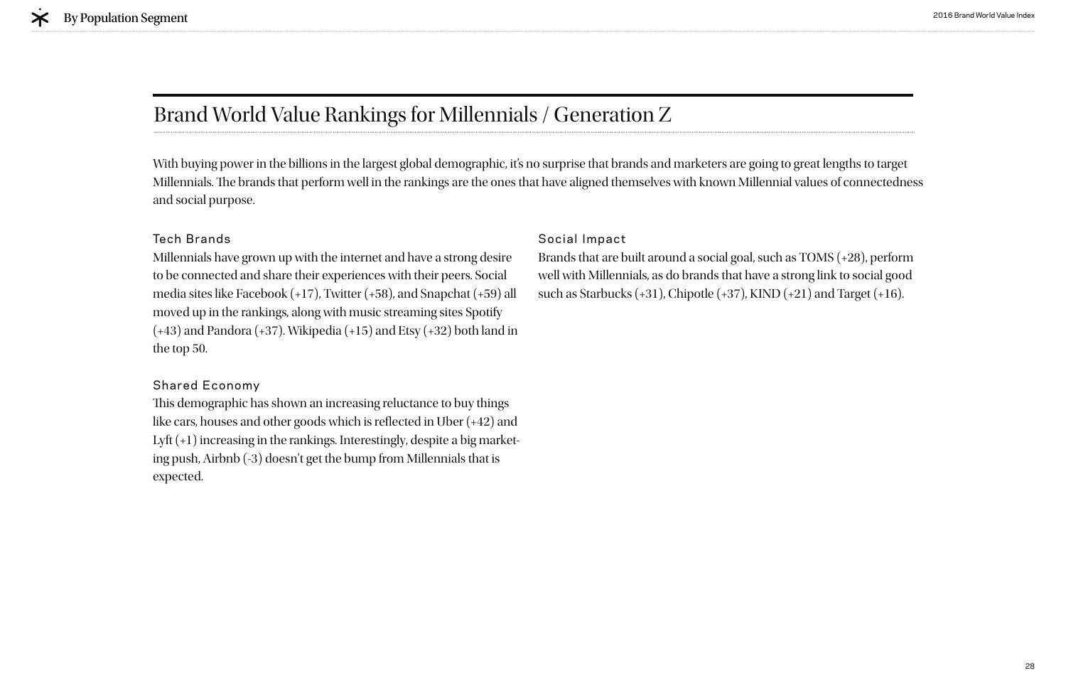# Brand World Value Rankings for Millennials / Generation Z

With buying power in the billions in the largest global demographic, it's no surprise that brands and marketers are going to great lengths to target Millennials. The brands that perform well in the rankings are the ones that have aligned themselves with known Millennial values of connectedness and social purpose.

### Tech Brands

Millennials have grown up with the internet and have a strong desire to be connected and share their experiences with their peers. Social media sites like Facebook (+17), Twitter (+58), and Snapchat (+59) all moved up in the rankings, along with music streaming sites Spotify (+43) and Pandora (+37). Wikipedia (+15) and Etsy (+32) both land in the top 50.

### Shared Economy

This demographic has shown an increasing reluctance to buy things like cars, houses and other goods which is reflected in Uber (+42) and Lyft (+1) increasing in the rankings. Interestingly, despite a big marketing push, Airbnb (-3) doesn't get the bump from Millennials that is expected.

### Social Impact

Brands that are built around a social goal, such as TOMS (+28), perform well with Millennials, as do brands that have a strong link to social good such as Starbucks (+31), Chipotle (+37), KIND (+21) and Target (+16).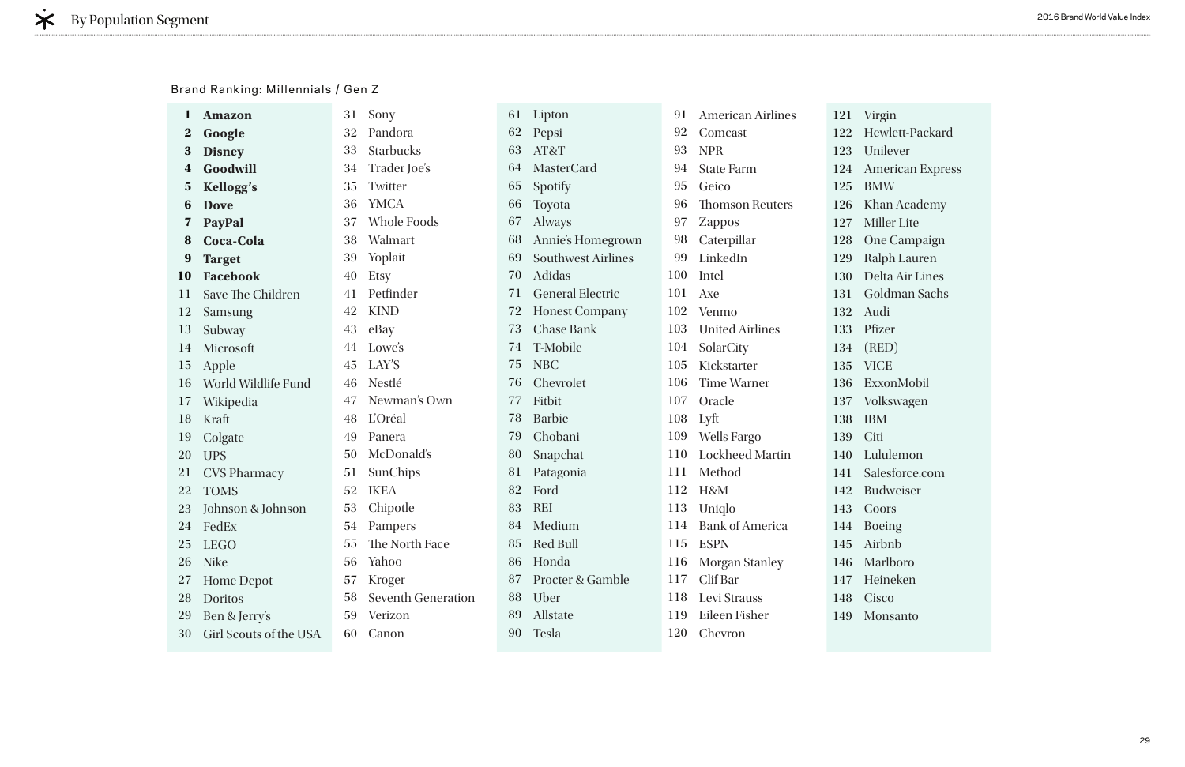## By Population Segment

Brand Ranking: Millennials / Gen Z

1. **Amazon**
2. **Google**
3. **Disney**
4. **Goodwill**
5. **Kellogg's**
6. **Dove**
7. **PayPal**
8. **Coca-Cola**
9. **Target**
10. **Facebook**
11. Save The Children
12. Samsung
13. Subway
14. Microsoft
15. Apple
16. World Wildlife Fund
17. Wikipedia
18. Kraft
19. Colgate
20. UPS
21. CVS Pharmacy
22. TOMS
23. Johnson & Johnson
24. FedEx
25. LEGO
26. Nike
27. Home Depot
28. Doritos
29. Ben & Jerry's
30. Girl Scouts of the USA
31. Sony
32. Pandora
33. Starbucks
34. Trader Joe's
35. Twitter
36. YMCA
37. Whole Foods
38. Walmart
39. Yoplait
40. Etsy
41. Petfinder
42. KIND
43. eBay
44. Lowe's
45. LAY'S
46. Nestlé
47. Newman's Own
48. L'Oréal
49. Panera
50. McDonald's
51. SunChips
52. IKEA
53. Chipotle
54. Pampers
55. The North Face
56. Yahoo
57. Kroger
58. Seventh Generation
59. Verizon
60. Canon
61. Lipton
62. Pepsi
63. AT&T
64. MasterCard
65. Spotify
66. Toyota
67. Always
68. Annie's Homegrown
69. Southwest Airlines
70. Adidas
71. General Electric
72. Honest Company
73. Chase Bank
74. T-Mobile
75. NBC
76. Chevrolet
77. Fitbit
78. Barbie
79. Chobani
80. Snapchat
81. Patagonia
82. Ford
83. REI
84. Medium
85. Red Bull
86. Honda
87. Procter & Gamble
88. Uber
89. Allstate
90. Tesla
91. American Airlines
92. Comcast
93. NPR
94. State Farm
95. Geico
96. Thomson Reuters
97. Zappos
98. Caterpillar
99. LinkedIn
100. Intel
101. Axe
102. Venmo
103. United Airlines
104. SolarCity
105. Kickstarter
106. Time Warner
107. Oracle
108. Lyft
109. Wells Fargo
110. Lockheed Martin
111. Method
112. H&M
113. Uniqlo
114. Bank of America
115. ESPN
116. Morgan Stanley
117. Clif Bar
118. Levi Strauss
119. Eileen Fisher
120. Chevron
121. Virgin
122. Hewlett-Packard
123. Unilever
124. American Express
125. BMW
126. Khan Academy
127. Miller Lite
128. One Campaign
129. Ralph Lauren
130. Delta Air Lines
131. Goldman Sachs
132. Audi
133. Pfizer
134. (RED)
135. VICE
136. ExxonMobil
137. Volkswagen
138. IBM
139. Citi
140. Lululemon
141. Salesforce.com
142. Budweiser
143. Coors
144. Boeing
145. Airbnb
146. Marlboro
147. Heineken
148. Cisco
149. Monsanto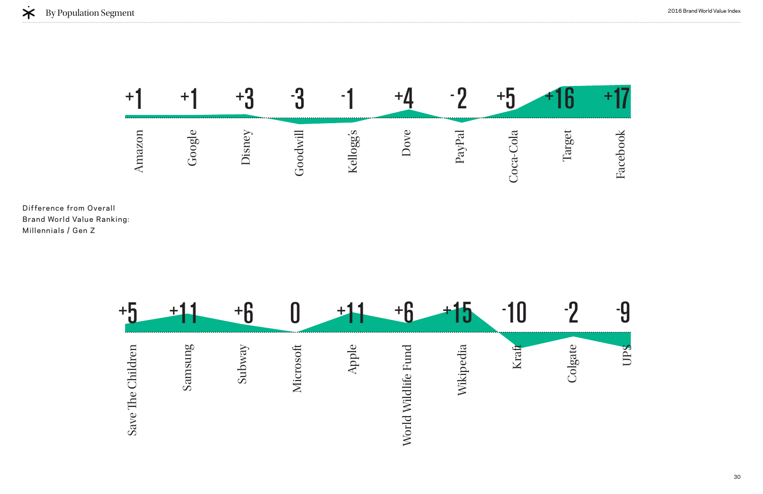## By Population Segment

Difference from Overall Brand World Value Ranking: Millennials / Gen Z

| Brand | Difference |
|---|---|
| Amazon | +1 |
| Google | +1 |
| Disney | +3 |
| Goodwill | -3 |
| Kellogg's | -1 |
| Dove | +4 |
| PayPal | -2 |
| Coca-Cola | +5 |
| Target | +16 |
| Facebook | +17 |
| Save The Children | +5 |
| Samsung | +11 |
| Subway | +6 |
| Microsoft | 0 |
| Apple | +11 |
| World Wildlife Fund | +6 |
| Wikipedia | +15 |
| Kraft | -10 |
| Colgate | -2 |
| UPS | -9 |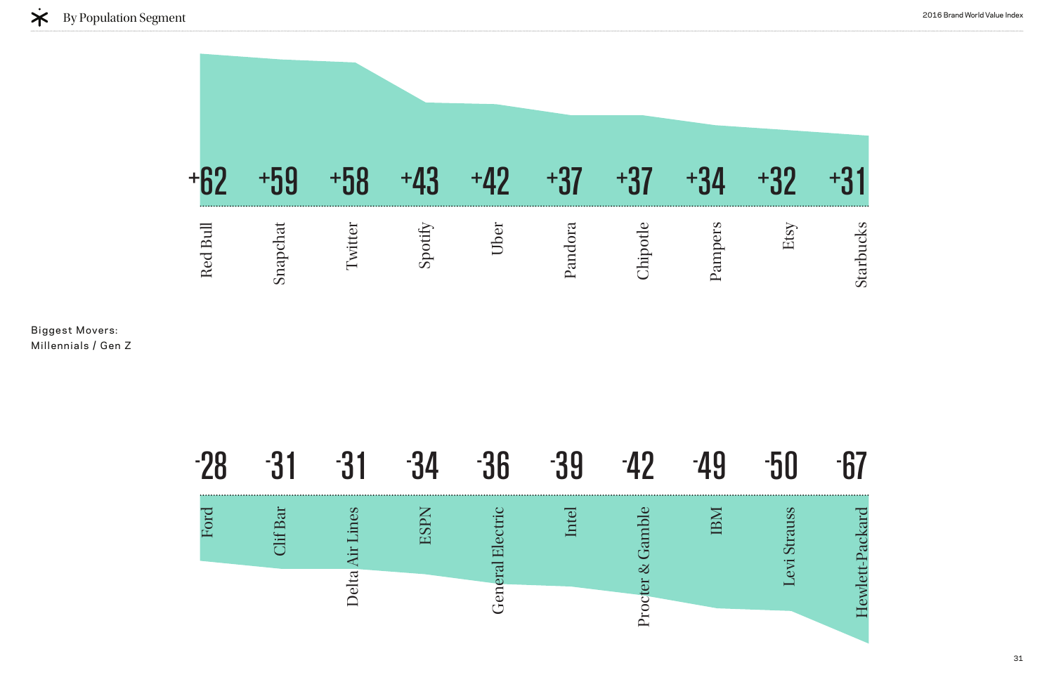## By Population Segment

Biggest Movers: Millennials / Gen Z

| Brand | Change |
|---|---|
| Red Bull | +62 |
| Snapchat | +59 |
| Twitter | +58 |
| Spotify | +43 |
| Uber | +42 |
| Pandora | +37 |
| Chipotle | +37 |
| Pampers | +34 |
| Etsy | +32 |
| Starbucks | +31 |

| Brand | Change |
|---|---|
| Ford | -28 |
| Clif Bar | -31 |
| Delta Air Lines | -31 |
| ESPN | -34 |
| General Electric | -36 |
| Intel | -39 |
| Procter & Gamble | -42 |
| IBM | -49 |
| Levi Strauss | -50 |
| Hewlett-Packard | -67 |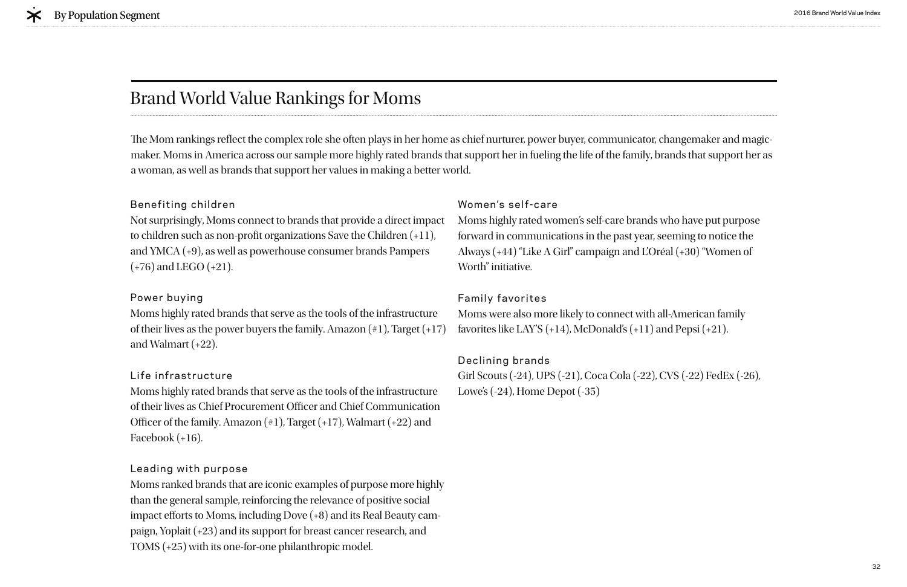# Brand World Value Rankings for Moms

The Mom rankings reflect the complex role she often plays in her home as chief nurturer, power buyer, communicator, changemaker and magic-maker. Moms in America across our sample more highly rated brands that support her in fueling the life of the family, brands that support her as a woman, as well as brands that support her values in making a better world.

### Benefiting children

Not surprisingly, Moms connect to brands that provide a direct impact to children such as non-profit organizations Save the Children (+11), and YMCA (+9), as well as powerhouse consumer brands Pampers (+76) and LEGO (+21).

### Power buying

Moms highly rated brands that serve as the tools of the infrastructure of their lives as the power buyers the family. Amazon (#1), Target (+17) and Walmart (+22).

### Life infrastructure

Moms highly rated brands that serve as the tools of the infrastructure of their lives as Chief Procurement Officer and Chief Communication Officer of the family. Amazon (#1), Target (+17), Walmart (+22) and Facebook (+16).

### Leading with purpose

Moms ranked brands that are iconic examples of purpose more highly than the general sample, reinforcing the relevance of positive social impact efforts to Moms, including Dove (+8) and its Real Beauty campaign, Yoplait (+23) and its support for breast cancer research, and TOMS (+25) with its one-for-one philanthropic model.

### Women's self-care

Moms highly rated women's self-care brands who have put purpose forward in communications in the past year, seeming to notice the Always (+44) "Like A Girl" campaign and L'Oréal (+30) "Women of Worth" initiative.

### Family favorites

Moms were also more likely to connect with all-American family favorites like LAY'S (+14), McDonald's (+11) and Pepsi (+21).

### Declining brands

Girl Scouts (-24), UPS (-21), Coca Cola (-22), CVS (-22) FedEx (-26), Lowe's (-24), Home Depot (-35)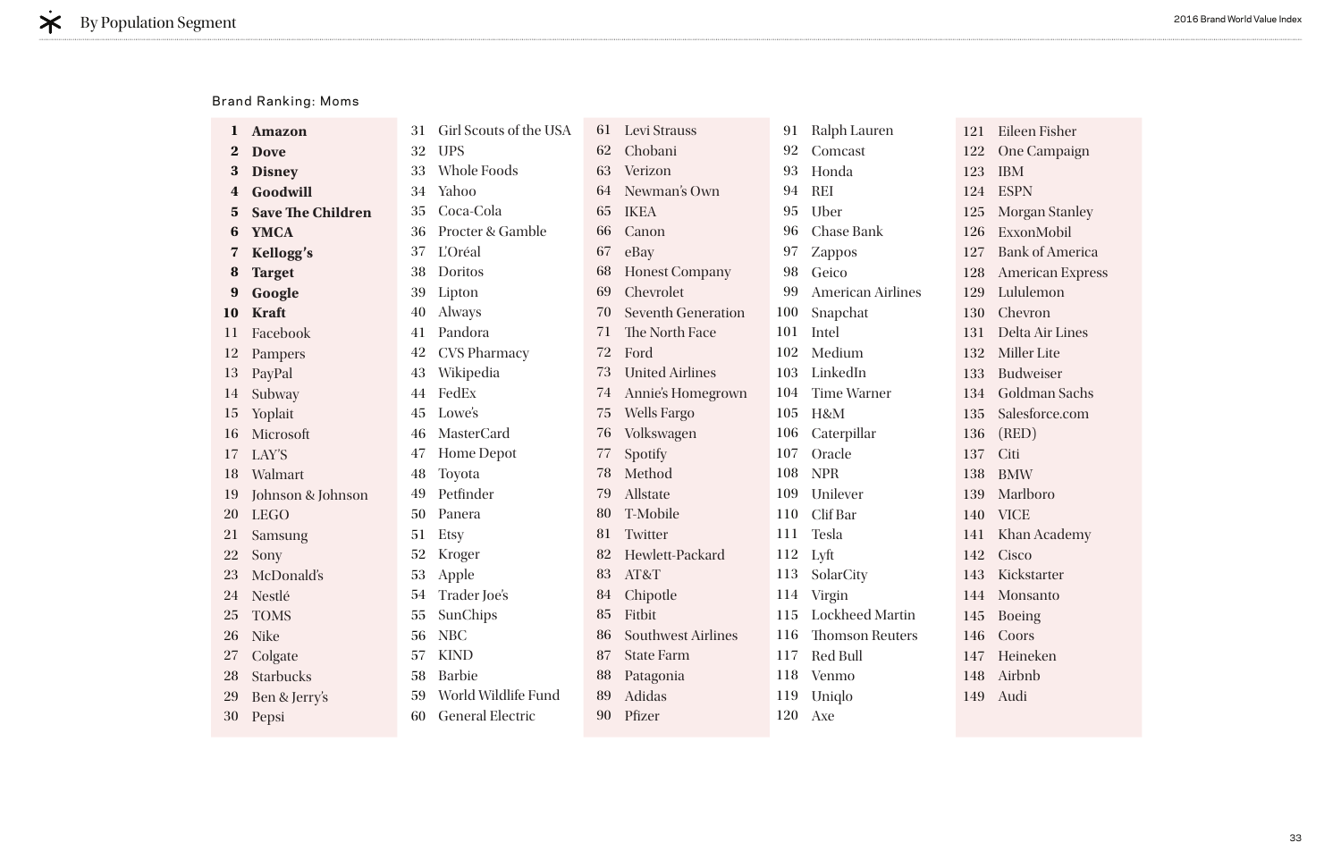## Brand Ranking: Moms

1. **Amazon**
2. **Dove**
3. **Disney**
4. **Goodwill**
5. **Save The Children**
6. **YMCA**
7. **Kellogg's**
8. **Target**
9. **Google**
10. **Kraft**
11. Facebook
12. Pampers
13. PayPal
14. Subway
15. Yoplait
16. Microsoft
17. LAY'S
18. Walmart
19. Johnson & Johnson
20. LEGO
21. Samsung
22. Sony
23. McDonald's
24. Nestlé
25. TOMS
26. Nike
27. Colgate
28. Starbucks
29. Ben & Jerry's
30. Pepsi
31. Girl Scouts of the USA
32. UPS
33. Whole Foods
34. Yahoo
35. Coca-Cola
36. Procter & Gamble
37. L'Oréal
38. Doritos
39. Lipton
40. Always
41. Pandora
42. CVS Pharmacy
43. Wikipedia
44. FedEx
45. Lowe's
46. MasterCard
47. Home Depot
48. Toyota
49. Petfinder
50. Panera
51. Etsy
52. Kroger
53. Apple
54. Trader Joe's
55. SunChips
56. NBC
57. KIND
58. Barbie
59. World Wildlife Fund
60. General Electric
61. Levi Strauss
62. Chobani
63. Verizon
64. Newman's Own
65. IKEA
66. Canon
67. eBay
68. Honest Company
69. Chevrolet
70. Seventh Generation
71. The North Face
72. Ford
73. United Airlines
74. Annie's Homegrown
75. Wells Fargo
76. Volkswagen
77. Spotify
78. Method
79. Allstate
80. T-Mobile
81. Twitter
82. Hewlett-Packard
83. AT&T
84. Chipotle
85. Fitbit
86. Southwest Airlines
87. State Farm
88. Patagonia
89. Adidas
90. Pfizer
91. Ralph Lauren
92. Comcast
93. Honda
94. REI
95. Uber
96. Chase Bank
97. Zappos
98. Geico
99. American Airlines
100. Snapchat
101. Intel
102. Medium
103. LinkedIn
104. Time Warner
105. H&M
106. Caterpillar
107. Oracle
108. NPR
109. Unilever
110. Clif Bar
111. Tesla
112. Lyft
113. SolarCity
114. Virgin
115. Lockheed Martin
116. Thomson Reuters
117. Red Bull
118. Venmo
119. Uniqlo
120. Axe
121. Eileen Fisher
122. One Campaign
123. IBM
124. ESPN
125. Morgan Stanley
126. ExxonMobil
127. Bank of America
128. American Express
129. Lululemon
130. Chevron
131. Delta Air Lines
132. Miller Lite
133. Budweiser
134. Goldman Sachs
135. Salesforce.com
136. (RED)
137. Citi
138. BMW
139. Marlboro
140. VICE
141. Khan Academy
142. Cisco
143. Kickstarter
144. Monsanto
145. Boeing
146. Coors
147. Heineken
148. Airbnb
149. Audi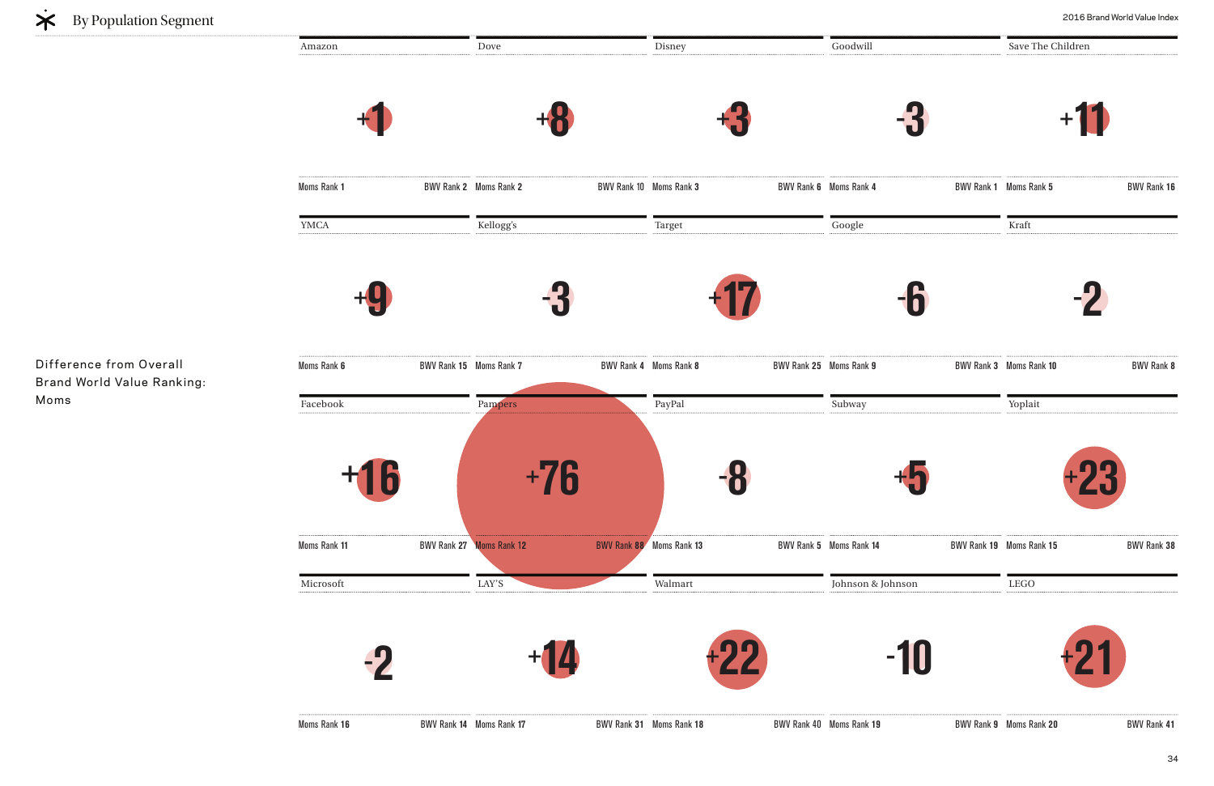## By Population Segment

Difference from Overall Brand World Value Ranking: Moms

| Brand | Difference | Moms Rank | BWV Rank |
|---|---|---|---|
| Amazon | +1 | 1 | 2 |
| Dove | +8 | 2 | 10 |
| Disney | +3 | 3 | 6 |
| Goodwill | -3 | 4 | 1 |
| Save The Children | +11 | 5 | 16 |
| YMCA | +9 | 6 | 15 |
| Kellogg's | -3 | 7 | 4 |
| Target | +17 | 8 | 25 |
| Google | -6 | 9 | 3 |
| Kraft | -2 | 10 | 8 |
| Facebook | +16 | 11 | 27 |
| Pampers | +76 | 12 | 88 |
| PayPal | -8 | 13 | 5 |
| Subway | +5 | 14 | 19 |
| Yoplait | +23 | 15 | 38 |
| Microsoft | -2 | 16 | 14 |
| LAY'S | +14 | 17 | 31 |
| Walmart | +22 | 18 | 40 |
| Johnson & Johnson | -10 | 19 | 9 |
| LEGO | +21 | 20 | 41 |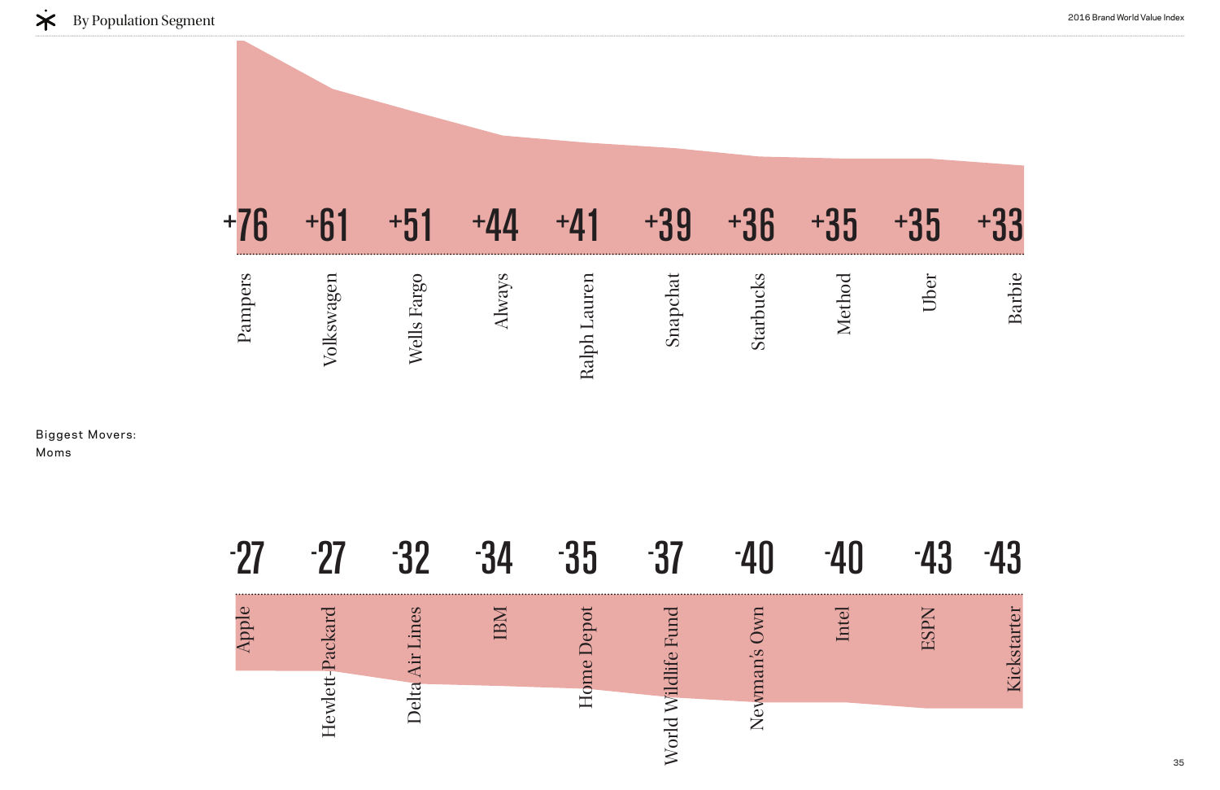## By Population Segment

Biggest Movers:
Moms

| Brand | Change |
|---|---|
| Pampers | +76 |
| Volkswagen | +61 |
| Wells Fargo | +51 |
| Always | +44 |
| Ralph Lauren | +41 |
| Snapchat | +39 |
| Starbucks | +36 |
| Method | +35 |
| Uber | +35 |
| Barbie | +33 |

| Brand | Change |
|---|---|
| Apple | -27 |
| Hewlett-Packard | -27 |
| Delta Air Lines | -32 |
| IBM | -34 |
| Home Depot | -35 |
| World Wildlife Fund | -37 |
| Newman's Own | -40 |
| Intel | -40 |
| ESPN | -43 |
| Kickstarter | -43 |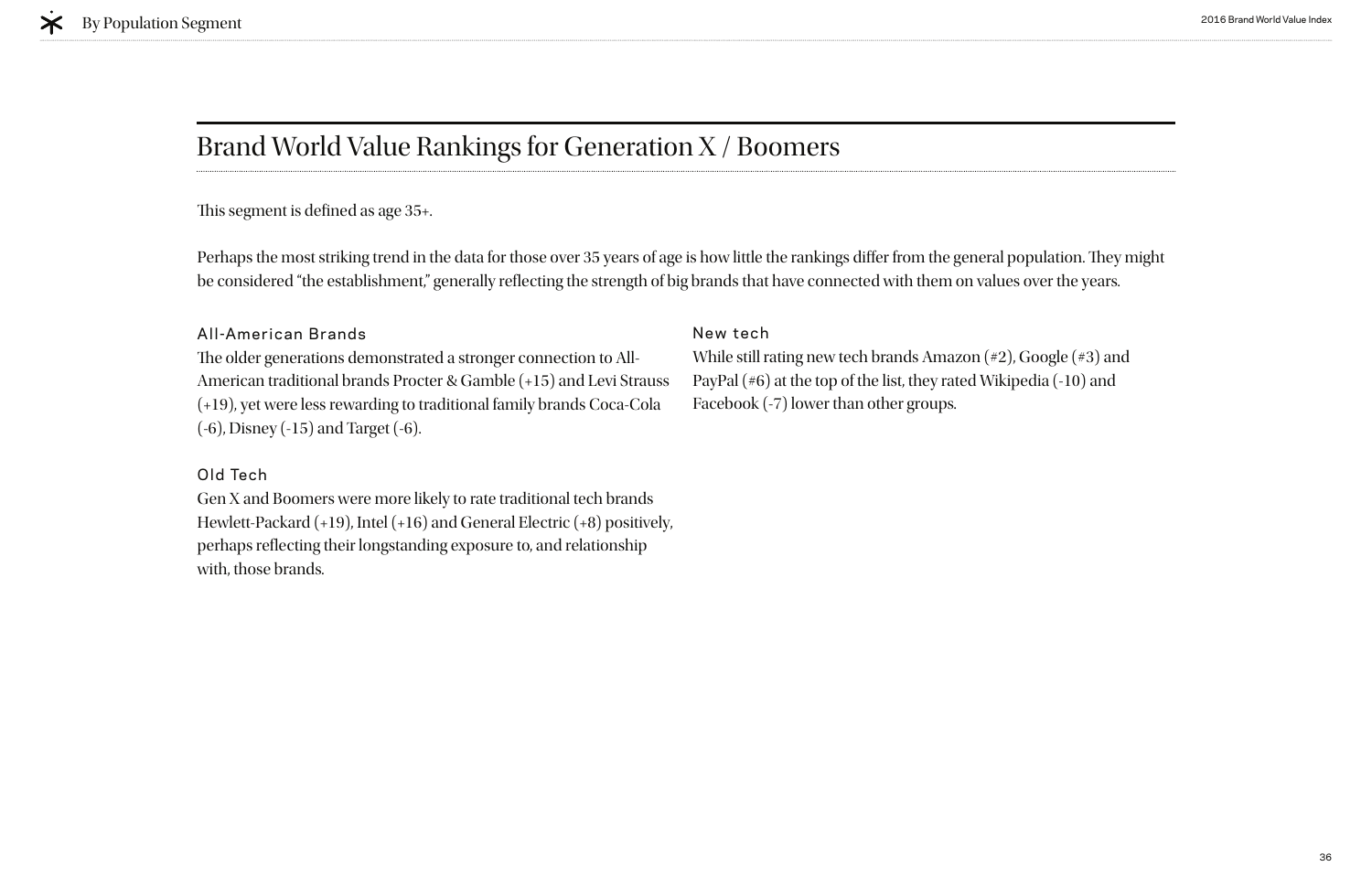# Brand World Value Rankings for Generation X / Boomers

This segment is defined as age 35+.

Perhaps the most striking trend in the data for those over 35 years of age is how little the rankings differ from the general population. They might be considered "the establishment," generally reflecting the strength of big brands that have connected with them on values over the years.

### All-American Brands

The older generations demonstrated a stronger connection to All-American traditional brands Procter & Gamble (+15) and Levi Strauss (+19), yet were less rewarding to traditional family brands Coca-Cola (-6), Disney (-15) and Target (-6).

### Old Tech

Gen X and Boomers were more likely to rate traditional tech brands Hewlett-Packard (+19), Intel (+16) and General Electric (+8) positively, perhaps reflecting their longstanding exposure to, and relationship with, those brands.

### New tech

While still rating new tech brands Amazon (#2), Google (#3) and PayPal (#6) at the top of the list, they rated Wikipedia (-10) and Facebook (-7) lower than other groups.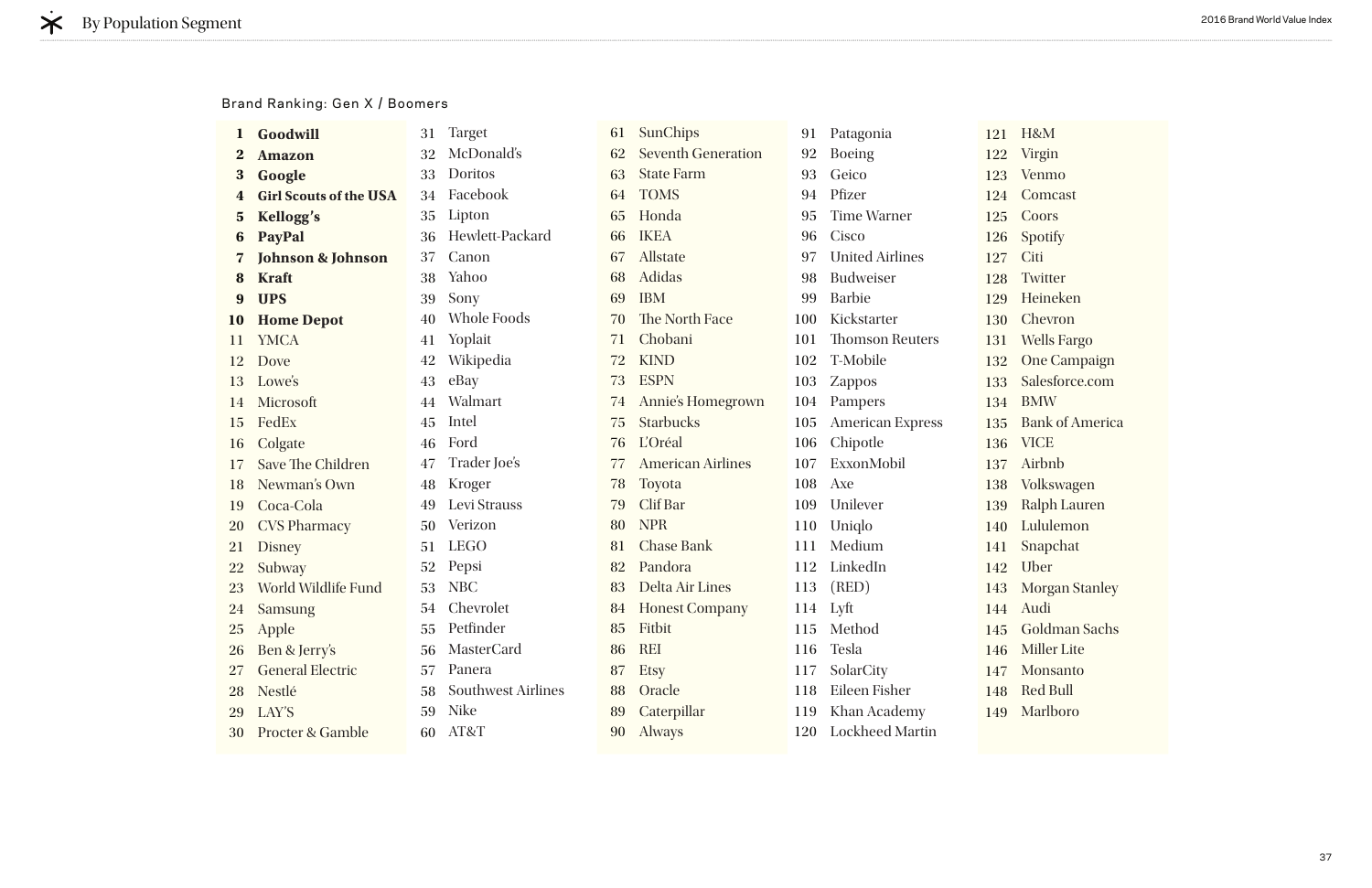## By Population Segment

Brand Ranking: Gen X / Boomers

1. **Goodwill**
2. **Amazon**
3. **Google**
4. **Girl Scouts of the USA**
5. **Kellogg's**
6. **PayPal**
7. **Johnson & Johnson**
8. **Kraft**
9. **UPS**
10. **Home Depot**
11. YMCA
12. Dove
13. Lowe's
14. Microsoft
15. FedEx
16. Colgate
17. Save The Children
18. Newman's Own
19. Coca-Cola
20. CVS Pharmacy
21. Disney
22. Subway
23. World Wildlife Fund
24. Samsung
25. Apple
26. Ben & Jerry's
27. General Electric
28. Nestlé
29. LAY'S
30. Procter & Gamble
31. Target
32. McDonald's
33. Doritos
34. Facebook
35. Lipton
36. Hewlett-Packard
37. Canon
38. Yahoo
39. Sony
40. Whole Foods
41. Yoplait
42. Wikipedia
43. eBay
44. Walmart
45. Intel
46. Ford
47. Trader Joe's
48. Kroger
49. Levi Strauss
50. Verizon
51. LEGO
52. Pepsi
53. NBC
54. Chevrolet
55. Petfinder
56. MasterCard
57. Panera
58. Southwest Airlines
59. Nike
60. AT&T
61. SunChips
62. Seventh Generation
63. State Farm
64. TOMS
65. Honda
66. IKEA
67. Allstate
68. Adidas
69. IBM
70. The North Face
71. Chobani
72. KIND
73. ESPN
74. Annie's Homegrown
75. Starbucks
76. L'Oréal
77. American Airlines
78. Toyota
79. Clif Bar
80. NPR
81. Chase Bank
82. Pandora
83. Delta Air Lines
84. Honest Company
85. Fitbit
86. REI
87. Etsy
88. Oracle
89. Caterpillar
90. Always
91. Patagonia
92. Boeing
93. Geico
94. Pfizer
95. Time Warner
96. Cisco
97. United Airlines
98. Budweiser
99. Barbie
100. Kickstarter
101. Thomson Reuters
102. T-Mobile
103. Zappos
104. Pampers
105. American Express
106. Chipotle
107. ExxonMobil
108. Axe
109. Unilever
110. Uniqlo
111. Medium
112. LinkedIn
113. (RED)
114. Lyft
115. Method
116. Tesla
117. SolarCity
118. Eileen Fisher
119. Khan Academy
120. Lockheed Martin
121. H&M
122. Virgin
123. Venmo
124. Comcast
125. Coors
126. Spotify
127. Citi
128. Twitter
129. Heineken
130. Chevron
131. Wells Fargo
132. One Campaign
133. Salesforce.com
134. BMW
135. Bank of America
136. VICE
137. Airbnb
138. Volkswagen
139. Ralph Lauren
140. Lululemon
141. Snapchat
142. Uber
143. Morgan Stanley
144. Audi
145. Goldman Sachs
146. Miller Lite
147. Monsanto
148. Red Bull
149. Marlboro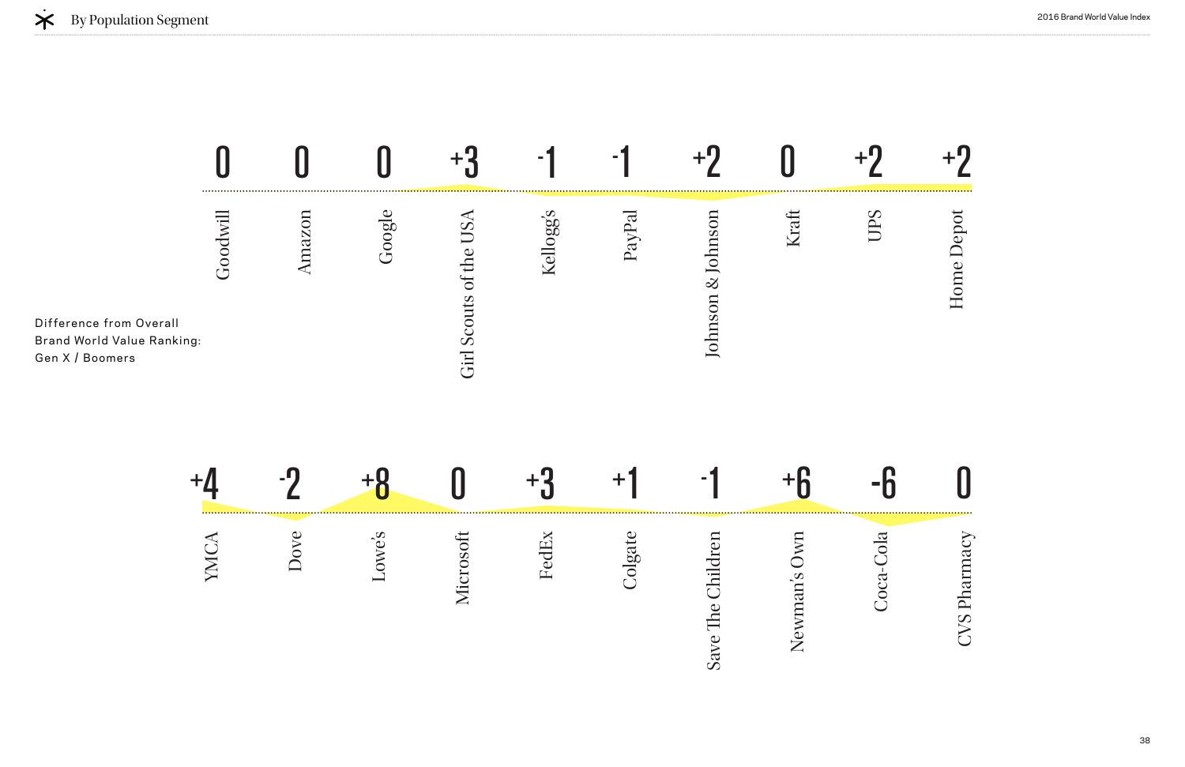# By Population Segment

Difference from Overall Brand World Value Ranking: Gen X / Boomers

| Brand | Difference |
|---|---|
| Goodwill | 0 |
| Amazon | 0 |
| Google | 0 |
| Girl Scouts of the USA | +3 |
| Kellogg's | -1 |
| PayPal | -1 |
| Johnson & Johnson | +2 |
| Kraft | 0 |
| UPS | +2 |
| Home Depot | +2 |
| YMCA | +4 |
| Dove | -2 |
| Lowe's | +8 |
| Microsoft | 0 |
| FedEx | +3 |
| Colgate | +1 |
| Save The Children | -1 |
| Newman's Own | +6 |
| Coca-Cola | -6 |
| CVS Pharmacy | 0 |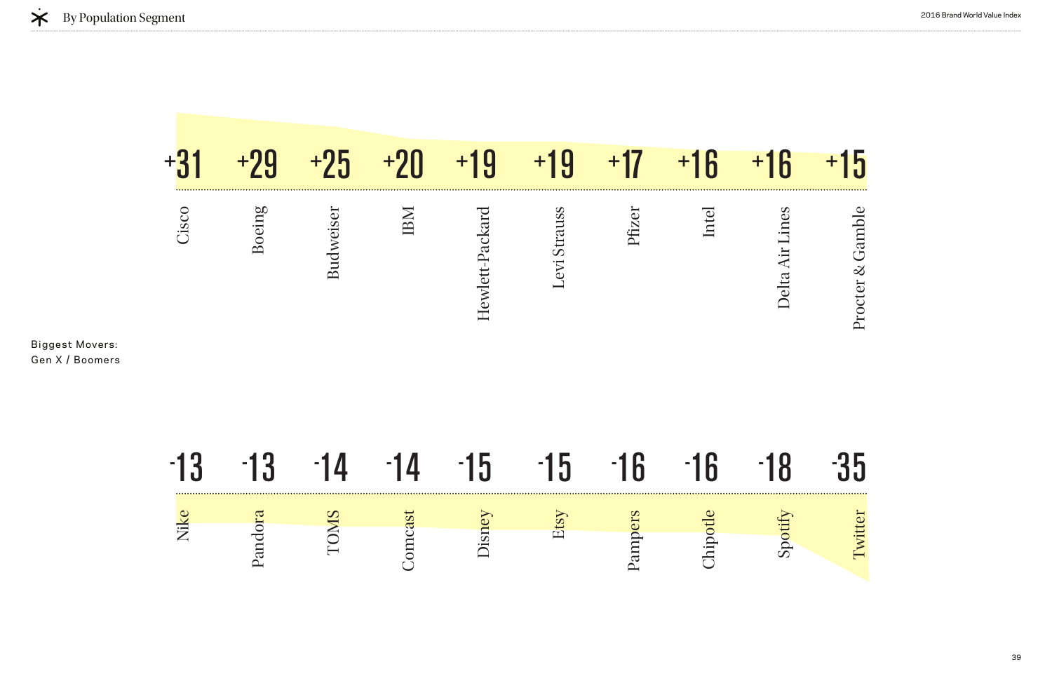# By Population Segment

Biggest Movers:
Gen X / Boomers

| Brand | Change |
| --- | --- |
| Cisco | +31 |
| Boeing | +29 |
| Budweiser | +25 |
| IBM | +20 |
| Hewlett-Packard | +19 |
| Levi Strauss | +19 |
| Pfizer | +17 |
| Intel | +16 |
| Delta Air Lines | +16 |
| Procter & Gamble | +15 |

| Brand | Change |
| --- | --- |
| Nike | -13 |
| Pandora | -13 |
| TOMS | -14 |
| Comcast | -14 |
| Disney | -15 |
| Etsy | -15 |
| Pampers | -16 |
| Chipotle | -16 |
| Spotify | -18 |
| Twitter | -35 |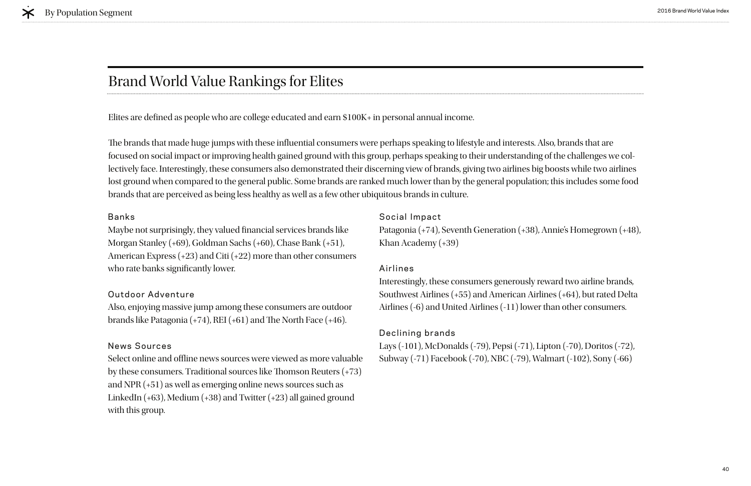## Brand World Value Rankings for Elites

Elites are defined as people who are college educated and earn $100K+ in personal annual income.

The brands that made huge jumps with these influential consumers were perhaps speaking to lifestyle and interests. Also, brands that are focused on social impact or improving health gained ground with this group, perhaps speaking to their understanding of the challenges we collectively face. Interestingly, these consumers also demonstrated their discerning view of brands, giving two airlines big boosts while two airlines lost ground when compared to the general public. Some brands are ranked much lower than by the general population; this includes some food brands that are perceived as being less healthy as well as a few other ubiquitous brands in culture.

### Banks

Maybe not surprisingly, they valued financial services brands like Morgan Stanley (+69), Goldman Sachs (+60), Chase Bank (+51), American Express (+23) and Citi (+22) more than other consumers who rate banks significantly lower.

### Outdoor Adventure

Also, enjoying massive jump among these consumers are outdoor brands like Patagonia (+74), REI (+61) and The North Face (+46).

### News Sources

Select online and offline news sources were viewed as more valuable by these consumers. Traditional sources like Thomson Reuters (+73) and NPR (+51) as well as emerging online news sources such as LinkedIn (+63), Medium (+38) and Twitter (+23) all gained ground with this group.

### Social Impact

Patagonia (+74), Seventh Generation (+38), Annie's Homegrown (+48), Khan Academy (+39)

### Airlines

Interestingly, these consumers generously reward two airline brands, Southwest Airlines (+55) and American Airlines (+64), but rated Delta Airlines (-6) and United Airlines (-11) lower than other consumers.

### Declining brands

Lays (-101), McDonalds (-79), Pepsi (-71), Lipton (-70), Doritos (-72), Subway (-71) Facebook (-70), NBC (-79), Walmart (-102), Sony (-66)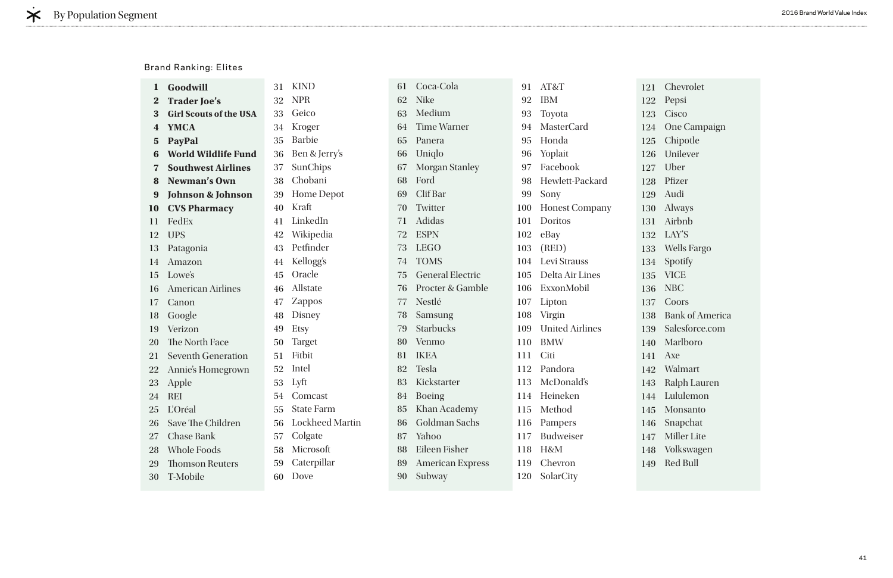## By Population Segment

### Brand Ranking: Elites

| Rank | Brand |
|---|---|
| **1** | **Goodwill** |
| **2** | **Trader Joe's** |
| **3** | **Girl Scouts of the USA** |
| **4** | **YMCA** |
| **5** | **PayPal** |
| **6** | **World Wildlife Fund** |
| **7** | **Southwest Airlines** |
| **8** | **Newman's Own** |
| **9** | **Johnson & Johnson** |
| **10** | **CVS Pharmacy** |
| 11 | FedEx |
| 12 | UPS |
| 13 | Patagonia |
| 14 | Amazon |
| 15 | Lowe's |
| 16 | American Airlines |
| 17 | Canon |
| 18 | Google |
| 19 | Verizon |
| 20 | The North Face |
| 21 | Seventh Generation |
| 22 | Annie's Homegrown |
| 23 | Apple |
| 24 | REI |
| 25 | L'Oréal |
| 26 | Save The Children |
| 27 | Chase Bank |
| 28 | Whole Foods |
| 29 | Thomson Reuters |
| 30 | T-Mobile |
| 31 | KIND |
| 32 | NPR |
| 33 | Geico |
| 34 | Kroger |
| 35 | Barbie |
| 36 | Ben & Jerry's |
| 37 | SunChips |
| 38 | Chobani |
| 39 | Home Depot |
| 40 | Kraft |
| 41 | LinkedIn |
| 42 | Wikipedia |
| 43 | Petfinder |
| 44 | Kellogg's |
| 45 | Oracle |
| 46 | Allstate |
| 47 | Zappos |
| 48 | Disney |
| 49 | Etsy |
| 50 | Target |
| 51 | Fitbit |
| 52 | Intel |
| 53 | Lyft |
| 54 | Comcast |
| 55 | State Farm |
| 56 | Lockheed Martin |
| 57 | Colgate |
| 58 | Microsoft |
| 59 | Caterpillar |
| 60 | Dove |
| 61 | Coca-Cola |
| 62 | Nike |
| 63 | Medium |
| 64 | Time Warner |
| 65 | Panera |
| 66 | Uniqlo |
| 67 | Morgan Stanley |
| 68 | Ford |
| 69 | Clif Bar |
| 70 | Twitter |
| 71 | Adidas |
| 72 | ESPN |
| 73 | LEGO |
| 74 | TOMS |
| 75 | General Electric |
| 76 | Procter & Gamble |
| 77 | Nestlé |
| 78 | Samsung |
| 79 | Starbucks |
| 80 | Venmo |
| 81 | IKEA |
| 82 | Tesla |
| 83 | Kickstarter |
| 84 | Boeing |
| 85 | Khan Academy |
| 86 | Goldman Sachs |
| 87 | Yahoo |
| 88 | Eileen Fisher |
| 89 | American Express |
| 90 | Subway |
| 91 | AT&T |
| 92 | IBM |
| 93 | Toyota |
| 94 | MasterCard |
| 95 | Honda |
| 96 | Yoplait |
| 97 | Facebook |
| 98 | Hewlett-Packard |
| 99 | Sony |
| 100 | Honest Company |
| 101 | Doritos |
| 102 | eBay |
| 103 | (RED) |
| 104 | Levi Strauss |
| 105 | Delta Air Lines |
| 106 | ExxonMobil |
| 107 | Lipton |
| 108 | Virgin |
| 109 | United Airlines |
| 110 | BMW |
| 111 | Citi |
| 112 | Pandora |
| 113 | McDonald's |
| 114 | Heineken |
| 115 | Method |
| 116 | Pampers |
| 117 | Budweiser |
| 118 | H&M |
| 119 | Chevron |
| 120 | SolarCity |
| 121 | Chevrolet |
| 122 | Pepsi |
| 123 | Cisco |
| 124 | One Campaign |
| 125 | Chipotle |
| 126 | Unilever |
| 127 | Uber |
| 128 | Pfizer |
| 129 | Audi |
| 130 | Always |
| 131 | Airbnb |
| 132 | LAY'S |
| 133 | Wells Fargo |
| 134 | Spotify |
| 135 | VICE |
| 136 | NBC |
| 137 | Coors |
| 138 | Bank of America |
| 139 | Salesforce.com |
| 140 | Marlboro |
| 141 | Axe |
| 142 | Walmart |
| 143 | Ralph Lauren |
| 144 | Lululemon |
| 145 | Monsanto |
| 146 | Snapchat |
| 147 | Miller Lite |
| 148 | Volkswagen |
| 149 | Red Bull |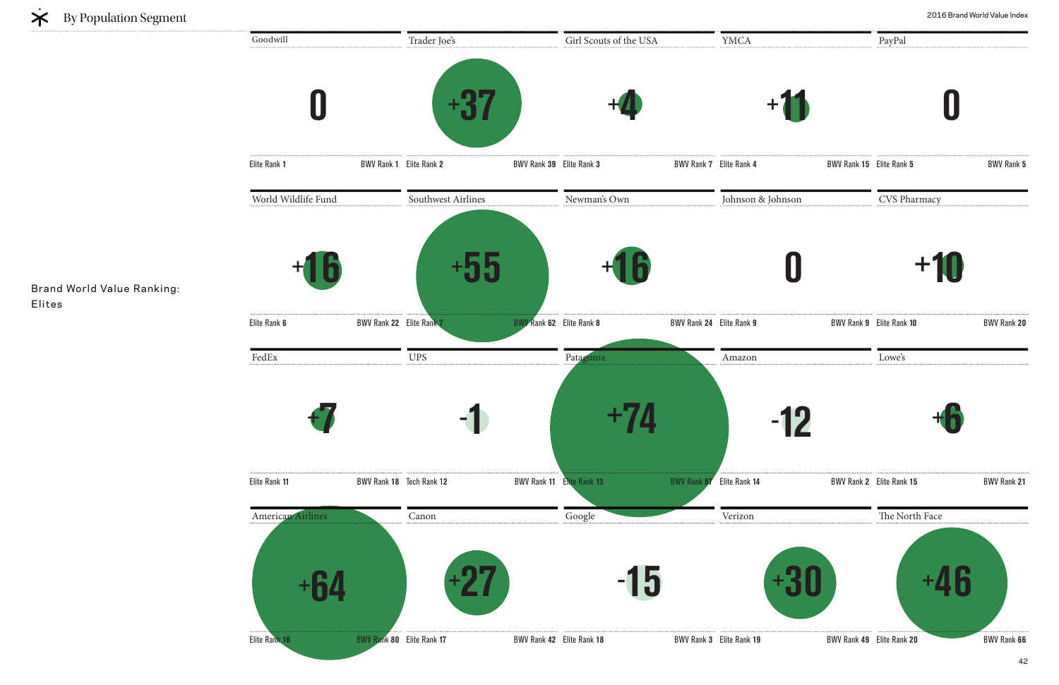## By Population Segment

**Brand World Value Ranking: Elites**

| Brand | Change | Elite Rank | BWV Rank |
|---|---|---|---|
| Goodwill | 0 | Elite Rank 1 | BWV Rank 1 |
| Trader Joe's | +37 | Elite Rank 2 | BWV Rank 39 |
| Girl Scouts of the USA | +4 | Elite Rank 3 | BWV Rank 7 |
| YMCA | +11 | Elite Rank 4 | BWV Rank 15 |
| PayPal | 0 | Elite Rank 5 | BWV Rank 5 |
| World Wildlife Fund | +16 | Elite Rank 6 | BWV Rank 22 |
| Southwest Airlines | +55 | Elite Rank 7 | BWV Rank 62 |
| Newman's Own | +16 | Elite Rank 8 | BWV Rank 24 |
| Johnson & Johnson | 0 | Elite Rank 9 | BWV Rank 9 |
| CVS Pharmacy | +10 | Elite Rank 10 | BWV Rank 20 |
| FedEx | +7 | Elite Rank 11 | BWV Rank 18 |
| UPS | -1 | Tech Rank 12 | BWV Rank 11 |
| Patagonia | +74 | Elite Rank 13 | BWV Rank 87 |
| Amazon | -12 | Elite Rank 14 | BWV Rank 2 |
| Lowe's | +6 | Elite Rank 15 | BWV Rank 21 |
| American Airlines | +64 | Elite Rank 16 | BWV Rank 80 |
| Canon | +27 | Elite Rank 17 | BWV Rank 42 |
| Google | -15 | Elite Rank 18 | BWV Rank 3 |
| Verizon | +30 | Elite Rank 19 | BWV Rank 49 |
| The North Face | +46 | Elite Rank 20 | BWV Rank 66 |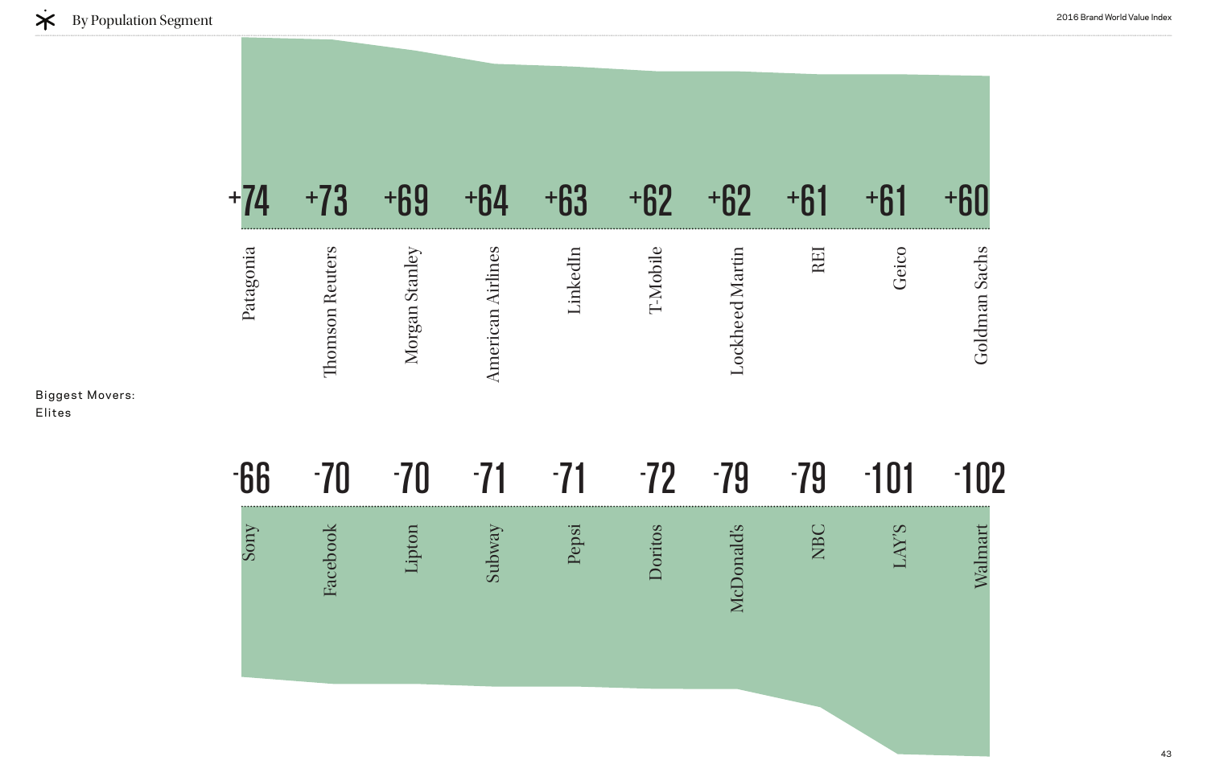## By Population Segment

**Biggest Movers: Elites**

| Brand | Change |
|---|---|
| Patagonia | +74 |
| Thomson Reuters | +73 |
| Morgan Stanley | +69 |
| American Airlines | +64 |
| LinkedIn | +63 |
| T-Mobile | +62 |
| Lockheed Martin | +62 |
| REI | +61 |
| Geico | +61 |
| Goldman Sachs | +60 |

| Brand | Change |
|---|---|
| Sony | -66 |
| Facebook | -70 |
| Lipton | -70 |
| Subway | -71 |
| Pepsi | -71 |
| Doritos | -72 |
| McDonald's | -79 |
| NBC | -79 |
| LAY'S | -101 |
| Walmart | -102 |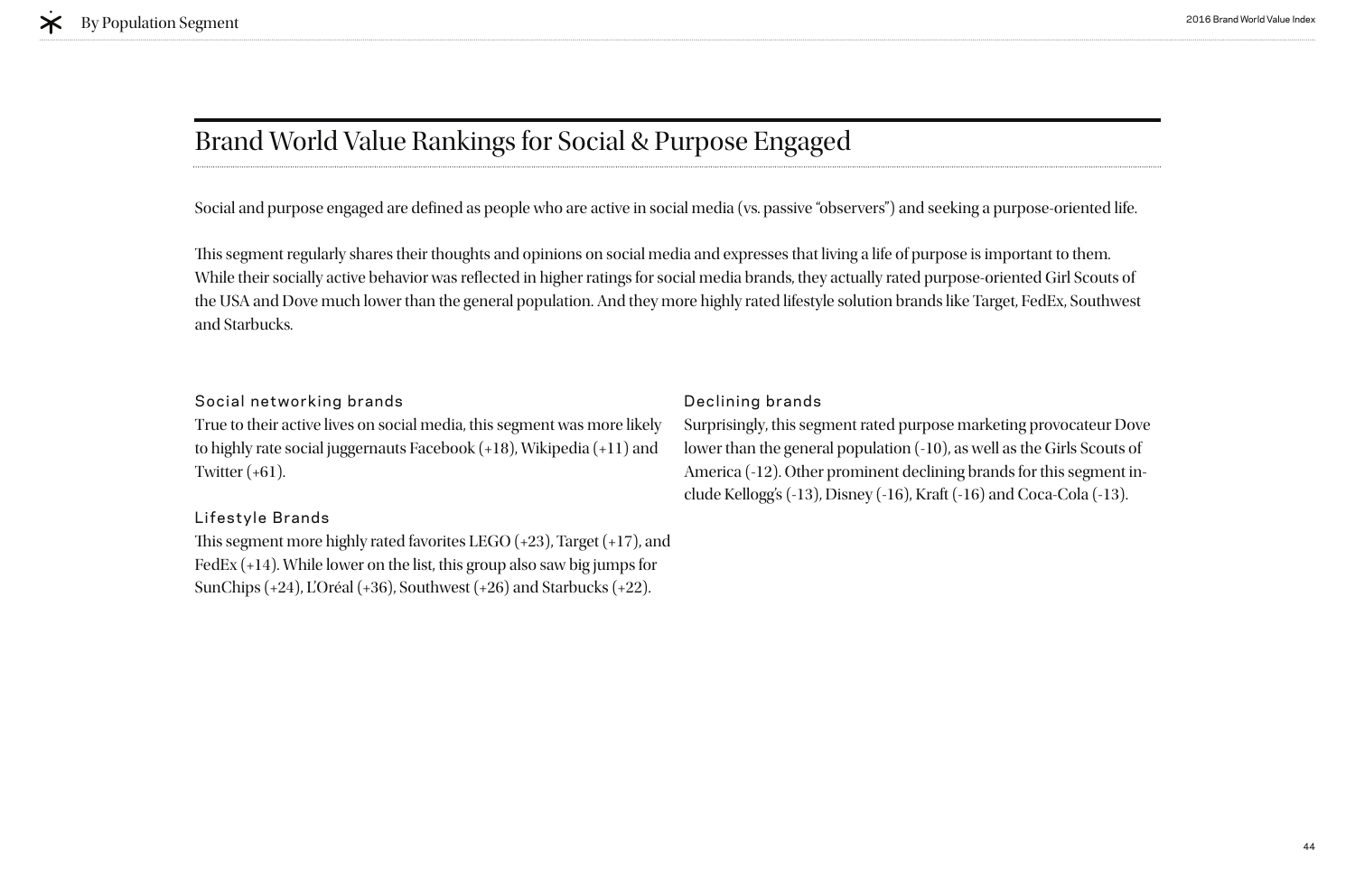# Brand World Value Rankings for Social & Purpose Engaged

Social and purpose engaged are defined as people who are active in social media (vs. passive "observers") and seeking a purpose-oriented life.

This segment regularly shares their thoughts and opinions on social media and expresses that living a life of purpose is important to them. While their socially active behavior was reflected in higher ratings for social media brands, they actually rated purpose-oriented Girl Scouts of the USA and Dove much lower than the general population. And they more highly rated lifestyle solution brands like Target, FedEx, Southwest and Starbucks.

### Social networking brands

True to their active lives on social media, this segment was more likely to highly rate social juggernauts Facebook (+18), Wikipedia (+11) and Twitter (+61).

### Lifestyle Brands

This segment more highly rated favorites LEGO (+23), Target (+17), and FedEx (+14). While lower on the list, this group also saw big jumps for SunChips (+24), L'Oréal (+36), Southwest (+26) and Starbucks (+22).

### Declining brands

Surprisingly, this segment rated purpose marketing provocateur Dove lower than the general population (-10), as well as the Girls Scouts of America (-12). Other prominent declining brands for this segment include Kellogg's (-13), Disney (-16), Kraft (-16) and Coca-Cola (-13).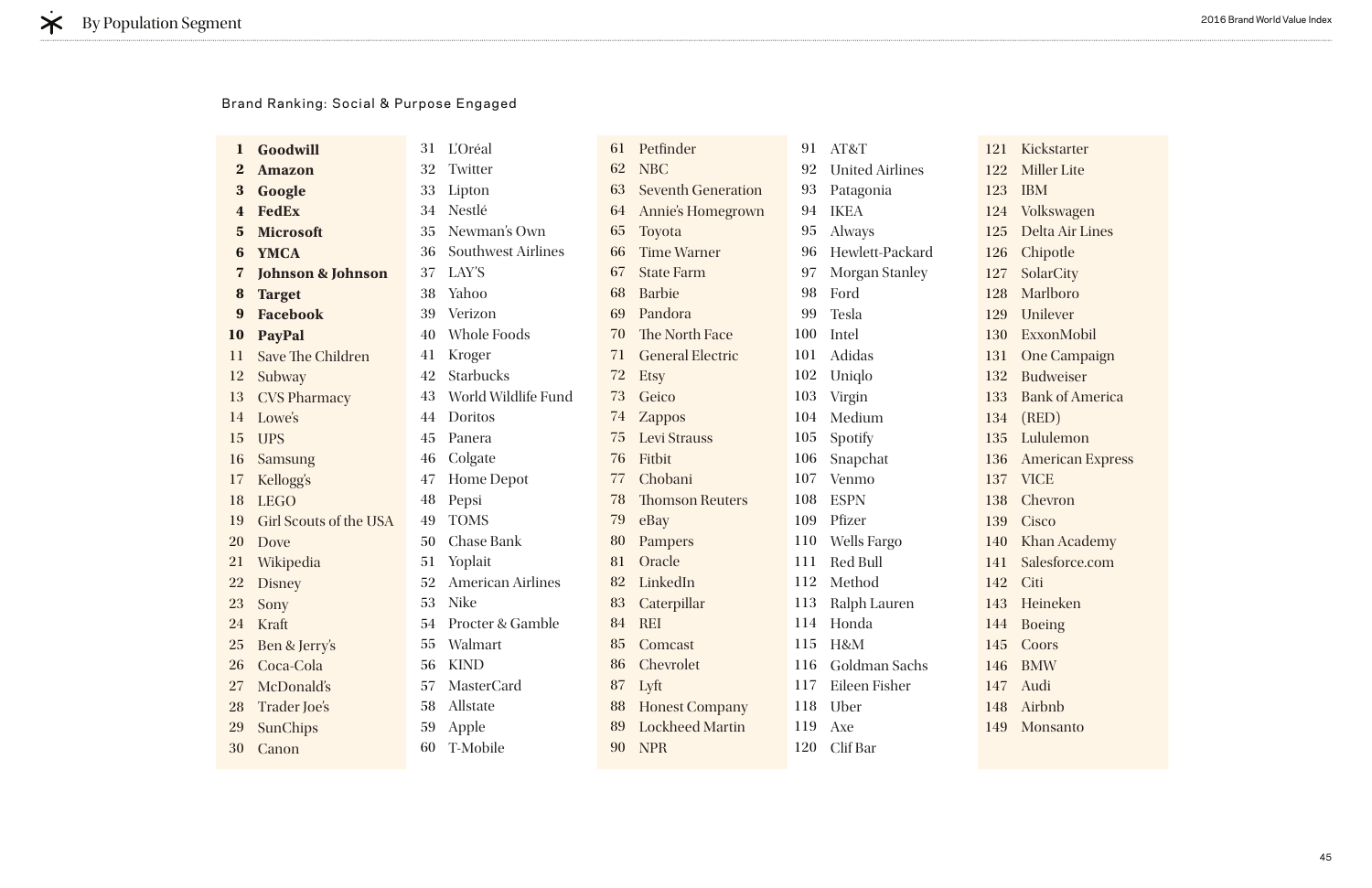## Brand Ranking: Social & Purpose Engaged

1. **Goodwill**
2. **Amazon**
3. **Google**
4. **FedEx**
5. **Microsoft**
6. **YMCA**
7. **Johnson & Johnson**
8. **Target**
9. **Facebook**
10. **PayPal**
11. Save The Children
12. Subway
13. CVS Pharmacy
14. Lowe's
15. UPS
16. Samsung
17. Kellogg's
18. LEGO
19. Girl Scouts of the USA
20. Dove
21. Wikipedia
22. Disney
23. Sony
24. Kraft
25. Ben & Jerry's
26. Coca-Cola
27. McDonald's
28. Trader Joe's
29. SunChips
30. Canon
31. L'Oréal
32. Twitter
33. Lipton
34. Nestlé
35. Newman's Own
36. Southwest Airlines
37. LAY'S
38. Yahoo
39. Verizon
40. Whole Foods
41. Kroger
42. Starbucks
43. World Wildlife Fund
44. Doritos
45. Panera
46. Colgate
47. Home Depot
48. Pepsi
49. TOMS
50. Chase Bank
51. Yoplait
52. American Airlines
53. Nike
54. Procter & Gamble
55. Walmart
56. KIND
57. MasterCard
58. Allstate
59. Apple
60. T-Mobile
61. Petfinder
62. NBC
63. Seventh Generation
64. Annie's Homegrown
65. Toyota
66. Time Warner
67. State Farm
68. Barbie
69. Pandora
70. The North Face
71. General Electric
72. Etsy
73. Geico
74. Zappos
75. Levi Strauss
76. Fitbit
77. Chobani
78. Thomson Reuters
79. eBay
80. Pampers
81. Oracle
82. LinkedIn
83. Caterpillar
84. REI
85. Comcast
86. Chevrolet
87. Lyft
88. Honest Company
89. Lockheed Martin
90. NPR
91. AT&T
92. United Airlines
93. Patagonia
94. IKEA
95. Always
96. Hewlett-Packard
97. Morgan Stanley
98. Ford
99. Tesla
100. Intel
101. Adidas
102. Uniqlo
103. Virgin
104. Medium
105. Spotify
106. Snapchat
107. Venmo
108. ESPN
109. Pfizer
110. Wells Fargo
111. Red Bull
112. Method
113. Ralph Lauren
114. Honda
115. H&M
116. Goldman Sachs
117. Eileen Fisher
118. Uber
119. Axe
120. Clif Bar
121. Kickstarter
122. Miller Lite
123. IBM
124. Volkswagen
125. Delta Air Lines
126. Chipotle
127. SolarCity
128. Marlboro
129. Unilever
130. ExxonMobil
131. One Campaign
132. Budweiser
133. Bank of America
134. (RED)
135. Lululemon
136. American Express
137. VICE
138. Chevron
139. Cisco
140. Khan Academy
141. Salesforce.com
142. Citi
143. Heineken
144. Boeing
145. Coors
146. BMW
147. Audi
148. Airbnb
149. Monsanto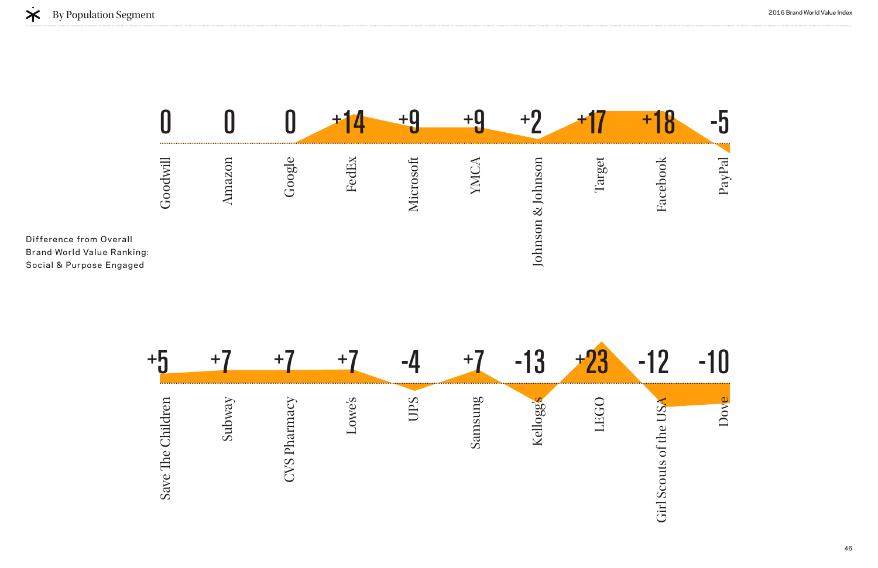## By Population Segment

Difference from Overall Brand World Value Ranking: Social & Purpose Engaged

| Brand | Difference |
| --- | --- |
| Goodwill | 0 |
| Amazon | 0 |
| Google | 0 |
| FedEx | +14 |
| Microsoft | +9 |
| YMCA | +9 |
| Johnson & Johnson | +2 |
| Target | +17 |
| Facebook | +18 |
| PayPal | -5 |
| Save The Children | +5 |
| Subway | +7 |
| CVS Pharmacy | +7 |
| Lowe's | +7 |
| UPS | -4 |
| Samsung | +7 |
| Kellogg's | -13 |
| LEGO | +23 |
| Girl Scouts of the USA | -12 |
| Dove | -10 |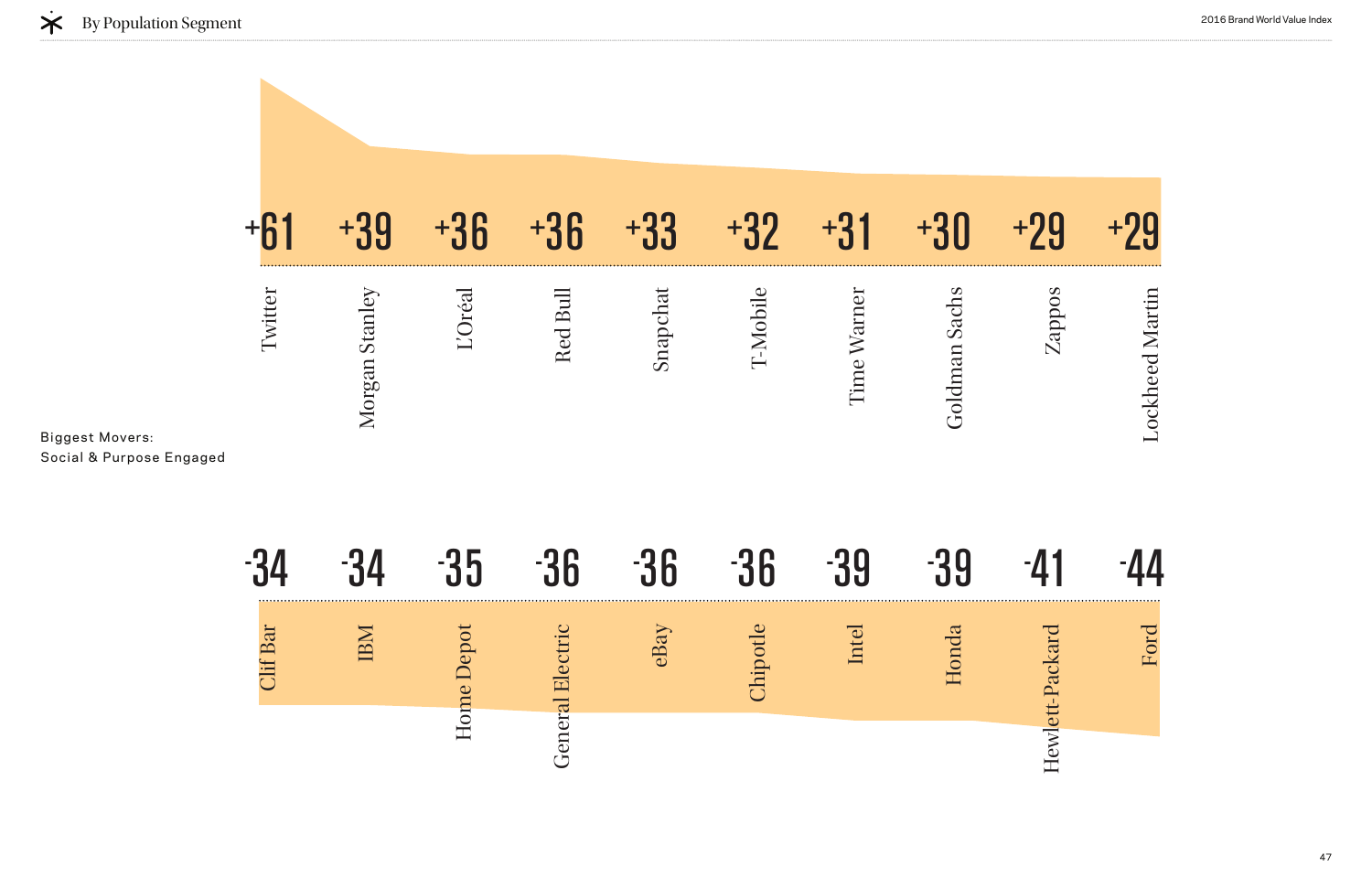## By Population Segment

Biggest Movers:
Social & Purpose Engaged

| Brand | Change |
|---|---|
| Twitter | +61 |
| Morgan Stanley | +39 |
| L'Oréal | +36 |
| Red Bull | +36 |
| Snapchat | +33 |
| T-Mobile | +32 |
| Time Warner | +31 |
| Goldman Sachs | +30 |
| Zappos | +29 |
| Lockheed Martin | +29 |

| Brand | Change |
|---|---|
| Clif Bar | -34 |
| IBM | -34 |
| Home Depot | -35 |
| General Electric | -36 |
| eBay | -36 |
| Chipotle | -36 |
| Intel | -39 |
| Honda | -39 |
| Hewlett-Packard | -41 |
| Ford | -44 |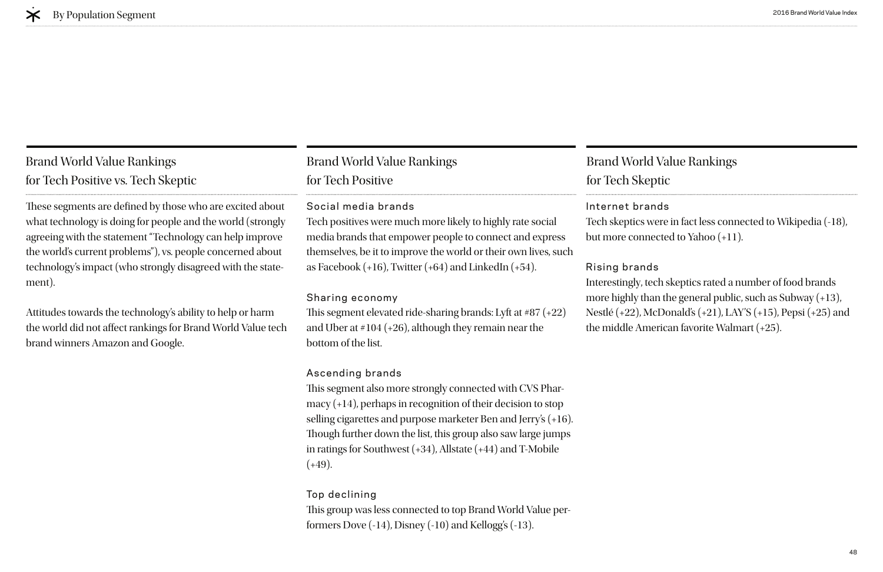## Brand World Value Rankings for Tech Positive vs. Tech Skeptic

These segments are defined by those who are excited about what technology is doing for people and the world (strongly agreeing with the statement "Technology can help improve the world's current problems"), vs. people concerned about technology's impact (who strongly disagreed with the statement).

Attitudes towards the technology's ability to help or harm the world did not affect rankings for Brand World Value tech brand winners Amazon and Google.

## Brand World Value Rankings for Tech Positive

### Social media brands

Tech positives were much more likely to highly rate social media brands that empower people to connect and express themselves, be it to improve the world or their own lives, such as Facebook (+16), Twitter (+64) and LinkedIn (+54).

### Sharing economy

This segment elevated ride-sharing brands: Lyft at #87 (+22) and Uber at #104 (+26), although they remain near the bottom of the list.

### Ascending brands

This segment also more strongly connected with CVS Pharmacy (+14), perhaps in recognition of their decision to stop selling cigarettes and purpose marketer Ben and Jerry's (+16). Though further down the list, this group also saw large jumps in ratings for Southwest (+34), Allstate (+44) and T-Mobile (+49).

### Top declining

This group was less connected to top Brand World Value performers Dove (-14), Disney (-10) and Kellogg's (-13).

## Brand World Value Rankings for Tech Skeptic

### Internet brands

Tech skeptics were in fact less connected to Wikipedia (-18), but more connected to Yahoo (+11).

### Rising brands

Interestingly, tech skeptics rated a number of food brands more highly than the general public, such as Subway (+13), Nestlé (+22), McDonald's (+21), LAY'S (+15), Pepsi (+25) and the middle American favorite Walmart (+25).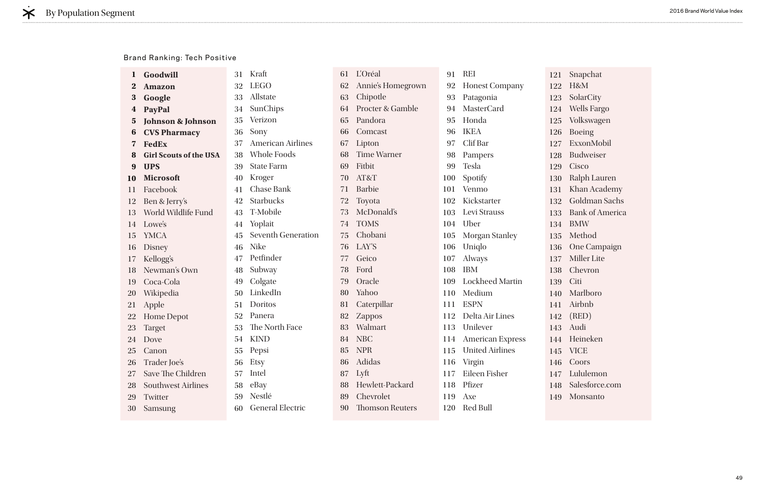Brand Ranking: Tech Positive

1. **Goodwill**
2. **Amazon**
3. **Google**
4. **PayPal**
5. **Johnson & Johnson**
6. **CVS Pharmacy**
7. **FedEx**
8. **Girl Scouts of the USA**
9. **UPS**
10. **Microsoft**
11. Facebook
12. Ben & Jerry's
13. World Wildlife Fund
14. Lowe's
15. YMCA
16. Disney
17. Kellogg's
18. Newman's Own
19. Coca-Cola
20. Wikipedia
21. Apple
22. Home Depot
23. Target
24. Dove
25. Canon
26. Trader Joe's
27. Save The Children
28. Southwest Airlines
29. Twitter
30. Samsung
31. Kraft
32. LEGO
33. Allstate
34. SunChips
35. Verizon
36. Sony
37. American Airlines
38. Whole Foods
39. State Farm
40. Kroger
41. Chase Bank
42. Starbucks
43. T-Mobile
44. Yoplait
45. Seventh Generation
46. Nike
47. Petfinder
48. Subway
49. Colgate
50. LinkedIn
51. Doritos
52. Panera
53. The North Face
54. KIND
55. Pepsi
56. Etsy
57. Intel
58. eBay
59. Nestlé
60. General Electric
61. L'Oréal
62. Annie's Homegrown
63. Chipotle
64. Procter & Gamble
65. Pandora
66. Comcast
67. Lipton
68. Time Warner
69. Fitbit
70. AT&T
71. Barbie
72. Toyota
73. McDonald's
74. TOMS
75. Chobani
76. LAY'S
77. Geico
78. Ford
79. Oracle
80. Yahoo
81. Caterpillar
82. Zappos
83. Walmart
84. NBC
85. NPR
86. Adidas
87. Lyft
88. Hewlett-Packard
89. Chevrolet
90. Thomson Reuters
91. REI
92. Honest Company
93. Patagonia
94. MasterCard
95. Honda
96. IKEA
97. Clif Bar
98. Pampers
99. Tesla
100. Spotify
101. Venmo
102. Kickstarter
103. Levi Strauss
104. Uber
105. Morgan Stanley
106. Uniqlo
107. Always
108. IBM
109. Lockheed Martin
110. Medium
111. ESPN
112. Delta Air Lines
113. Unilever
114. American Express
115. United Airlines
116. Virgin
117. Eileen Fisher
118. Pfizer
119. Axe
120. Red Bull
121. Snapchat
122. H&M
123. SolarCity
124. Wells Fargo
125. Volkswagen
126. Boeing
127. ExxonMobil
128. Budweiser
129. Cisco
130. Ralph Lauren
131. Khan Academy
132. Goldman Sachs
133. Bank of America
134. BMW
135. Method
136. One Campaign
137. Miller Lite
138. Chevron
139. Citi
140. Marlboro
141. Airbnb
142. (RED)
143. Audi
144. Heineken
145. VICE
146. Coors
147. Lululemon
148. Salesforce.com
149. Monsanto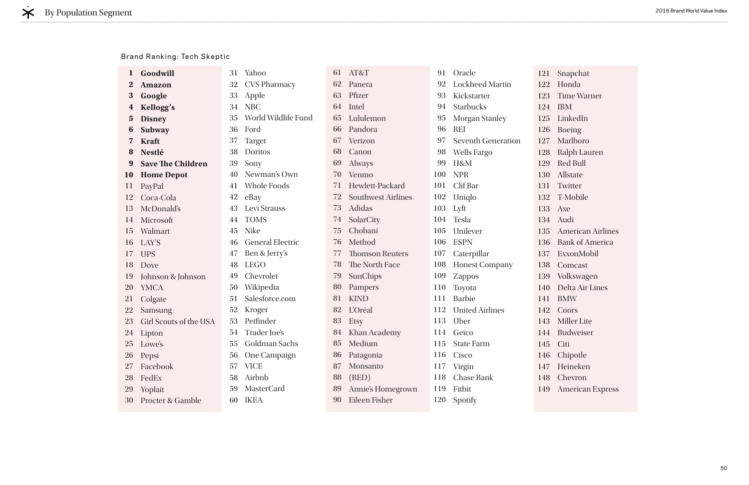Brand Ranking: Tech Skeptic

| Rank | Brand |
|---|---|
| **1** | **Goodwill** |
| **2** | **Amazon** |
| **3** | **Google** |
| **4** | **Kellogg's** |
| **5** | **Disney** |
| **6** | **Subway** |
| **7** | **Kraft** |
| **8** | **Nestlé** |
| **9** | **Save The Children** |
| **10** | **Home Depot** |
| 11 | PayPal |
| 12 | Coca-Cola |
| 13 | McDonald's |
| 14 | Microsoft |
| 15 | Walmart |
| 16 | LAY'S |
| 17 | UPS |
| 18 | Dove |
| 19 | Johnson & Johnson |
| 20 | YMCA |
| 21 | Colgate |
| 22 | Samsung |
| 23 | Girl Scouts of the USA |
| 24 | Lipton |
| 25 | Lowe's |
| 26 | Pepsi |
| 27 | Facebook |
| 28 | FedEx |
| 29 | Yoplait |
| 30 | Procter & Gamble |
| 31 | Yahoo |
| 32 | CVS Pharmacy |
| 33 | Apple |
| 34 | NBC |
| 35 | World Wildlife Fund |
| 36 | Ford |
| 37 | Target |
| 38 | Doritos |
| 39 | Sony |
| 40 | Newman's Own |
| 41 | Whole Foods |
| 42 | eBay |
| 43 | Levi Strauss |
| 44 | TOMS |
| 45 | Nike |
| 46 | General Electric |
| 47 | Ben & Jerry's |
| 48 | LEGO |
| 49 | Chevrolet |
| 50 | Wikipedia |
| 51 | Salesforce.com |
| 52 | Kroger |
| 53 | Petfinder |
| 54 | Trader Joe's |
| 55 | Goldman Sachs |
| 56 | One Campaign |
| 57 | VICE |
| 58 | Airbnb |
| 59 | MasterCard |
| 60 | IKEA |
| 61 | AT&T |
| 62 | Panera |
| 63 | Pfizer |
| 64 | Intel |
| 65 | Lululemon |
| 66 | Pandora |
| 67 | Verizon |
| 68 | Canon |
| 69 | Always |
| 70 | Venmo |
| 71 | Hewlett-Packard |
| 72 | Southwest Airlines |
| 73 | Adidas |
| 74 | SolarCity |
| 75 | Chobani |
| 76 | Method |
| 77 | Thomson Reuters |
| 78 | The North Face |
| 79 | SunChips |
| 80 | Pampers |
| 81 | KIND |
| 82 | L'Oréal |
| 83 | Etsy |
| 84 | Khan Academy |
| 85 | Medium |
| 86 | Patagonia |
| 87 | Monsanto |
| 88 | (RED) |
| 89 | Annie's Homegrown |
| 90 | Eileen Fisher |
| 91 | Oracle |
| 92 | Lockheed Martin |
| 93 | Kickstarter |
| 94 | Starbucks |
| 95 | Morgan Stanley |
| 96 | REI |
| 97 | Seventh Generation |
| 98 | Wells Fargo |
| 99 | H&M |
| 100 | NPR |
| 101 | Clif Bar |
| 102 | Uniqlo |
| 103 | Lyft |
| 104 | Tesla |
| 105 | Unilever |
| 106 | ESPN |
| 107 | Caterpillar |
| 108 | Honest Company |
| 109 | Zappos |
| 110 | Toyota |
| 111 | Barbie |
| 112 | United Airlines |
| 113 | Uber |
| 114 | Geico |
| 115 | State Farm |
| 116 | Cisco |
| 117 | Virgin |
| 118 | Chase Bank |
| 119 | Fitbit |
| 120 | Spotify |
| 121 | Snapchat |
| 122 | Honda |
| 123 | Time Warner |
| 124 | IBM |
| 125 | LinkedIn |
| 126 | Boeing |
| 127 | Marlboro |
| 128 | Ralph Lauren |
| 129 | Red Bull |
| 130 | Allstate |
| 131 | Twitter |
| 132 | T-Mobile |
| 133 | Axe |
| 134 | Audi |
| 135 | American Airlines |
| 136 | Bank of America |
| 137 | ExxonMobil |
| 138 | Comcast |
| 139 | Volkswagen |
| 140 | Delta Air Lines |
| 141 | BMW |
| 142 | Coors |
| 143 | Miller Lite |
| 144 | Budweiser |
| 145 | Citi |
| 146 | Chipotle |
| 147 | Heineken |
| 148 | Chevron |
| 149 | American Express |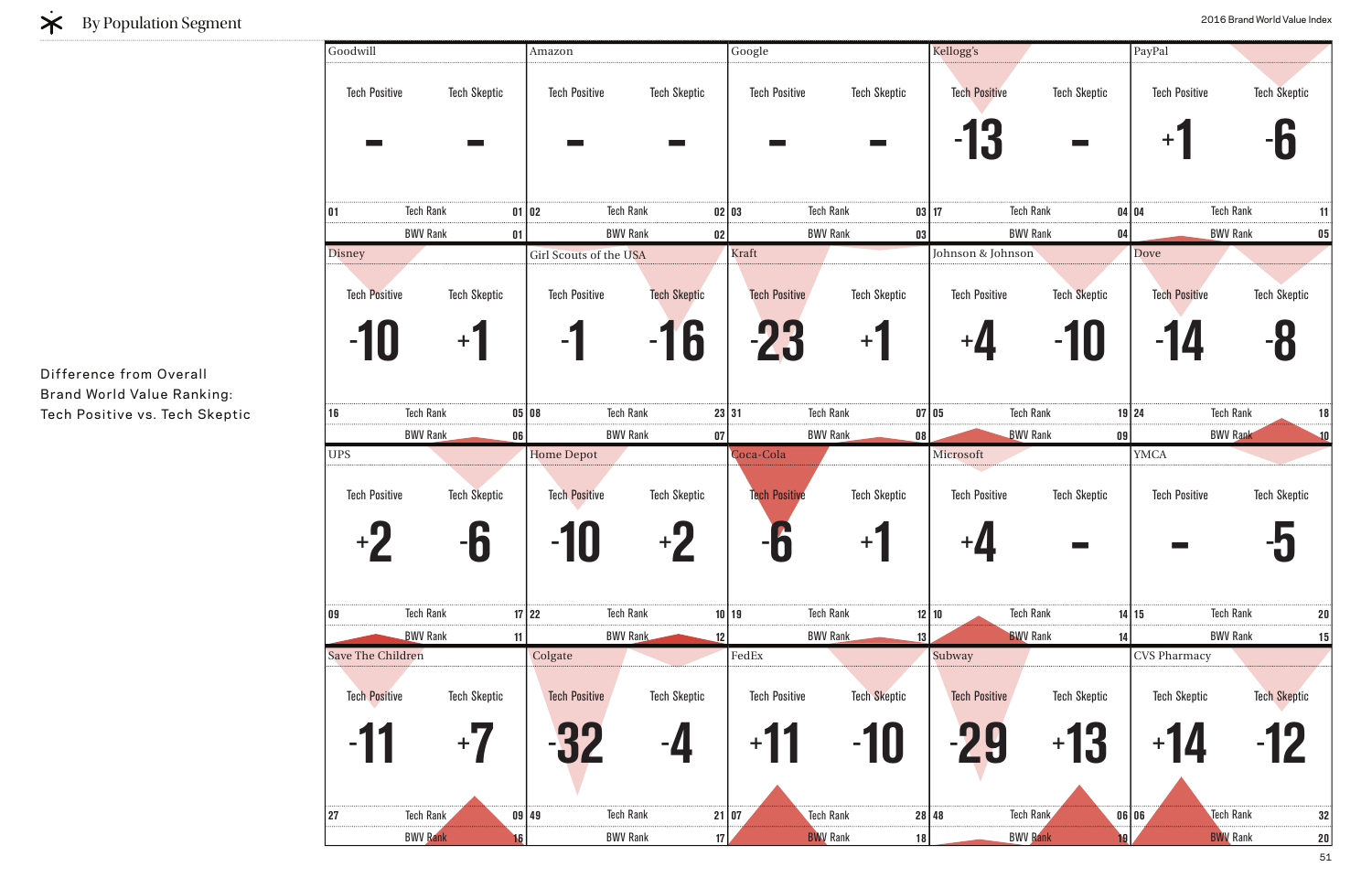## By Population Segment

Difference from Overall Brand World Value Ranking: Tech Positive vs. Tech Skeptic

| Brand | Tech Positive | Tech Skeptic | Tech Positive Rank | Tech Skeptic Rank | BWV Rank |
|---|---|---|---|---|---|
| Goodwill | - | - | 01 | 01 | 01 |
| Amazon | - | - | 02 | 02 | 02 |
| Google | - | - | 03 | 03 | 03 |
| Kellogg's | -13 | - | 17 | 04 | 04 |
| PayPal | +1 | -6 | 04 | 11 | 05 |
| Disney | -10 | +1 | 16 | 05 | 06 |
| Girl Scouts of the USA | -1 | -16 | 08 | 23 | 07 |
| Kraft | -23 | +1 | 31 | 07 | 08 |
| Johnson & Johnson | +4 | -10 | 05 | 19 | 09 |
| Dove | -14 | -8 | 24 | 18 | 10 |
| UPS | +2 | -6 | 09 | 17 | 11 |
| Home Depot | -10 | +2 | 22 | 10 | 12 |
| Coca-Cola | -6 | +1 | 19 | 12 | 13 |
| Microsoft | +4 | - | 10 | 14 | 14 |
| YMCA | - | -5 | 15 | 20 | 15 |
| Save The Children | -11 | +7 | 27 | 09 | 16 |
| Colgate | -32 | -4 | 49 | 21 | 17 |
| FedEx | +11 | -10 | 07 | 28 | 18 |
| Subway | -29 | +13 | 48 | 06 | 19 |
| CVS Pharmacy | +14 | -12 | 06 | 32 | 20 |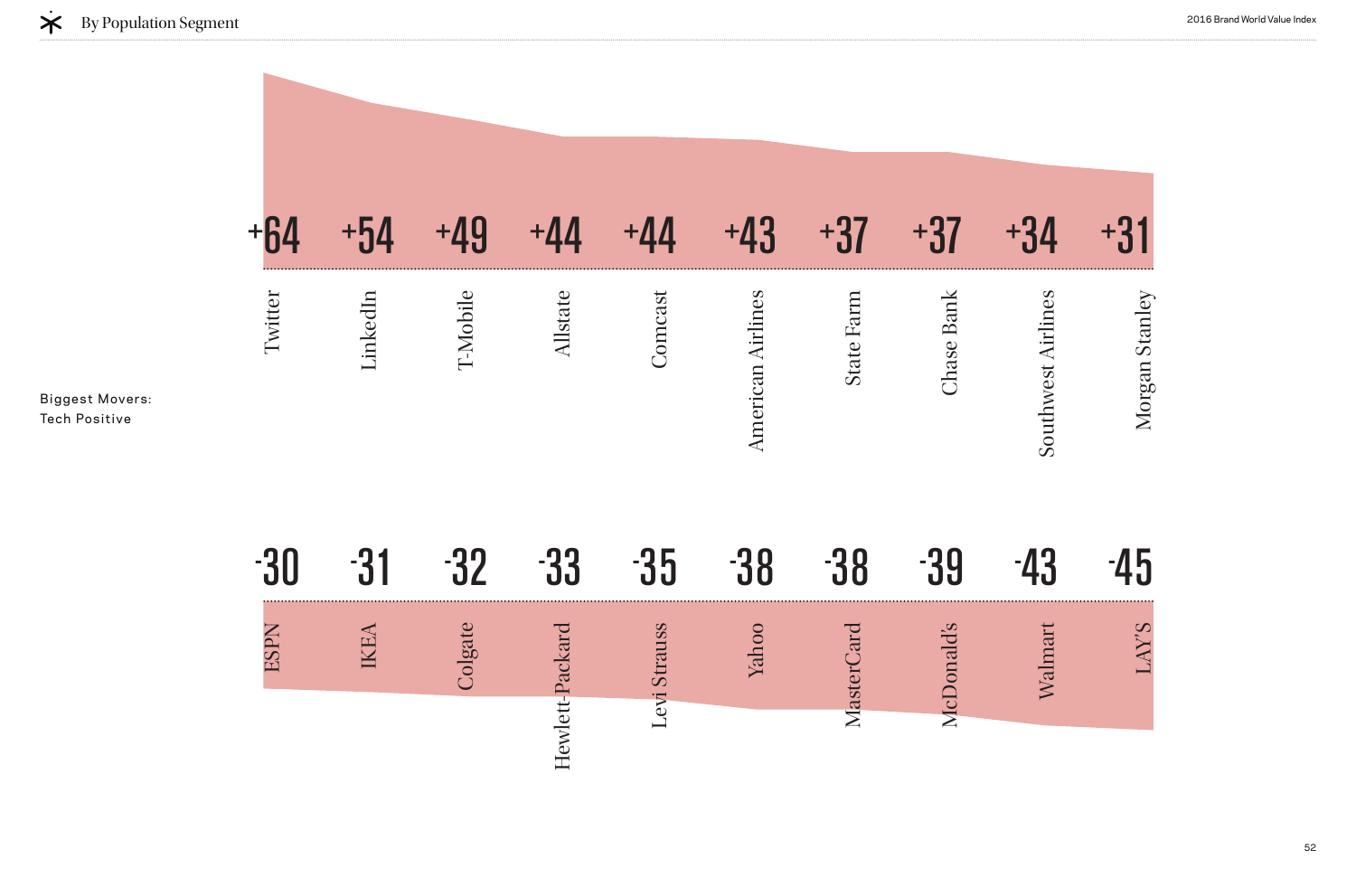## By Population Segment

Biggest Movers:
Tech Positive

| Brand | Change |
| --- | --- |
| Twitter | +64 |
| LinkedIn | +54 |
| T-Mobile | +49 |
| Allstate | +44 |
| Comcast | +44 |
| American Airlines | +43 |
| State Farm | +37 |
| Chase Bank | +37 |
| Southwest Airlines | +34 |
| Morgan Stanley | +31 |

| Brand | Change |
| --- | --- |
| ESPN | -30 |
| IKEA | -31 |
| Colgate | -32 |
| Hewlett-Packard | -33 |
| Levi Strauss | -35 |
| Yahoo | -38 |
| MasterCard | -38 |
| McDonald's | -39 |
| Walmart | -43 |
| LAY'S | -45 |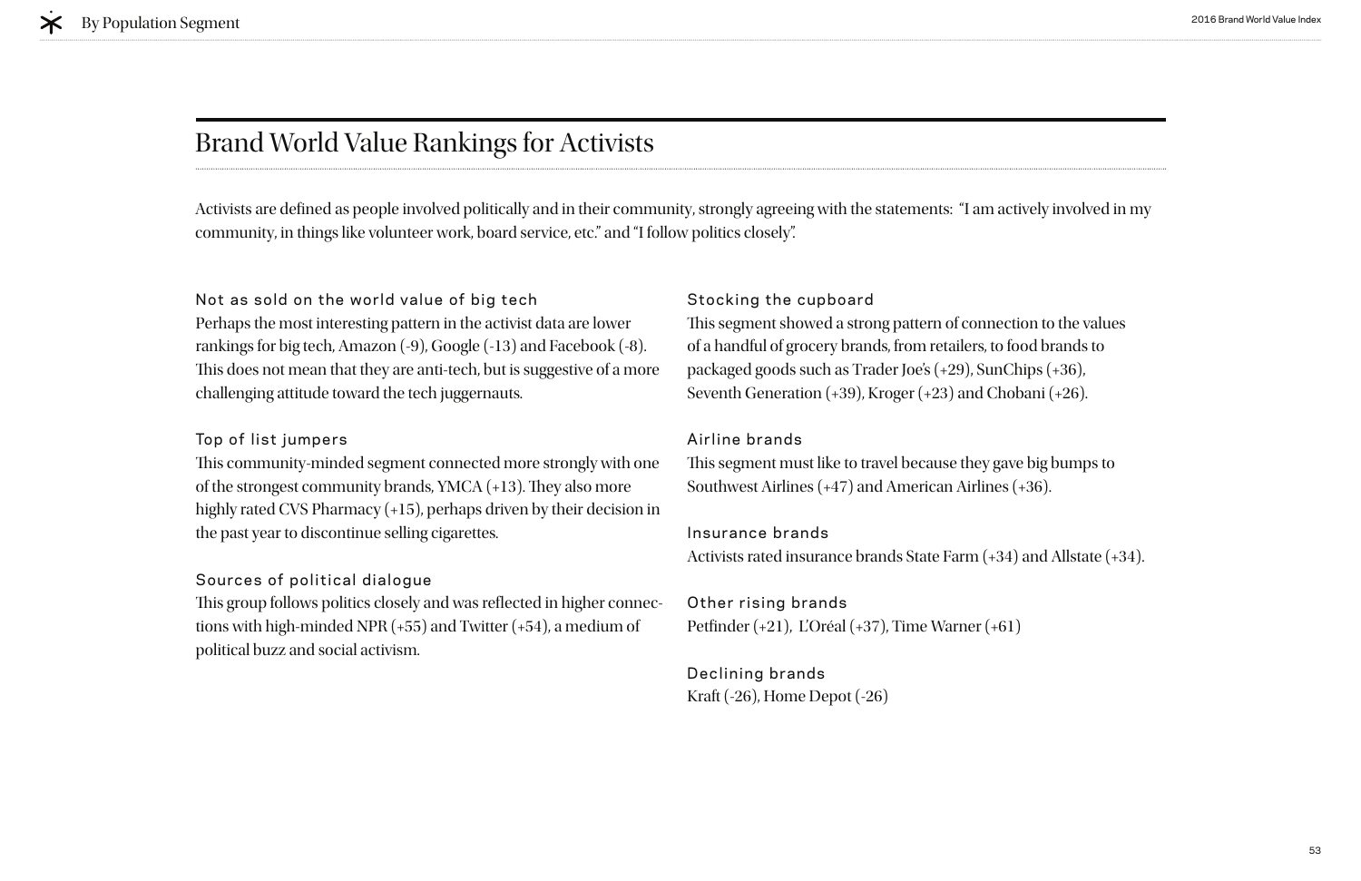# Brand World Value Rankings for Activists

Activists are defined as people involved politically and in their community, strongly agreeing with the statements: "I am actively involved in my community, in things like volunteer work, board service, etc." and "I follow politics closely".

### Not as sold on the world value of big tech

Perhaps the most interesting pattern in the activist data are lower rankings for big tech, Amazon (-9), Google (-13) and Facebook (-8). This does not mean that they are anti-tech, but is suggestive of a more challenging attitude toward the tech juggernauts.

### Top of list jumpers

This community-minded segment connected more strongly with one of the strongest community brands, YMCA (+13). They also more highly rated CVS Pharmacy (+15), perhaps driven by their decision in the past year to discontinue selling cigarettes.

### Sources of political dialogue

This group follows politics closely and was reflected in higher connections with high-minded NPR (+55) and Twitter (+54), a medium of political buzz and social activism.

### Stocking the cupboard

This segment showed a strong pattern of connection to the values of a handful of grocery brands, from retailers, to food brands to packaged goods such as Trader Joe's (+29), SunChips (+36), Seventh Generation (+39), Kroger (+23) and Chobani (+26).

### Airline brands

This segment must like to travel because they gave big bumps to Southwest Airlines (+47) and American Airlines (+36).

### Insurance brands

Activists rated insurance brands State Farm (+34) and Allstate (+34).

### Other rising brands

Petfinder (+21), L'Oréal (+37), Time Warner (+61)

### Declining brands

Kraft (-26), Home Depot (-26)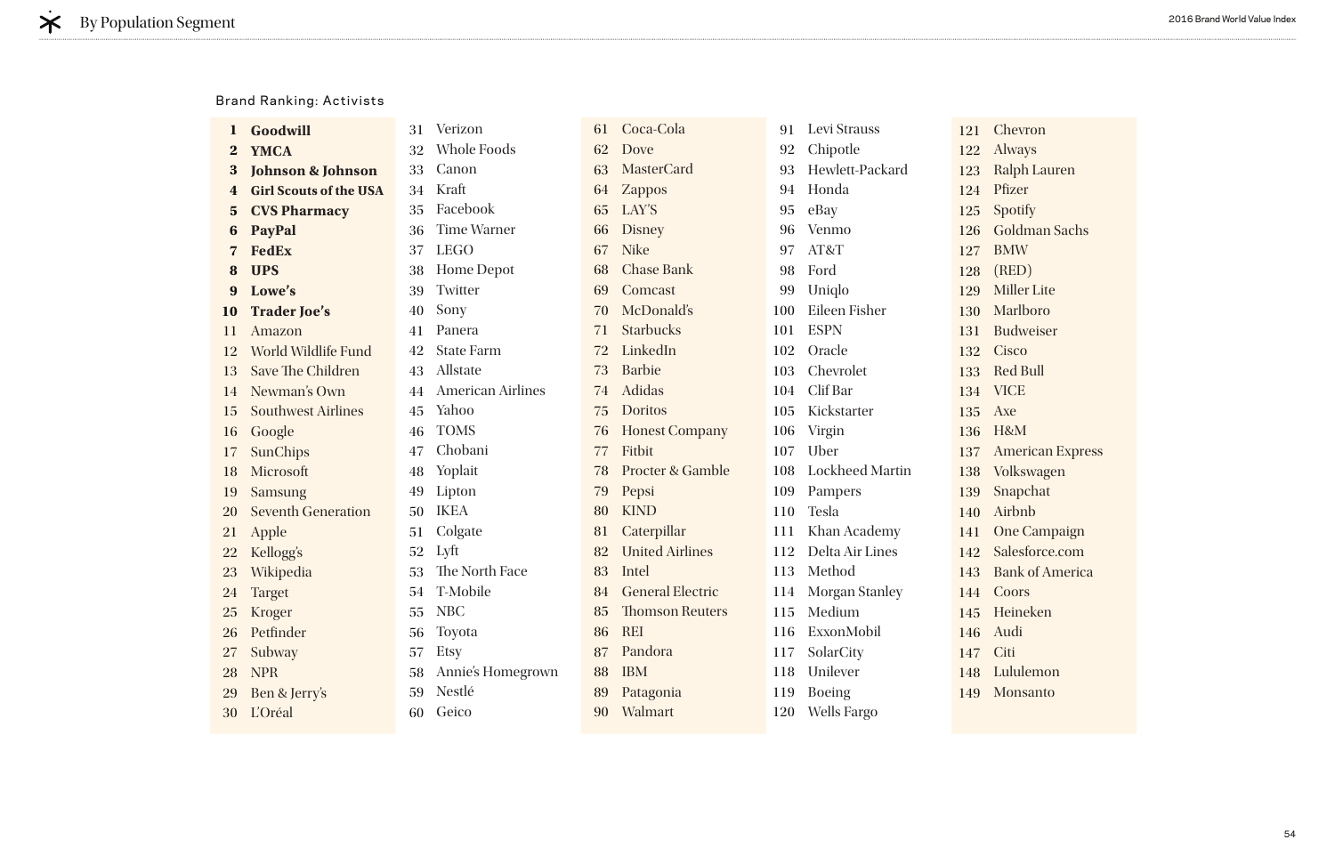# By Population Segment

Brand Ranking: Activists

| Rank | Brand | Rank | Brand | Rank | Brand | Rank | Brand | Rank | Brand |
|---|---|---|---|---|---|---|---|---|---|
| **1** | **Goodwill** | 31 | Verizon | 61 | Coca-Cola | 91 | Levi Strauss | 121 | Chevron |
| **2** | **YMCA** | 32 | Whole Foods | 62 | Dove | 92 | Chipotle | 122 | Always |
| **3** | **Johnson & Johnson** | 33 | Canon | 63 | MasterCard | 93 | Hewlett-Packard | 123 | Ralph Lauren |
| **4** | **Girl Scouts of the USA** | 34 | Kraft | 64 | Zappos | 94 | Honda | 124 | Pfizer |
| **5** | **CVS Pharmacy** | 35 | Facebook | 65 | LAY'S | 95 | eBay | 125 | Spotify |
| **6** | **PayPal** | 36 | Time Warner | 66 | Disney | 96 | Venmo | 126 | Goldman Sachs |
| **7** | **FedEx** | 37 | LEGO | 67 | Nike | 97 | AT&T | 127 | BMW |
| **8** | **UPS** | 38 | Home Depot | 68 | Chase Bank | 98 | Ford | 128 | (RED) |
| **9** | **Lowe's** | 39 | Twitter | 69 | Comcast | 99 | Uniqlo | 129 | Miller Lite |
| **10** | **Trader Joe's** | 40 | Sony | 70 | McDonald's | 100 | Eileen Fisher | 130 | Marlboro |
| 11 | Amazon | 41 | Panera | 71 | Starbucks | 101 | ESPN | 131 | Budweiser |
| 12 | World Wildlife Fund | 42 | State Farm | 72 | LinkedIn | 102 | Oracle | 132 | Cisco |
| 13 | Save The Children | 43 | Allstate | 73 | Barbie | 103 | Chevrolet | 133 | Red Bull |
| 14 | Newman's Own | 44 | American Airlines | 74 | Adidas | 104 | Clif Bar | 134 | VICE |
| 15 | Southwest Airlines | 45 | Yahoo | 75 | Doritos | 105 | Kickstarter | 135 | Axe |
| 16 | Google | 46 | TOMS | 76 | Honest Company | 106 | Virgin | 136 | H&M |
| 17 | SunChips | 47 | Chobani | 77 | Fitbit | 107 | Uber | 137 | American Express |
| 18 | Microsoft | 48 | Yoplait | 78 | Procter & Gamble | 108 | Lockheed Martin | 138 | Volkswagen |
| 19 | Samsung | 49 | Lipton | 79 | Pepsi | 109 | Pampers | 139 | Snapchat |
| 20 | Seventh Generation | 50 | IKEA | 80 | KIND | 110 | Tesla | 140 | Airbnb |
| 21 | Apple | 51 | Colgate | 81 | Caterpillar | 111 | Khan Academy | 141 | One Campaign |
| 22 | Kellogg's | 52 | Lyft | 82 | United Airlines | 112 | Delta Air Lines | 142 | Salesforce.com |
| 23 | Wikipedia | 53 | The North Face | 83 | Intel | 113 | Method | 143 | Bank of America |
| 24 | Target | 54 | T-Mobile | 84 | General Electric | 114 | Morgan Stanley | 144 | Coors |
| 25 | Kroger | 55 | NBC | 85 | Thomson Reuters | 115 | Medium | 145 | Heineken |
| 26 | Petfinder | 56 | Toyota | 86 | REI | 116 | ExxonMobil | 146 | Audi |
| 27 | Subway | 57 | Etsy | 87 | Pandora | 117 | SolarCity | 147 | Citi |
| 28 | NPR | 58 | Annie's Homegrown | 88 | IBM | 118 | Unilever | 148 | Lululemon |
| 29 | Ben & Jerry's | 59 | Nestlé | 89 | Patagonia | 119 | Boeing | 149 | Monsanto |
| 30 | L'Oréal | 60 | Geico | 90 | Walmart | 120 | Wells Fargo | | |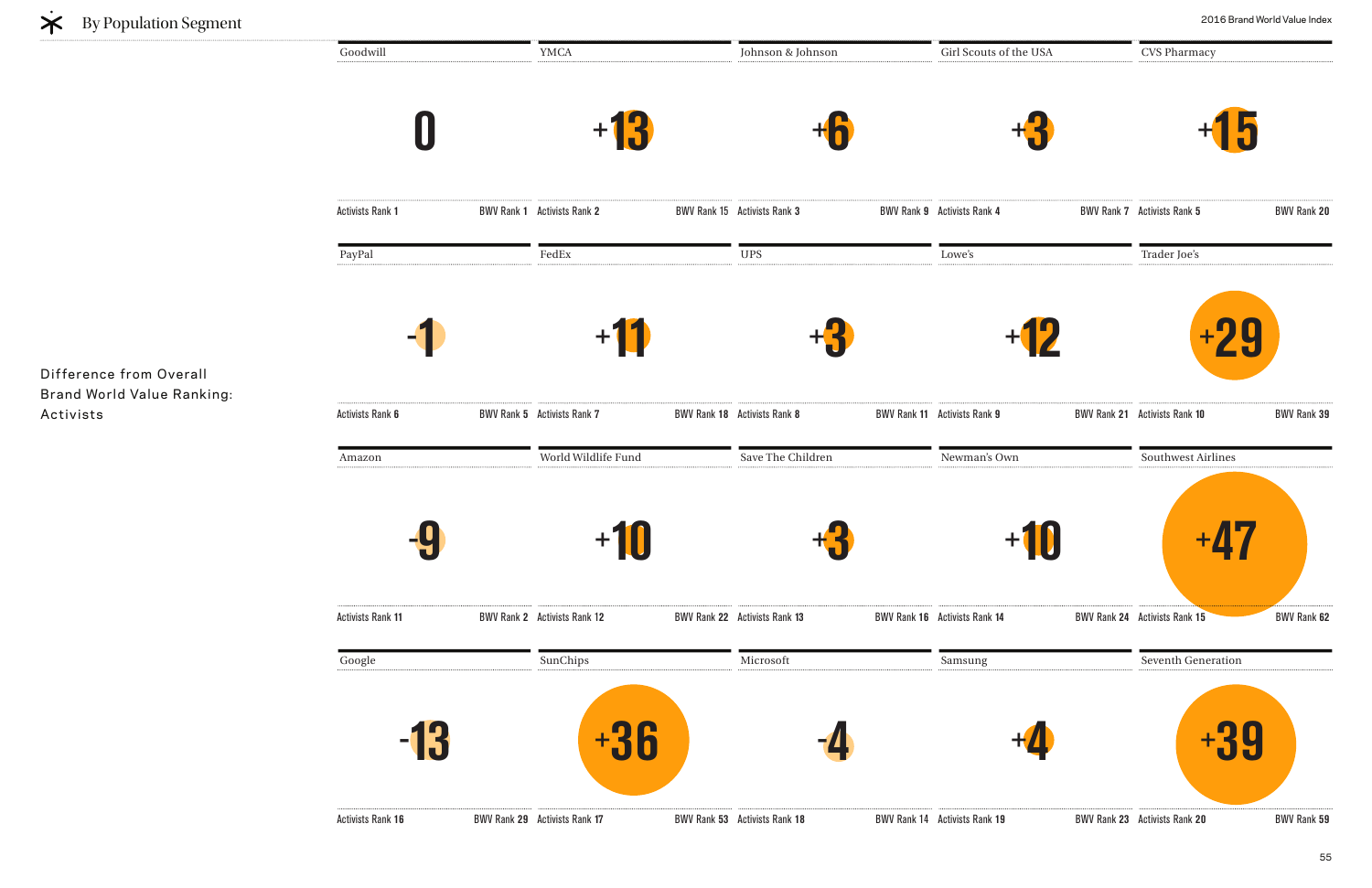## By Population Segment

Difference from Overall Brand World Value Ranking: Activists

| Brand | Difference | Activists Rank | BWV Rank |
| --- | --- | --- | --- |
| Goodwill | 0 | 1 | 1 |
| YMCA | +13 | 2 | 15 |
| Johnson & Johnson | +6 | 3 | 9 |
| Girl Scouts of the USA | +3 | 4 | 7 |
| CVS Pharmacy | +15 | 5 | 20 |
| PayPal | -1 | 6 | 5 |
| FedEx | +11 | 7 | 18 |
| UPS | +3 | 8 | 11 |
| Lowe's | +12 | 9 | 21 |
| Trader Joe's | +29 | 10 | 39 |
| Amazon | -9 | 11 | 2 |
| World Wildlife Fund | +10 | 12 | 22 |
| Save The Children | +3 | 13 | 16 |
| Newman's Own | +10 | 14 | 24 |
| Southwest Airlines | +47 | 15 | 62 |
| Google | -13 | 16 | 29 |
| SunChips | +36 | 17 | 53 |
| Microsoft | -4 | 18 | 14 |
| Samsung | +4 | 19 | 23 |
| Seventh Generation | +39 | 20 | 59 |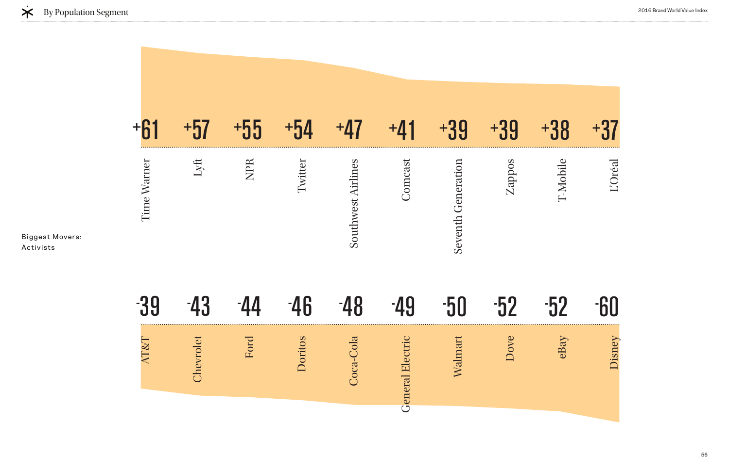## By Population Segment

**Biggest Movers: Activists**

| Brand | Change |
|---|---|
| Time Warner | +61 |
| Lyft | +57 |
| NPR | +55 |
| Twitter | +54 |
| Southwest Airlines | +47 |
| Comcast | +41 |
| Seventh Generation | +39 |
| Zappos | +39 |
| T-Mobile | +38 |
| L'Oréal | +37 |

| Brand | Change |
|---|---|
| AT&T | -39 |
| Chevrolet | -43 |
| Ford | -44 |
| Doritos | -46 |
| Coca-Cola | -48 |
| General Electric | -49 |
| Walmart | -50 |
| Dove | -52 |
| eBay | -52 |
| Disney | -60 |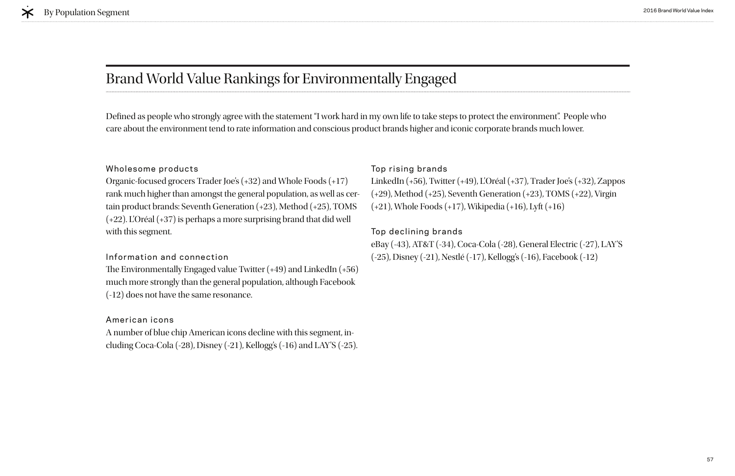# Brand World Value Rankings for Environmentally Engaged

Defined as people who strongly agree with the statement "I work hard in my own life to take steps to protect the environment". People who care about the environment tend to rate information and conscious product brands higher and iconic corporate brands much lower.

### Wholesome products

Organic-focused grocers Trader Joe's (+32) and Whole Foods (+17) rank much higher than amongst the general population, as well as certain product brands: Seventh Generation (+23), Method (+25), TOMS (+22). L'Oréal (+37) is perhaps a more surprising brand that did well with this segment.

### Information and connection

The Environmentally Engaged value Twitter (+49) and LinkedIn (+56) much more strongly than the general population, although Facebook (-12) does not have the same resonance.

### American icons

A number of blue chip American icons decline with this segment, including Coca-Cola (-28), Disney (-21), Kellogg's (-16) and LAY'S (-25).

### Top rising brands

LinkedIn (+56), Twitter (+49), L'Oréal (+37), Trader Joe's (+32), Zappos (+29), Method (+25), Seventh Generation (+23), TOMS (+22), Virgin (+21), Whole Foods (+17), Wikipedia (+16), Lyft (+16)

### Top declining brands

eBay (-43), AT&T (-34), Coca-Cola (-28), General Electric (-27), LAY'S (-25), Disney (-21), Nestlé (-17), Kellogg's (-16), Facebook (-12)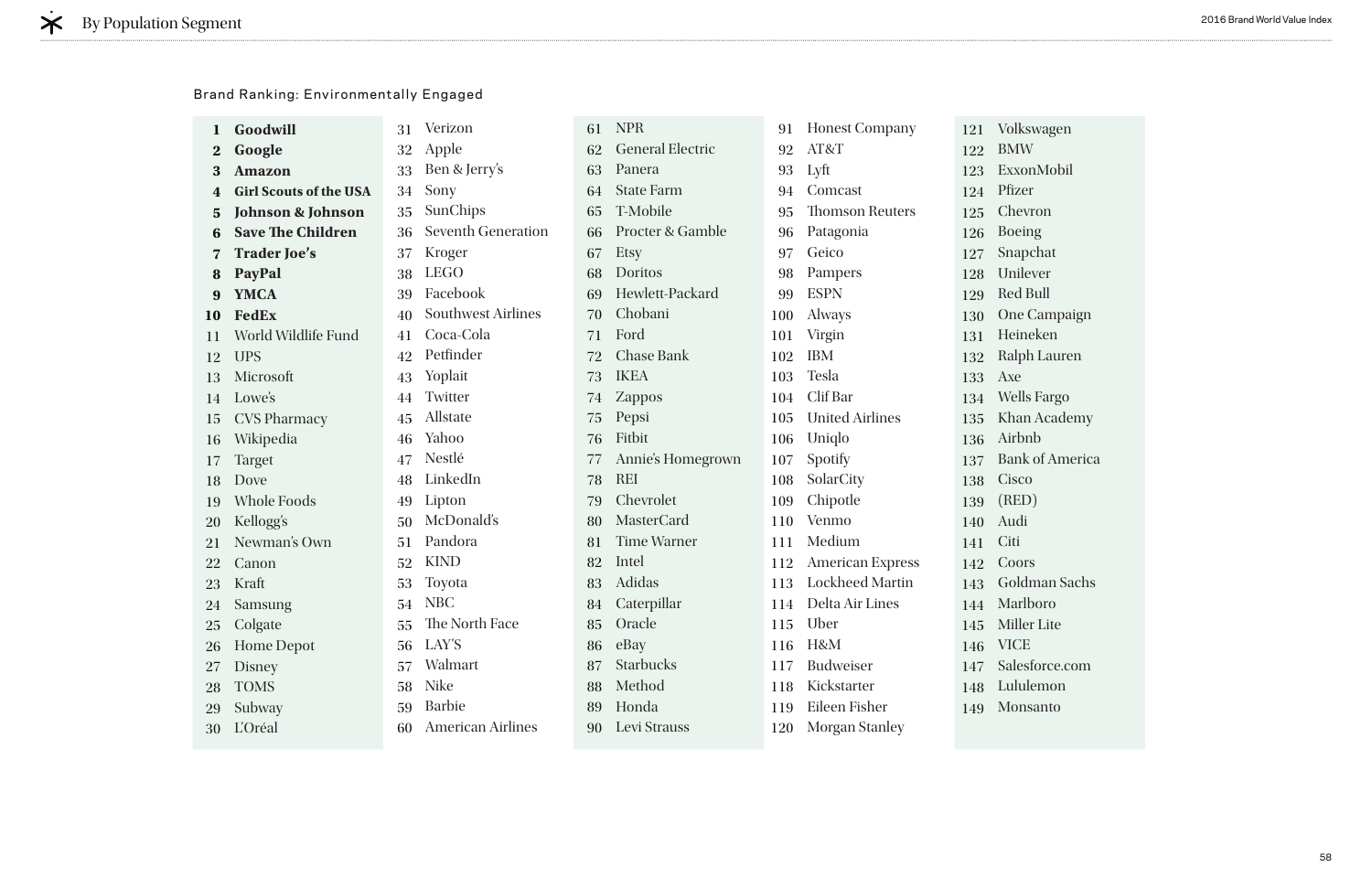## By Population Segment

Brand Ranking: Environmentally Engaged

1. **Goodwill**
2. **Google**
3. **Amazon**
4. **Girl Scouts of the USA**
5. **Johnson & Johnson**
6. **Save The Children**
7. **Trader Joe's**
8. **PayPal**
9. **YMCA**
10. **FedEx**
11. World Wildlife Fund
12. UPS
13. Microsoft
14. Lowe's
15. CVS Pharmacy
16. Wikipedia
17. Target
18. Dove
19. Whole Foods
20. Kellogg's
21. Newman's Own
22. Canon
23. Kraft
24. Samsung
25. Colgate
26. Home Depot
27. Disney
28. TOMS
29. Subway
30. L'Oréal
31. Verizon
32. Apple
33. Ben & Jerry's
34. Sony
35. SunChips
36. Seventh Generation
37. Kroger
38. LEGO
39. Facebook
40. Southwest Airlines
41. Coca-Cola
42. Petfinder
43. Yoplait
44. Twitter
45. Allstate
46. Yahoo
47. Nestlé
48. LinkedIn
49. Lipton
50. McDonald's
51. Pandora
52. KIND
53. Toyota
54. NBC
55. The North Face
56. LAY'S
57. Walmart
58. Nike
59. Barbie
60. American Airlines
61. NPR
62. General Electric
63. Panera
64. State Farm
65. T-Mobile
66. Procter & Gamble
67. Etsy
68. Doritos
69. Hewlett-Packard
70. Chobani
71. Ford
72. Chase Bank
73. IKEA
74. Zappos
75. Pepsi
76. Fitbit
77. Annie's Homegrown
78. REI
79. Chevrolet
80. MasterCard
81. Time Warner
82. Intel
83. Adidas
84. Caterpillar
85. Oracle
86. eBay
87. Starbucks
88. Method
89. Honda
90. Levi Strauss
91. Honest Company
92. AT&T
93. Lyft
94. Comcast
95. Thomson Reuters
96. Patagonia
97. Geico
98. Pampers
99. ESPN
100. Always
101. Virgin
102. IBM
103. Tesla
104. Clif Bar
105. United Airlines
106. Uniqlo
107. Spotify
108. SolarCity
109. Chipotle
110. Venmo
111. Medium
112. American Express
113. Lockheed Martin
114. Delta Air Lines
115. Uber
116. H&M
117. Budweiser
118. Kickstarter
119. Eileen Fisher
120. Morgan Stanley
121. Volkswagen
122. BMW
123. ExxonMobil
124. Pfizer
125. Chevron
126. Boeing
127. Snapchat
128. Unilever
129. Red Bull
130. One Campaign
131. Heineken
132. Ralph Lauren
133. Axe
134. Wells Fargo
135. Khan Academy
136. Airbnb
137. Bank of America
138. Cisco
139. (RED)
140. Audi
141. Citi
142. Coors
143. Goldman Sachs
144. Marlboro
145. Miller Lite
146. VICE
147. Salesforce.com
148. Lululemon
149. Monsanto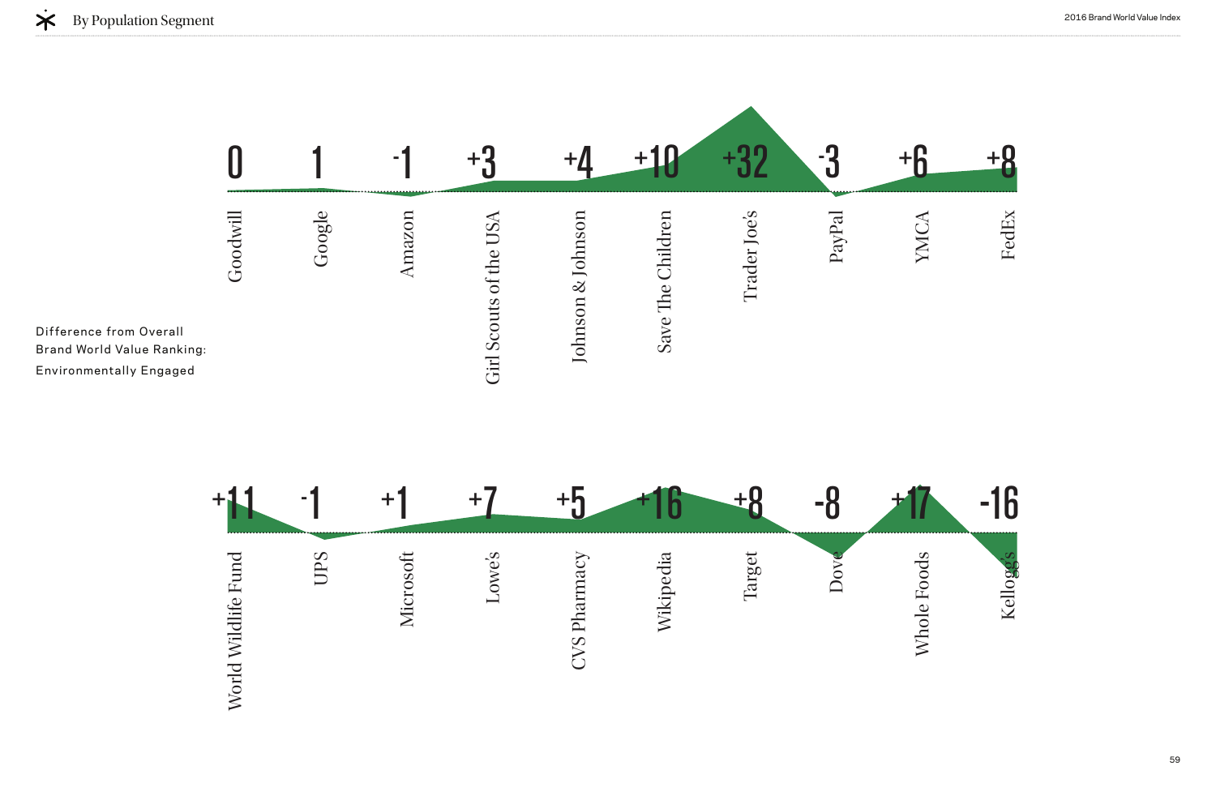## By Population Segment

Difference from Overall Brand World Value Ranking: Environmentally Engaged

| Brand | Difference |
| --- | --- |
| Goodwill | 0 |
| Google | 1 |
| Amazon | -1 |
| Girl Scouts of the USA | +3 |
| Johnson & Johnson | +4 |
| Save The Children | +10 |
| Trader Joe's | +32 |
| PayPal | -3 |
| YMCA | +6 |
| FedEx | +8 |
| World Wildlife Fund | +11 |
| UPS | -1 |
| Microsoft | +1 |
| Lowe's | +7 |
| CVS Pharmacy | +5 |
| Wikipedia | +16 |
| Target | +8 |
| Dove | -8 |
| Whole Foods | +17 |
| Kellogg's | -16 |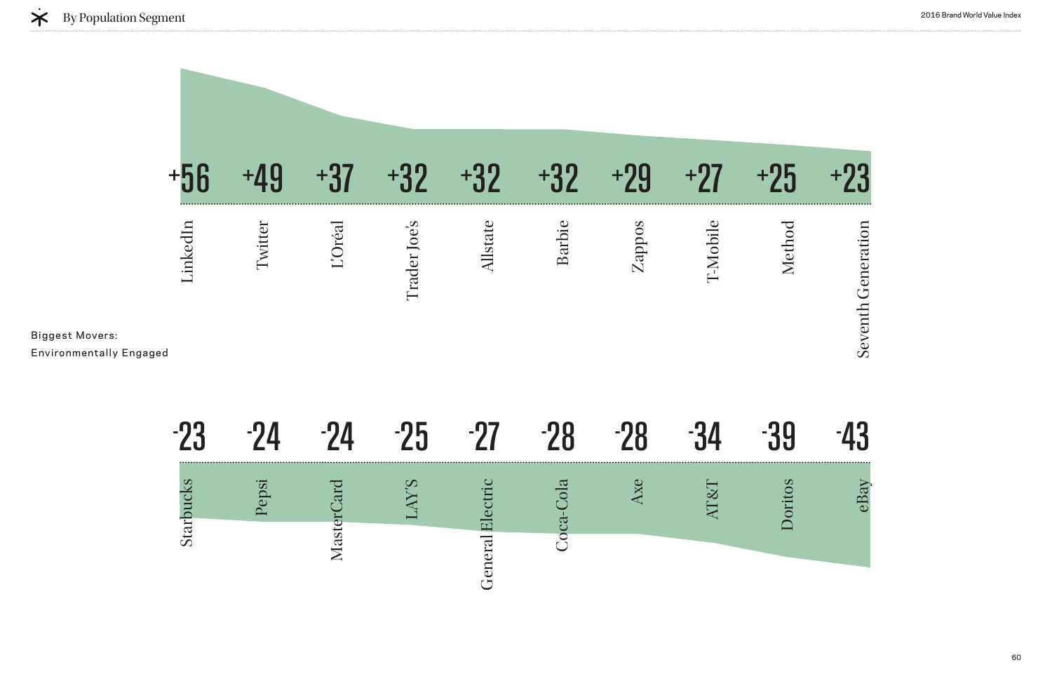## By Population Segment

**Biggest Movers: Environmentally Engaged**

| Brand | Change |
|---|---|
| LinkedIn | +56 |
| Twitter | +49 |
| L'Oréal | +37 |
| Trader Joe's | +32 |
| Allstate | +32 |
| Barbie | +32 |
| Zappos | +29 |
| T-Mobile | +27 |
| Method | +25 |
| Seventh Generation | +23 |

| Brand | Change |
|---|---|
| Starbucks | -23 |
| Pepsi | -24 |
| MasterCard | -24 |
| LAY'S | -25 |
| General Electric | -27 |
| Coca-Cola | -28 |
| Axe | -28 |
| AT&T | -34 |
| Doritos | -39 |
| eBay | -43 |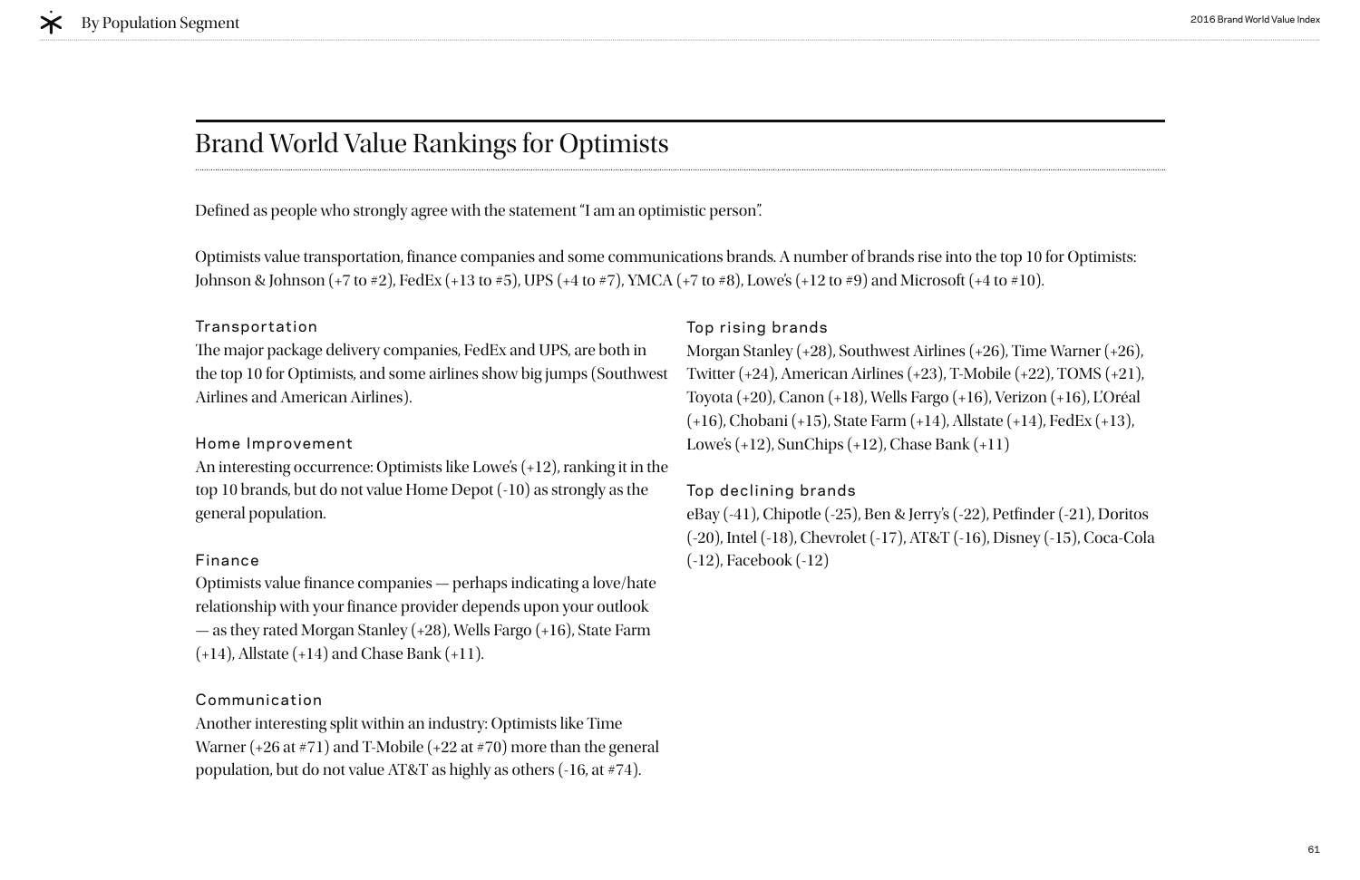# Brand World Value Rankings for Optimists

Defined as people who strongly agree with the statement "I am an optimistic person".

Optimists value transportation, finance companies and some communications brands. A number of brands rise into the top 10 for Optimists: Johnson & Johnson (+7 to #2), FedEx (+13 to #5), UPS (+4 to #7), YMCA (+7 to #8), Lowe's (+12 to #9) and Microsoft (+4 to #10).

### Transportation

The major package delivery companies, FedEx and UPS, are both in the top 10 for Optimists, and some airlines show big jumps (Southwest Airlines and American Airlines).

### Home Improvement

An interesting occurrence: Optimists like Lowe's (+12), ranking it in the top 10 brands, but do not value Home Depot (-10) as strongly as the general population.

### Finance

Optimists value finance companies — perhaps indicating a love/hate relationship with your finance provider depends upon your outlook — as they rated Morgan Stanley (+28), Wells Fargo (+16), State Farm (+14), Allstate (+14) and Chase Bank (+11).

### Communication

Another interesting split within an industry: Optimists like Time Warner (+26 at #71) and T-Mobile (+22 at #70) more than the general population, but do not value AT&T as highly as others (-16, at #74).

### Top rising brands

Morgan Stanley (+28), Southwest Airlines (+26), Time Warner (+26), Twitter (+24), American Airlines (+23), T-Mobile (+22), TOMS (+21), Toyota (+20), Canon (+18), Wells Fargo (+16), Verizon (+16), L'Oréal (+16), Chobani (+15), State Farm (+14), Allstate (+14), FedEx (+13), Lowe's (+12), SunChips (+12), Chase Bank (+11)

### Top declining brands

eBay (-41), Chipotle (-25), Ben & Jerry's (-22), Petfinder (-21), Doritos (-20), Intel (-18), Chevrolet (-17), AT&T (-16), Disney (-15), Coca-Cola (-12), Facebook (-12)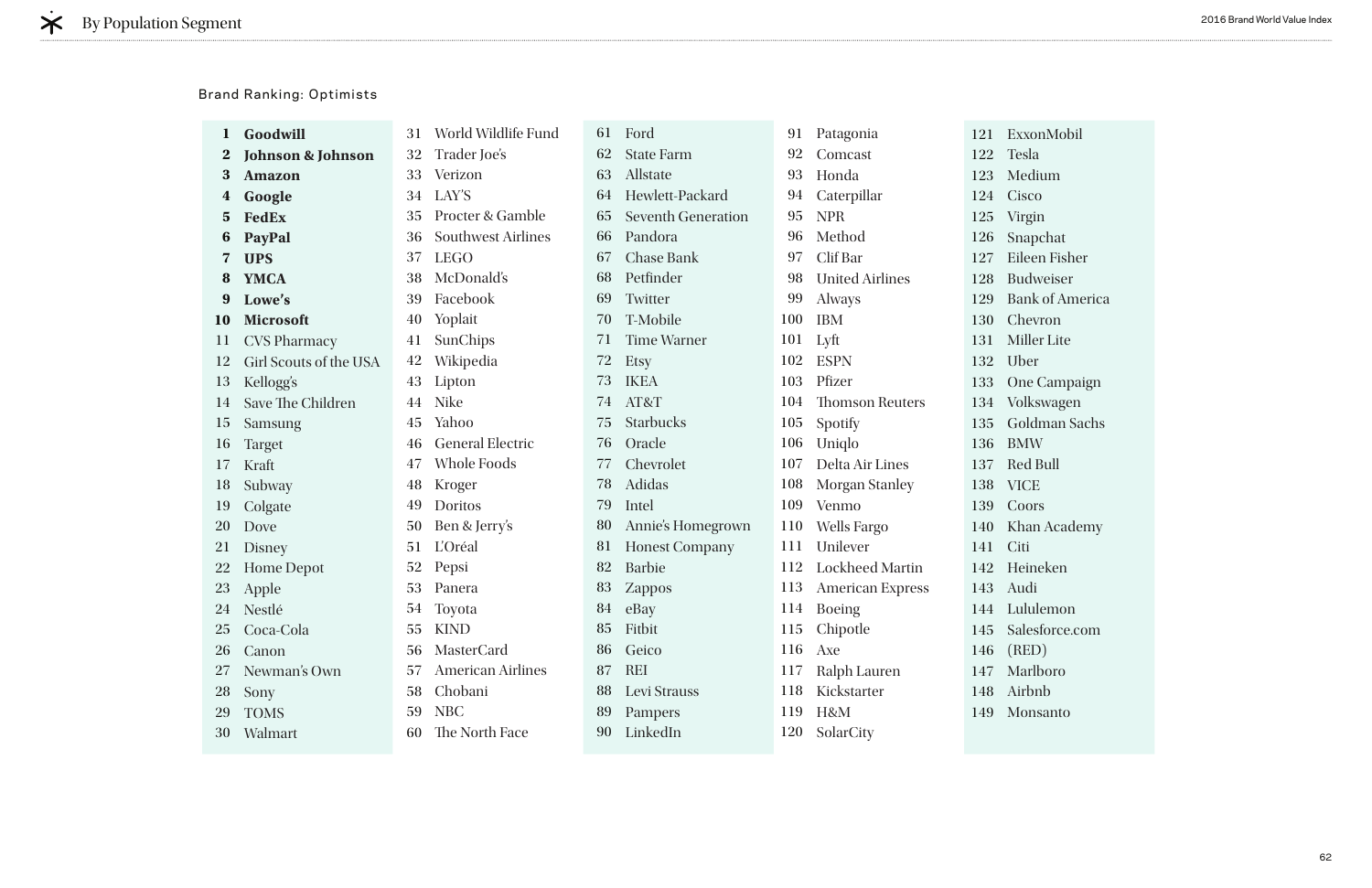## By Population Segment

Brand Ranking: Optimists

1. **Goodwill**
2. **Johnson & Johnson**
3. **Amazon**
4. **Google**
5. **FedEx**
6. **PayPal**
7. **UPS**
8. **YMCA**
9. **Lowe's**
10. **Microsoft**
11. CVS Pharmacy
12. Girl Scouts of the USA
13. Kellogg's
14. Save The Children
15. Samsung
16. Target
17. Kraft
18. Subway
19. Colgate
20. Dove
21. Disney
22. Home Depot
23. Apple
24. Nestlé
25. Coca-Cola
26. Canon
27. Newman's Own
28. Sony
29. TOMS
30. Walmart
31. World Wildlife Fund
32. Trader Joe's
33. Verizon
34. LAY'S
35. Procter & Gamble
36. Southwest Airlines
37. LEGO
38. McDonald's
39. Facebook
40. Yoplait
41. SunChips
42. Wikipedia
43. Lipton
44. Nike
45. Yahoo
46. General Electric
47. Whole Foods
48. Kroger
49. Doritos
50. Ben & Jerry's
51. L'Oréal
52. Pepsi
53. Panera
54. Toyota
55. KIND
56. MasterCard
57. American Airlines
58. Chobani
59. NBC
60. The North Face
61. Ford
62. State Farm
63. Allstate
64. Hewlett-Packard
65. Seventh Generation
66. Pandora
67. Chase Bank
68. Petfinder
69. Twitter
70. T-Mobile
71. Time Warner
72. Etsy
73. IKEA
74. AT&T
75. Starbucks
76. Oracle
77. Chevrolet
78. Adidas
79. Intel
80. Annie's Homegrown
81. Honest Company
82. Barbie
83. Zappos
84. eBay
85. Fitbit
86. Geico
87. REI
88. Levi Strauss
89. Pampers
90. LinkedIn
91. Patagonia
92. Comcast
93. Honda
94. Caterpillar
95. NPR
96. Method
97. Clif Bar
98. United Airlines
99. Always
100. IBM
101. Lyft
102. ESPN
103. Pfizer
104. Thomson Reuters
105. Spotify
106. Uniqlo
107. Delta Air Lines
108. Morgan Stanley
109. Venmo
110. Wells Fargo
111. Unilever
112. Lockheed Martin
113. American Express
114. Boeing
115. Chipotle
116. Axe
117. Ralph Lauren
118. Kickstarter
119. H&M
120. SolarCity
121. ExxonMobil
122. Tesla
123. Medium
124. Cisco
125. Virgin
126. Snapchat
127. Eileen Fisher
128. Budweiser
129. Bank of America
130. Chevron
131. Miller Lite
132. Uber
133. One Campaign
134. Volkswagen
135. Goldman Sachs
136. BMW
137. Red Bull
138. VICE
139. Coors
140. Khan Academy
141. Citi
142. Heineken
143. Audi
144. Lululemon
145. Salesforce.com
146. (RED)
147. Marlboro
148. Airbnb
149. Monsanto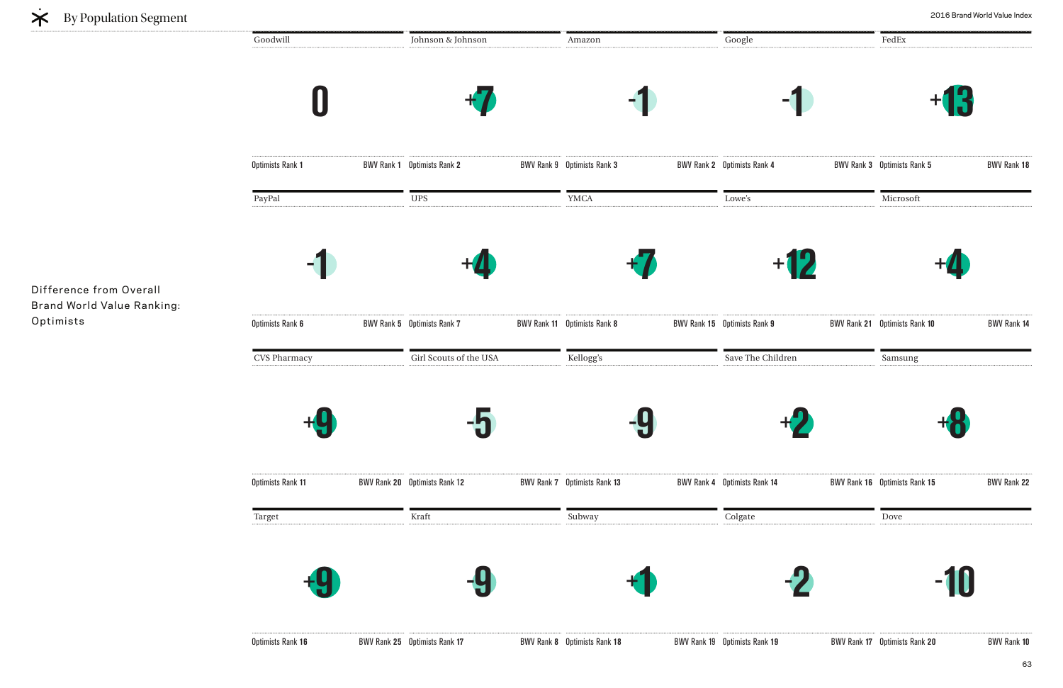## By Population Segment

**Difference from Overall Brand World Value Ranking: Optimists**

| Brand | Difference | Optimists Rank | BWV Rank |
|---|---|---|---|
| Goodwill | 0 | 1 | 1 |
| Johnson & Johnson | +7 | 2 | 9 |
| Amazon | -1 | 3 | 2 |
| Google | -1 | 4 | 3 |
| FedEx | +13 | 5 | 18 |
| PayPal | -1 | 6 | 5 |
| UPS | +4 | 7 | 11 |
| YMCA | +7 | 8 | 15 |
| Lowe's | +12 | 9 | 21 |
| Microsoft | +4 | 10 | 14 |
| CVS Pharmacy | +9 | 11 | 20 |
| Girl Scouts of the USA | -5 | 12 | 7 |
| Kellogg's | -9 | 13 | 4 |
| Save The Children | +2 | 14 | 16 |
| Samsung | +8 | 15 | 22 |
| Target | +9 | 16 | 25 |
| Kraft | -9 | 17 | 8 |
| Subway | +1 | 18 | 19 |
| Colgate | -2 | 19 | 17 |
| Dove | -10 | 20 | 10 |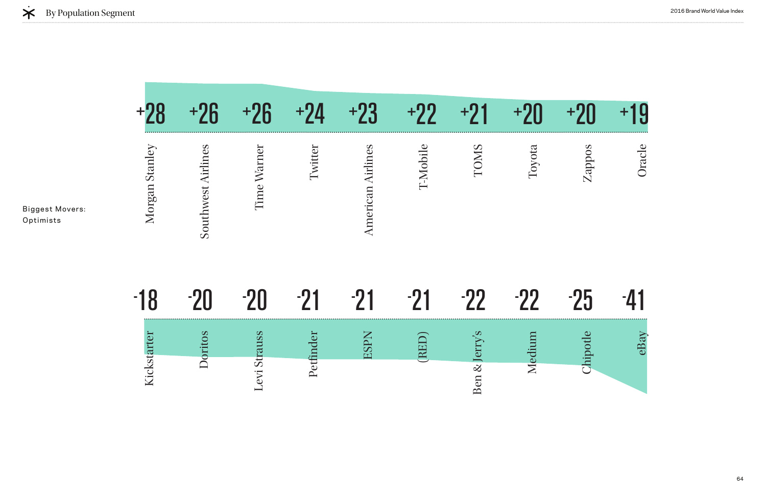## By Population Segment

**Biggest Movers: Optimists**

| Brand | Change |
| --- | --- |
| Morgan Stanley | +28 |
| Southwest Airlines | +26 |
| Time Warner | +26 |
| Twitter | +24 |
| American Airlines | +23 |
| T-Mobile | +22 |
| TOMS | +21 |
| Toyota | +20 |
| Zappos | +20 |
| Oracle | +19 |

| Brand | Change |
| --- | --- |
| Kickstarter | -18 |
| Doritos | -20 |
| Levi Strauss | -20 |
| Petfinder | -21 |
| ESPN | -21 |
| (RED) | -21 |
| Ben & Jerry's | -22 |
| Medium | -22 |
| Chipotle | -25 |
| eBay | -41 |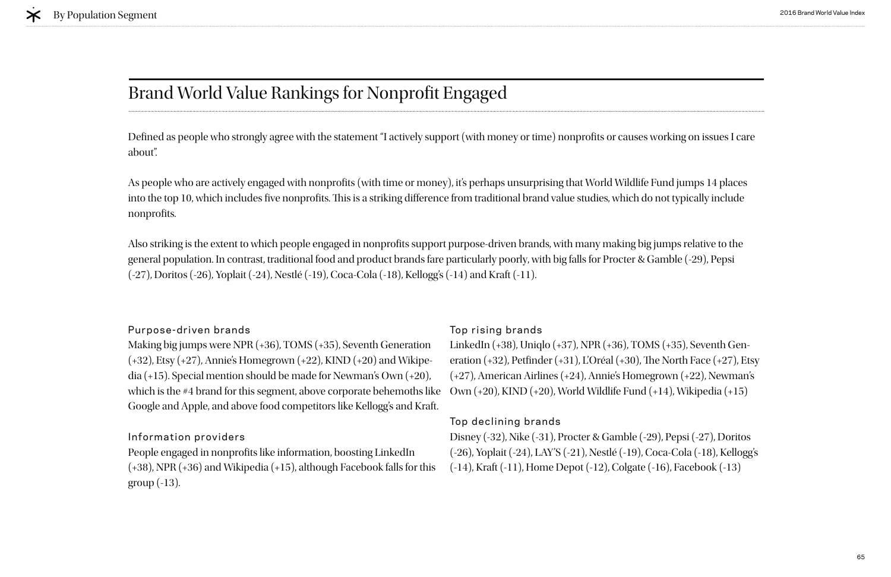# Brand World Value Rankings for Nonprofit Engaged

Defined as people who strongly agree with the statement "I actively support (with money or time) nonprofits or causes working on issues I care about".

As people who are actively engaged with nonprofits (with time or money), it's perhaps unsurprising that World Wildlife Fund jumps 14 places into the top 10, which includes five nonprofits. This is a striking difference from traditional brand value studies, which do not typically include nonprofits.

Also striking is the extent to which people engaged in nonprofits support purpose-driven brands, with many making big jumps relative to the general population. In contrast, traditional food and product brands fare particularly poorly, with big falls for Procter & Gamble (-29), Pepsi (-27), Doritos (-26), Yoplait (-24), Nestlé (-19), Coca-Cola (-18), Kellogg's (-14) and Kraft (-11).

### Purpose-driven brands

Making big jumps were NPR (+36), TOMS (+35), Seventh Generation (+32), Etsy (+27), Annie's Homegrown (+22), KIND (+20) and Wikipedia (+15). Special mention should be made for Newman's Own (+20), which is the #4 brand for this segment, above corporate behemoths like Google and Apple, and above food competitors like Kellogg's and Kraft.

### Information providers

People engaged in nonprofits like information, boosting LinkedIn (+38), NPR (+36) and Wikipedia (+15), although Facebook falls for this group (-13).

### Top rising brands

LinkedIn (+38), Uniqlo (+37), NPR (+36), TOMS (+35), Seventh Generation (+32), Petfinder (+31), L'Oréal (+30), The North Face (+27), Etsy (+27), American Airlines (+24), Annie's Homegrown (+22), Newman's Own (+20), KIND (+20), World Wildlife Fund (+14), Wikipedia (+15)

### Top declining brands

Disney (-32), Nike (-31), Procter & Gamble (-29), Pepsi (-27), Doritos (-26), Yoplait (-24), LAY'S (-21), Nestlé (-19), Coca-Cola (-18), Kellogg's (-14), Kraft (-11), Home Depot (-12), Colgate (-16), Facebook (-13)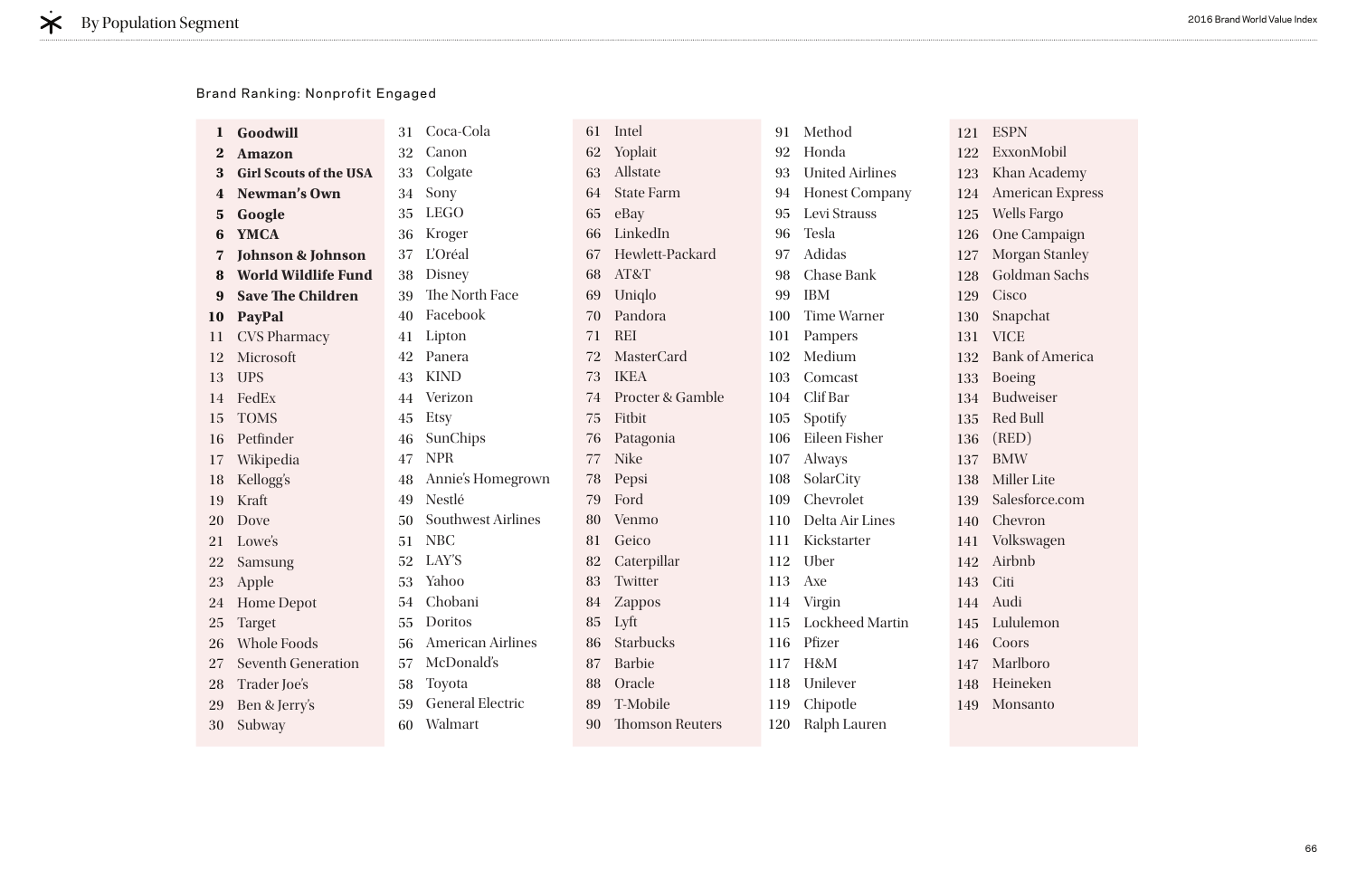## Brand Ranking: Nonprofit Engaged

**1 Goodwill**
**2 Amazon**
**3 Girl Scouts of the USA**
**4 Newman's Own**
**5 Google**
**6 YMCA**
**7 Johnson & Johnson**
**8 World Wildlife Fund**
**9 Save The Children**
**10 PayPal**
11 CVS Pharmacy
12 Microsoft
13 UPS
14 FedEx
15 TOMS
16 Petfinder
17 Wikipedia
18 Kellogg's
19 Kraft
20 Dove
21 Lowe's
22 Samsung
23 Apple
24 Home Depot
25 Target
26 Whole Foods
27 Seventh Generation
28 Trader Joe's
29 Ben & Jerry's
30 Subway
31 Coca-Cola
32 Canon
33 Colgate
34 Sony
35 LEGO
36 Kroger
37 L'Oréal
38 Disney
39 The North Face
40 Facebook
41 Lipton
42 Panera
43 KIND
44 Verizon
45 Etsy
46 SunChips
47 NPR
48 Annie's Homegrown
49 Nestlé
50 Southwest Airlines
51 NBC
52 LAY'S
53 Yahoo
54 Chobani
55 Doritos
56 American Airlines
57 McDonald's
58 Toyota
59 General Electric
60 Walmart
61 Intel
62 Yoplait
63 Allstate
64 State Farm
65 eBay
66 LinkedIn
67 Hewlett-Packard
68 AT&T
69 Uniqlo
70 Pandora
71 REI
72 MasterCard
73 IKEA
74 Procter & Gamble
75 Fitbit
76 Patagonia
77 Nike
78 Pepsi
79 Ford
80 Venmo
81 Geico
82 Caterpillar
83 Twitter
84 Zappos
85 Lyft
86 Starbucks
87 Barbie
88 Oracle
89 T-Mobile
90 Thomson Reuters
91 Method
92 Honda
93 United Airlines
94 Honest Company
95 Levi Strauss
96 Tesla
97 Adidas
98 Chase Bank
99 IBM
100 Time Warner
101 Pampers
102 Medium
103 Comcast
104 Clif Bar
105 Spotify
106 Eileen Fisher
107 Always
108 SolarCity
109 Chevrolet
110 Delta Air Lines
111 Kickstarter
112 Uber
113 Axe
114 Virgin
115 Lockheed Martin
116 Pfizer
117 H&M
118 Unilever
119 Chipotle
120 Ralph Lauren
121 ESPN
122 ExxonMobil
123 Khan Academy
124 American Express
125 Wells Fargo
126 One Campaign
127 Morgan Stanley
128 Goldman Sachs
129 Cisco
130 Snapchat
131 VICE
132 Bank of America
133 Boeing
134 Budweiser
135 Red Bull
136 (RED)
137 BMW
138 Miller Lite
139 Salesforce.com
140 Chevron
141 Volkswagen
142 Airbnb
143 Citi
144 Audi
145 Lululemon
146 Coors
147 Marlboro
148 Heineken
149 Monsanto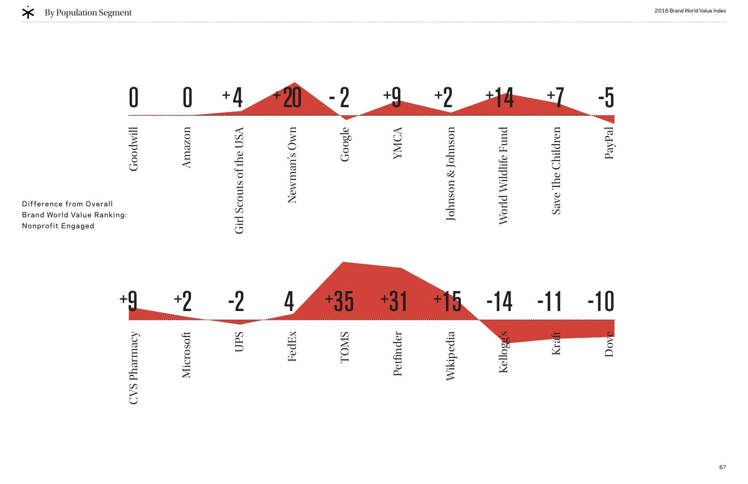# By Population Segment

Difference from Overall Brand World Value Ranking: Nonprofit Engaged

| Brand | Difference |
|---|---|
| Goodwill | 0 |
| Amazon | 0 |
| Girl Scouts of the USA | +4 |
| Newman's Own | +20 |
| Google | - 2 |
| YMCA | +9 |
| Johnson & Johnson | +2 |
| World Wildlife Fund | +14 |
| Save The Children | +7 |
| PayPal | -5 |
| CVS Pharmacy | +9 |
| Microsoft | +2 |
| UPS | -2 |
| FedEx | 4 |
| TOMS | +35 |
| Petfinder | +31 |
| Wikipedia | +15 |
| Kellogg's | -14 |
| Kraft | -11 |
| Dove | -10 |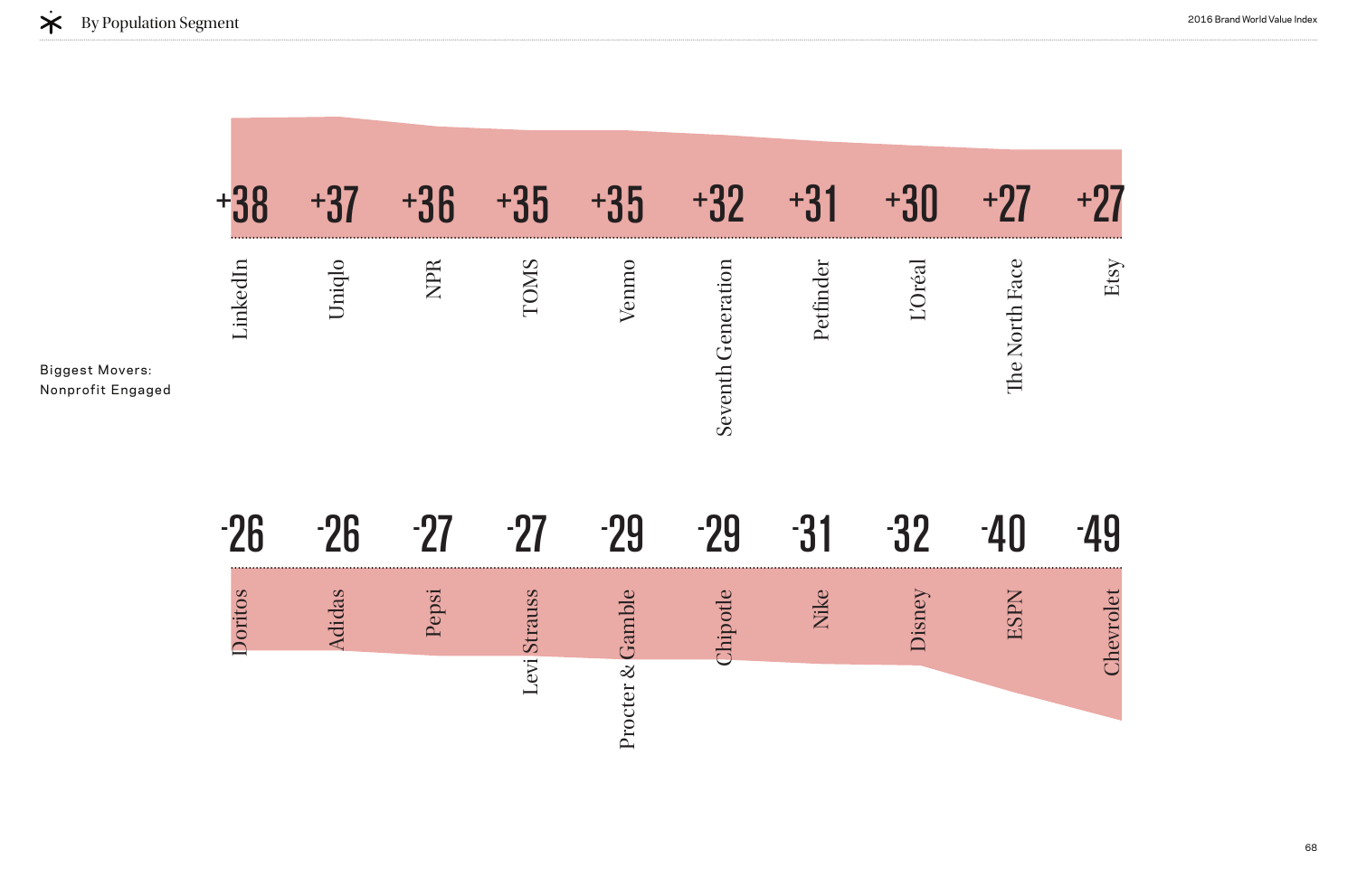## Biggest Movers: Nonprofit Engaged

| Brand | Change |
|---|---|
| LinkedIn | +38 |
| Uniqlo | +37 |
| NPR | +36 |
| TOMS | +35 |
| Venmo | +35 |
| Seventh Generation | +32 |
| Petfinder | +31 |
| L'Oréal | +30 |
| The North Face | +27 |
| Etsy | +27 |

| Brand | Change |
|---|---|
| Doritos | -26 |
| Adidas | -26 |
| Pepsi | -27 |
| Levi Strauss | -27 |
| Procter & Gamble | -29 |
| Chipotle | -29 |
| Nike | -31 |
| Disney | -32 |
| ESPN | -40 |
| Chevrolet | -49 |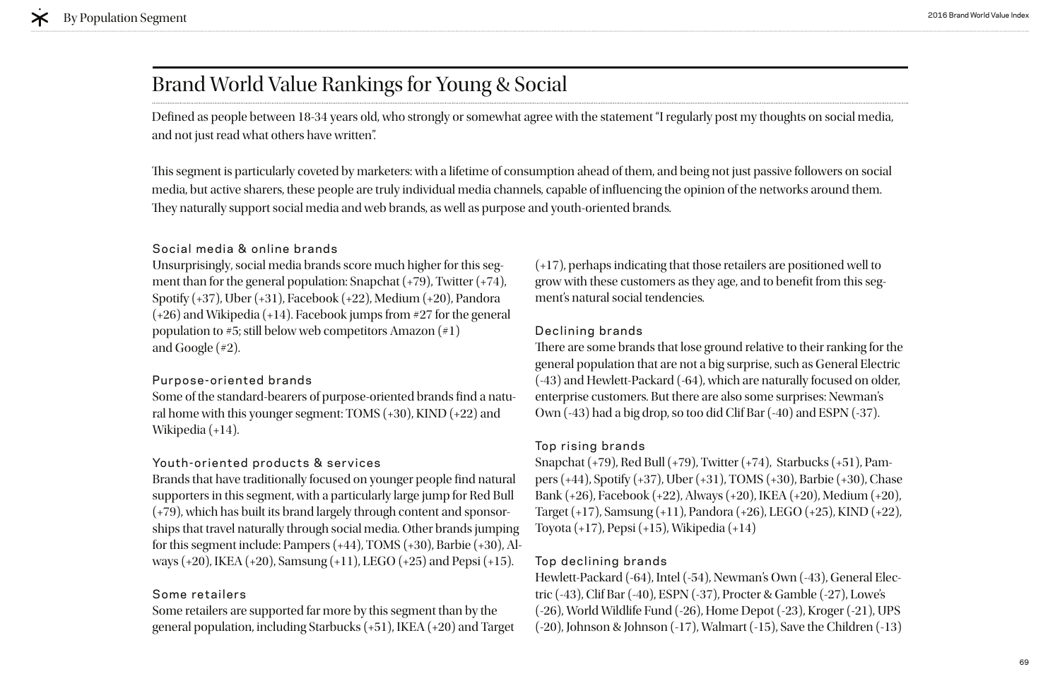# Brand World Value Rankings for Young & Social

Defined as people between 18-34 years old, who strongly or somewhat agree with the statement "I regularly post my thoughts on social media, and not just read what others have written".

This segment is particularly coveted by marketers: with a lifetime of consumption ahead of them, and being not just passive followers on social media, but active sharers, these people are truly individual media channels, capable of influencing the opinion of the networks around them. They naturally support social media and web brands, as well as purpose and youth-oriented brands.

### Social media & online brands

Unsurprisingly, social media brands score much higher for this segment than for the general population: Snapchat (+79), Twitter (+74), Spotify (+37), Uber (+31), Facebook (+22), Medium (+20), Pandora (+26) and Wikipedia (+14). Facebook jumps from #27 for the general population to #5; still below web competitors Amazon (#1) and Google (#2).

### Purpose-oriented brands

Some of the standard-bearers of purpose-oriented brands find a natural home with this younger segment: TOMS (+30), KIND (+22) and Wikipedia (+14).

### Youth-oriented products & services

Brands that have traditionally focused on younger people find natural supporters in this segment, with a particularly large jump for Red Bull (+79), which has built its brand largely through content and sponsorships that travel naturally through social media. Other brands jumping for this segment include: Pampers (+44), TOMS (+30), Barbie (+30), Always (+20), IKEA (+20), Samsung (+11), LEGO (+25) and Pepsi (+15).

### Some retailers

Some retailers are supported far more by this segment than by the general population, including Starbucks (+51), IKEA (+20) and Target (+17), perhaps indicating that those retailers are positioned well to grow with these customers as they age, and to benefit from this segment's natural social tendencies.

### Declining brands

There are some brands that lose ground relative to their ranking for the general population that are not a big surprise, such as General Electric (-43) and Hewlett-Packard (-64), which are naturally focused on older, enterprise customers. But there are also some surprises: Newman's Own (-43) had a big drop, so too did Clif Bar (-40) and ESPN (-37).

### Top rising brands

Snapchat (+79), Red Bull (+79), Twitter (+74), Starbucks (+51), Pampers (+44), Spotify (+37), Uber (+31), TOMS (+30), Barbie (+30), Chase Bank (+26), Facebook (+22), Always (+20), IKEA (+20), Medium (+20), Target (+17), Samsung (+11), Pandora (+26), LEGO (+25), KIND (+22), Toyota (+17), Pepsi (+15), Wikipedia (+14)

### Top declining brands

Hewlett-Packard (-64), Intel (-54), Newman's Own (-43), General Electric (-43), Clif Bar (-40), ESPN (-37), Procter & Gamble (-27), Lowe's (-26), World Wildlife Fund (-26), Home Depot (-23), Kroger (-21), UPS (-20), Johnson & Johnson (-17), Walmart (-15), Save the Children (-13)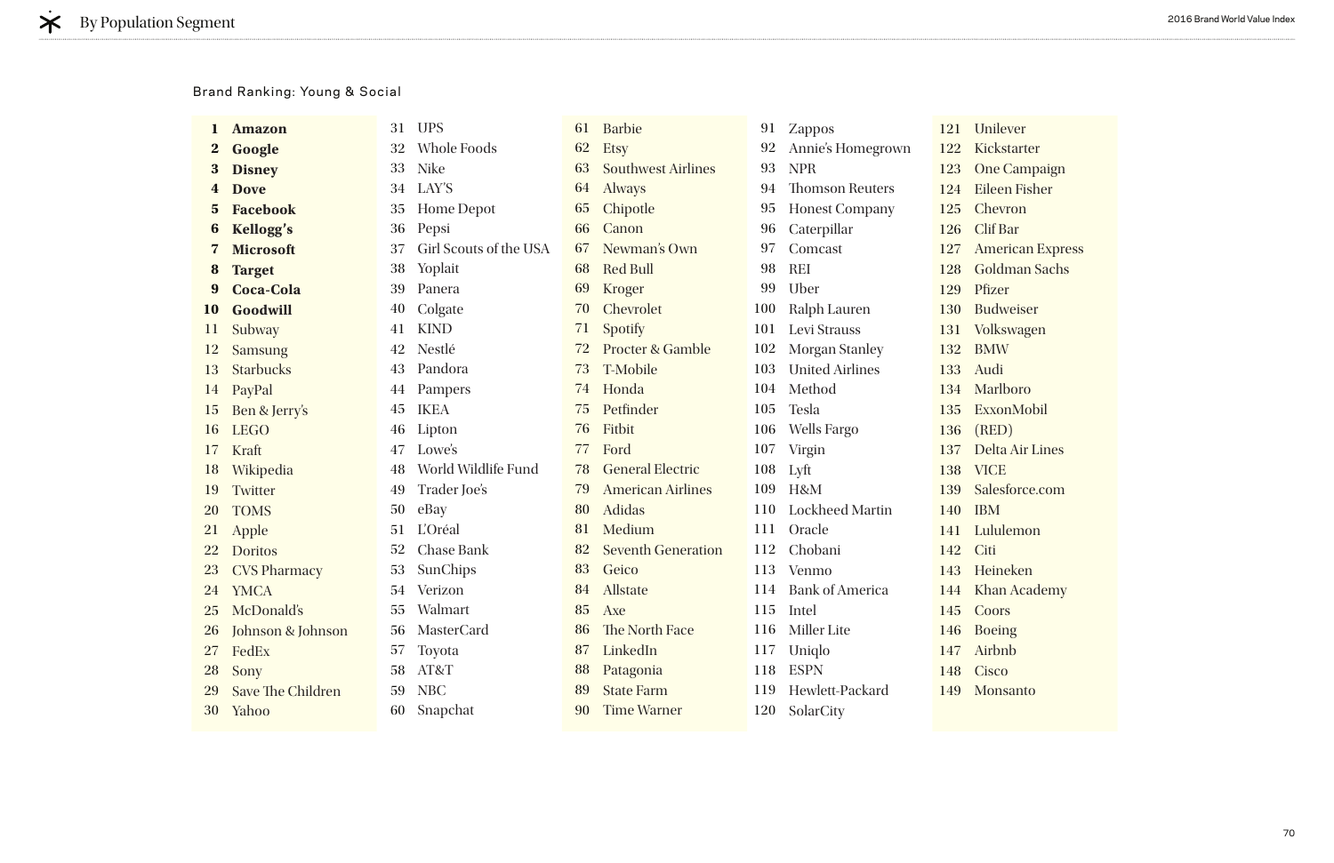## By Population Segment

Brand Ranking: Young & Social

1. **Amazon**
2. **Google**
3. **Disney**
4. **Dove**
5. **Facebook**
6. **Kellogg's**
7. **Microsoft**
8. **Target**
9. **Coca-Cola**
10. **Goodwill**
11. Subway
12. Samsung
13. Starbucks
14. PayPal
15. Ben & Jerry's
16. LEGO
17. Kraft
18. Wikipedia
19. Twitter
20. TOMS
21. Apple
22. Doritos
23. CVS Pharmacy
24. YMCA
25. McDonald's
26. Johnson & Johnson
27. FedEx
28. Sony
29. Save The Children
30. Yahoo
31. UPS
32. Whole Foods
33. Nike
34. LAY'S
35. Home Depot
36. Pepsi
37. Girl Scouts of the USA
38. Yoplait
39. Panera
40. Colgate
41. KIND
42. Nestlé
43. Pandora
44. Pampers
45. IKEA
46. Lipton
47. Lowe's
48. World Wildlife Fund
49. Trader Joe's
50. eBay
51. L'Oréal
52. Chase Bank
53. SunChips
54. Verizon
55. Walmart
56. MasterCard
57. Toyota
58. AT&T
59. NBC
60. Snapchat
61. Barbie
62. Etsy
63. Southwest Airlines
64. Always
65. Chipotle
66. Canon
67. Newman's Own
68. Red Bull
69. Kroger
70. Chevrolet
71. Spotify
72. Procter & Gamble
73. T-Mobile
74. Honda
75. Petfinder
76. Fitbit
77. Ford
78. General Electric
79. American Airlines
80. Adidas
81. Medium
82. Seventh Generation
83. Geico
84. Allstate
85. Axe
86. The North Face
87. LinkedIn
88. Patagonia
89. State Farm
90. Time Warner
91. Zappos
92. Annie's Homegrown
93. NPR
94. Thomson Reuters
95. Honest Company
96. Caterpillar
97. Comcast
98. REI
99. Uber
100. Ralph Lauren
101. Levi Strauss
102. Morgan Stanley
103. United Airlines
104. Method
105. Tesla
106. Wells Fargo
107. Virgin
108. Lyft
109. H&M
110. Lockheed Martin
111. Oracle
112. Chobani
113. Venmo
114. Bank of America
115. Intel
116. Miller Lite
117. Uniqlo
118. ESPN
119. Hewlett-Packard
120. SolarCity
121. Unilever
122. Kickstarter
123. One Campaign
124. Eileen Fisher
125. Chevron
126. Clif Bar
127. American Express
128. Goldman Sachs
129. Pfizer
130. Budweiser
131. Volkswagen
132. BMW
133. Audi
134. Marlboro
135. ExxonMobil
136. (RED)
137. Delta Air Lines
138. VICE
139. Salesforce.com
140. IBM
141. Lululemon
142. Citi
143. Heineken
144. Khan Academy
145. Coors
146. Boeing
147. Airbnb
148. Cisco
149. Monsanto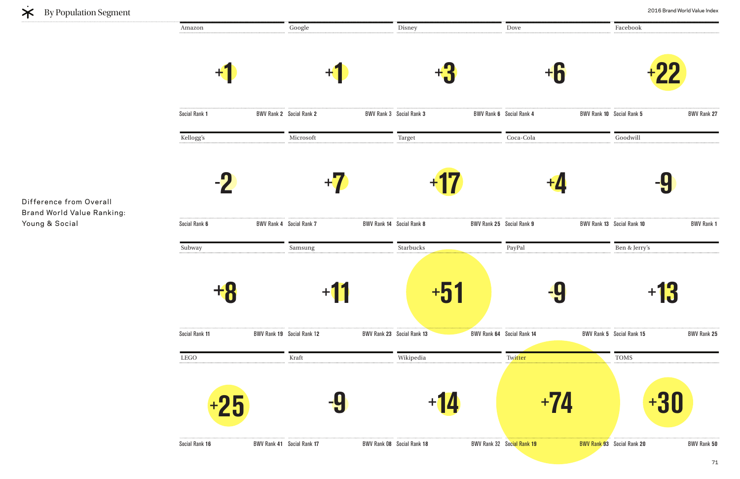## By Population Segment

Difference from Overall Brand World Value Ranking: Young & Social

| Brand | Difference | Social Rank | BWV Rank |
|---|---|---|---|
| Amazon | +1 | Social Rank 1 | BWV Rank 2 |
| Google | +1 | Social Rank 2 | BWV Rank 3 |
| Disney | +3 | Social Rank 3 | BWV Rank 6 |
| Dove | +6 | Social Rank 4 | BWV Rank 10 |
| Facebook | +22 | Social Rank 5 | BWV Rank 27 |
| Kellogg's | -2 | Social Rank 6 | BWV Rank 4 |
| Microsoft | +7 | Social Rank 7 | BWV Rank 14 |
| Target | +17 | Social Rank 8 | BWV Rank 25 |
| Coca-Cola | +4 | Social Rank 9 | BWV Rank 13 |
| Goodwill | -9 | Social Rank 10 | BWV Rank 1 |
| Subway | +8 | Social Rank 11 | BWV Rank 19 |
| Samsung | +11 | Social Rank 12 | BWV Rank 23 |
| Starbucks | +51 | Social Rank 13 | BWV Rank 64 |
| PayPal | -9 | Social Rank 14 | BWV Rank 5 |
| Ben & Jerry's | +13 | Social Rank 15 | BWV Rank 25 |
| LEGO | +25 | Social Rank 16 | BWV Rank 41 |
| Kraft | -9 | Social Rank 17 | BWV Rank 08 |
| Wikipedia | +14 | Social Rank 18 | BWV Rank 32 |
| Twitter | +74 | Social Rank 19 | BWV Rank 93 |
| TOMS | +30 | Social Rank 20 | BWV Rank 50 |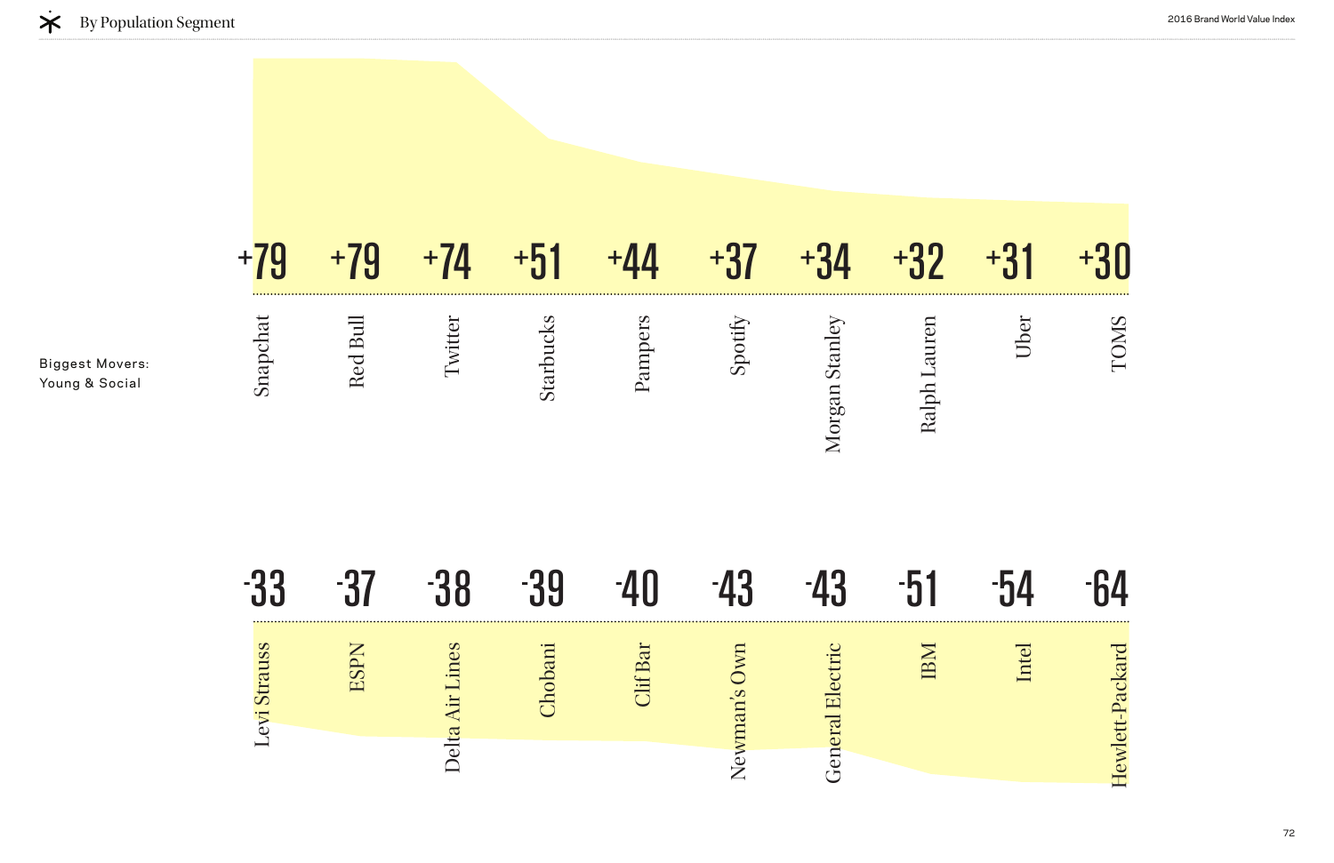# By Population Segment

**Biggest Movers: Young & Social**

| Brand | Change |
|---|---|
| Snapchat | +79 |
| Red Bull | +79 |
| Twitter | +74 |
| Starbucks | +51 |
| Pampers | +44 |
| Spotify | +37 |
| Morgan Stanley | +34 |
| Ralph Lauren | +32 |
| Uber | +31 |
| TOMS | +30 |

| Brand | Change |
|---|---|
| Levi Strauss | -33 |
| ESPN | -37 |
| Delta Air Lines | -38 |
| Chobani | -39 |
| Clif Bar | -40 |
| Newman's Own | -43 |
| General Electric | -43 |
| IBM | -51 |
| Intel | -54 |
| Hewlett-Packard | -64 |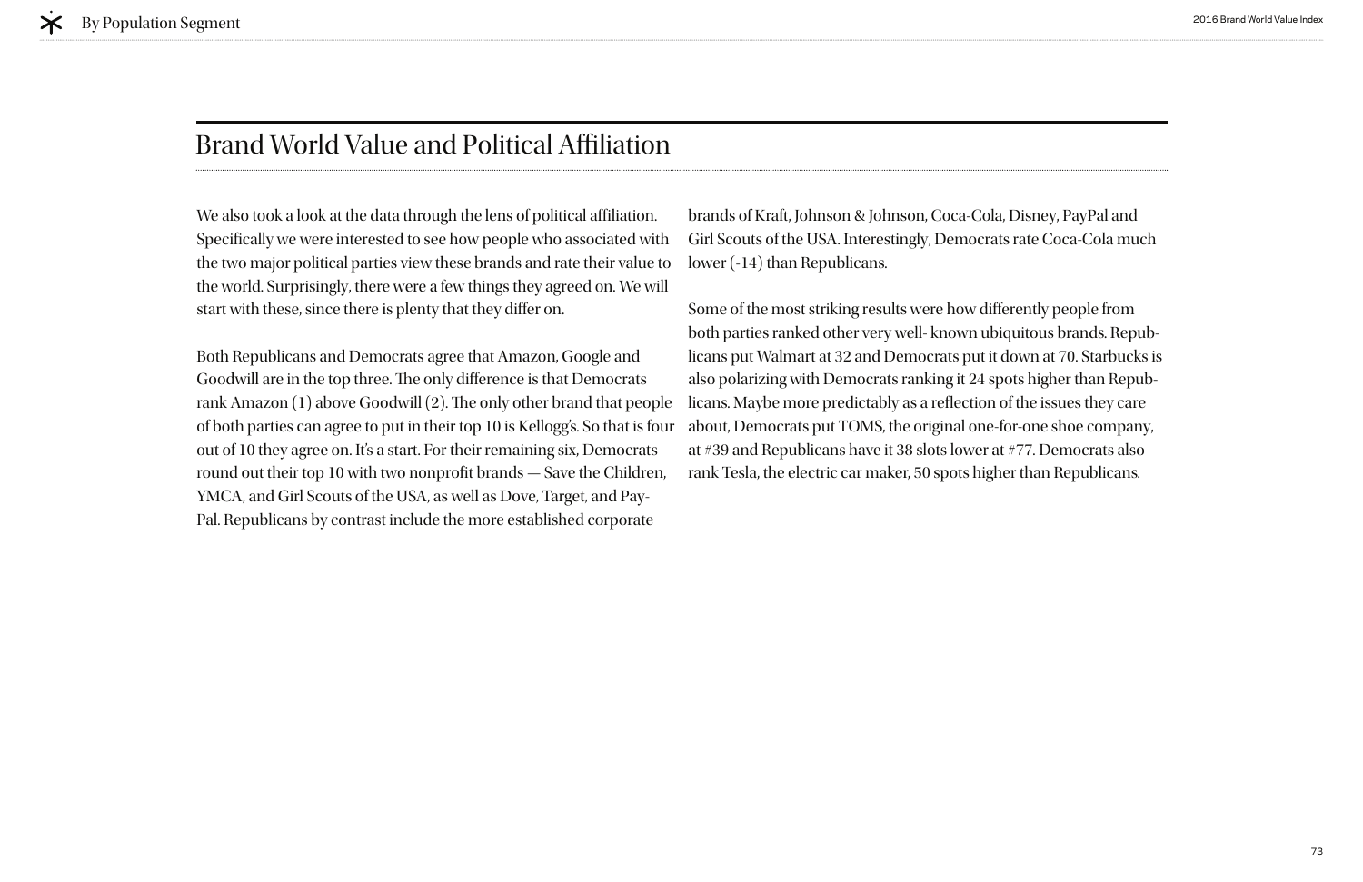## Brand World Value and Political Affiliation

We also took a look at the data through the lens of political affiliation. Specifically we were interested to see how people who associated with the two major political parties view these brands and rate their value to the world. Surprisingly, there were a few things they agreed on. We will start with these, since there is plenty that they differ on.

Both Republicans and Democrats agree that Amazon, Google and Goodwill are in the top three. The only difference is that Democrats rank Amazon (1) above Goodwill (2). The only other brand that people of both parties can agree to put in their top 10 is Kellogg's. So that is four out of 10 they agree on. It's a start. For their remaining six, Democrats round out their top 10 with two nonprofit brands — Save the Children, YMCA, and Girl Scouts of the USA, as well as Dove, Target, and PayPal. Republicans by contrast include the more established corporate brands of Kraft, Johnson & Johnson, Coca-Cola, Disney, PayPal and Girl Scouts of the USA. Interestingly, Democrats rate Coca-Cola much lower (-14) than Republicans.

Some of the most striking results were how differently people from both parties ranked other very well- known ubiquitous brands. Republicans put Walmart at 32 and Democrats put it down at 70. Starbucks is also polarizing with Democrats ranking it 24 spots higher than Republicans. Maybe more predictably as a reflection of the issues they care about, Democrats put TOMS, the original one-for-one shoe company, at #39 and Republicans have it 38 slots lower at #77. Democrats also rank Tesla, the electric car maker, 50 spots higher than Republicans.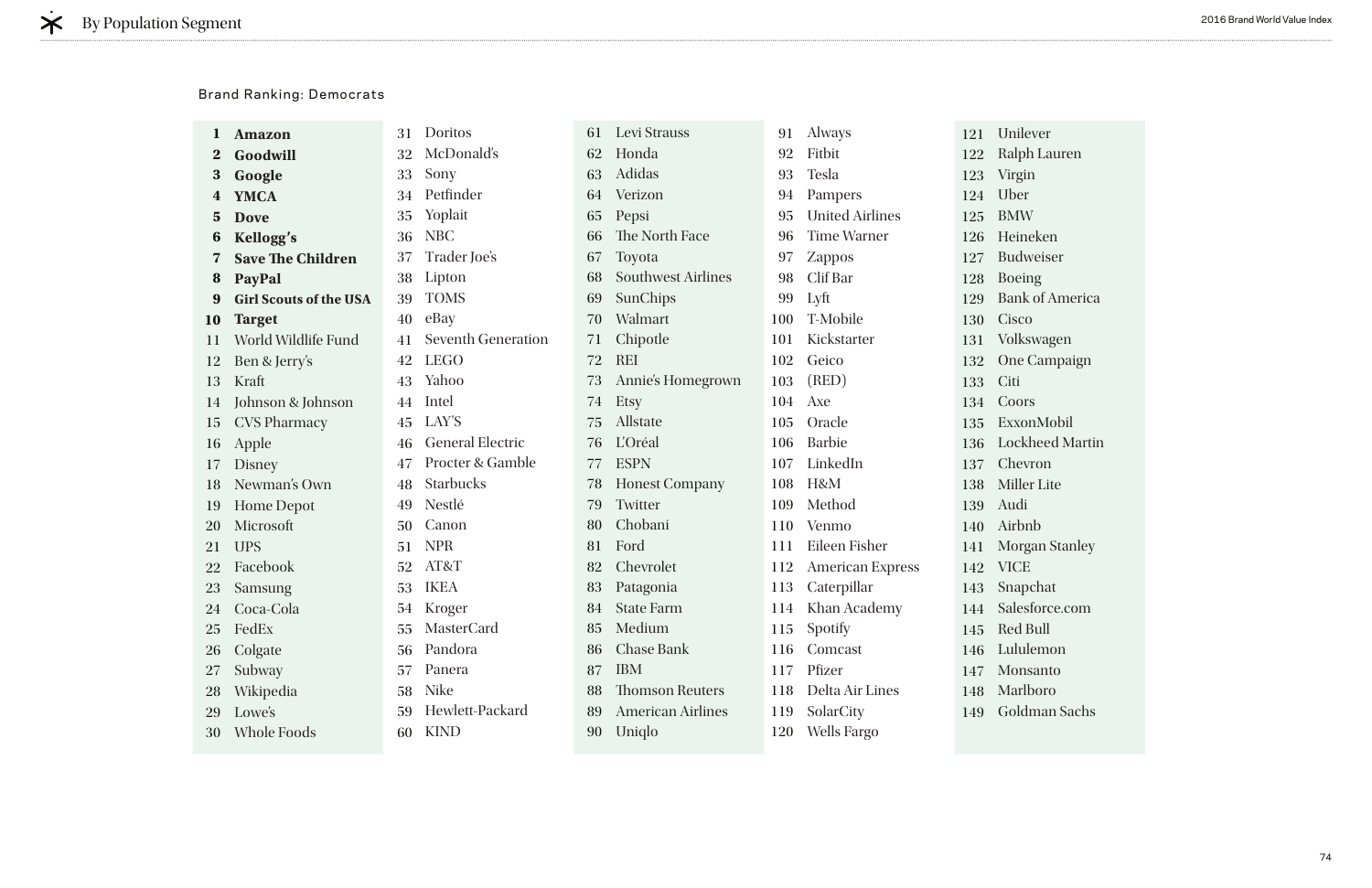## Brand Ranking: Democrats

**1 Amazon**
**2 Goodwill**
**3 Google**
**4 YMCA**
**5 Dove**
**6 Kellogg's**
**7 Save The Children**
**8 PayPal**
**9 Girl Scouts of the USA**
**10 Target**
11 World Wildlife Fund
12 Ben & Jerry's
13 Kraft
14 Johnson & Johnson
15 CVS Pharmacy
16 Apple
17 Disney
18 Newman's Own
19 Home Depot
20 Microsoft
21 UPS
22 Facebook
23 Samsung
24 Coca-Cola
25 FedEx
26 Colgate
27 Subway
28 Wikipedia
29 Lowe's
30 Whole Foods
31 Doritos
32 McDonald's
33 Sony
34 Petfinder
35 Yoplait
36 NBC
37 Trader Joe's
38 Lipton
39 TOMS
40 eBay
41 Seventh Generation
42 LEGO
43 Yahoo
44 Intel
45 LAY'S
46 General Electric
47 Procter & Gamble
48 Starbucks
49 Nestlé
50 Canon
51 NPR
52 AT&T
53 IKEA
54 Kroger
55 MasterCard
56 Pandora
57 Panera
58 Nike
59 Hewlett-Packard
60 KIND
61 Levi Strauss
62 Honda
63 Adidas
64 Verizon
65 Pepsi
66 The North Face
67 Toyota
68 Southwest Airlines
69 SunChips
70 Walmart
71 Chipotle
72 REI
73 Annie's Homegrown
74 Etsy
75 Allstate
76 L'Oréal
77 ESPN
78 Honest Company
79 Twitter
80 Chobani
81 Ford
82 Chevrolet
83 Patagonia
84 State Farm
85 Medium
86 Chase Bank
87 IBM
88 Thomson Reuters
89 American Airlines
90 Uniqlo
91 Always
92 Fitbit
93 Tesla
94 Pampers
95 United Airlines
96 Time Warner
97 Zappos
98 Clif Bar
99 Lyft
100 T-Mobile
101 Kickstarter
102 Geico
103 (RED)
104 Axe
105 Oracle
106 Barbie
107 LinkedIn
108 H&M
109 Method
110 Venmo
111 Eileen Fisher
112 American Express
113 Caterpillar
114 Khan Academy
115 Spotify
116 Comcast
117 Pfizer
118 Delta Air Lines
119 SolarCity
120 Wells Fargo
121 Unilever
122 Ralph Lauren
123 Virgin
124 Uber
125 BMW
126 Heineken
127 Budweiser
128 Boeing
129 Bank of America
130 Cisco
131 Volkswagen
132 One Campaign
133 Citi
134 Coors
135 ExxonMobil
136 Lockheed Martin
137 Chevron
138 Miller Lite
139 Audi
140 Airbnb
141 Morgan Stanley
142 VICE
143 Snapchat
144 Salesforce.com
145 Red Bull
146 Lululemon
147 Monsanto
148 Marlboro
149 Goldman Sachs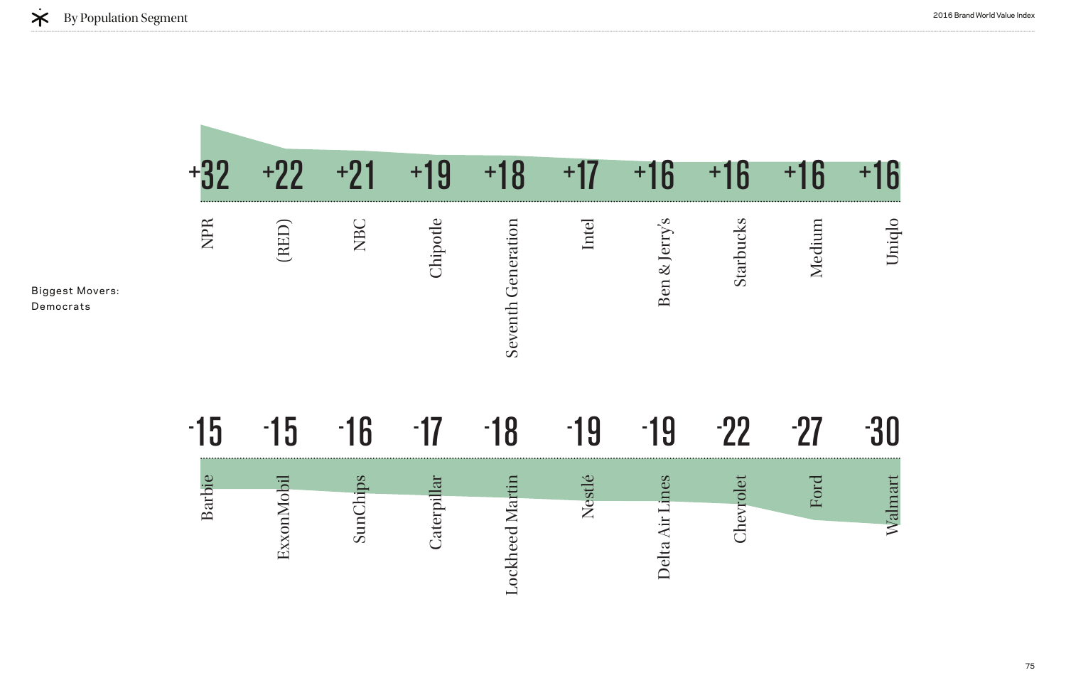## By Population Segment

**Biggest Movers: Democrats**

| Brand | Change |
|---|---|
| NPR | +32 |
| (RED) | +22 |
| NBC | +21 |
| Chipotle | +19 |
| Seventh Generation | +18 |
| Intel | +17 |
| Ben & Jerry's | +16 |
| Starbucks | +16 |
| Medium | +16 |
| Uniqlo | +16 |

| Brand | Change |
|---|---|
| Barbie | -15 |
| ExxonMobil | -15 |
| SunChips | -16 |
| Caterpillar | -17 |
| Lockheed Martin | -18 |
| Nestlé | -19 |
| Delta Air Lines | -19 |
| Chevrolet | -22 |
| Ford | -27 |
| Walmart | -30 |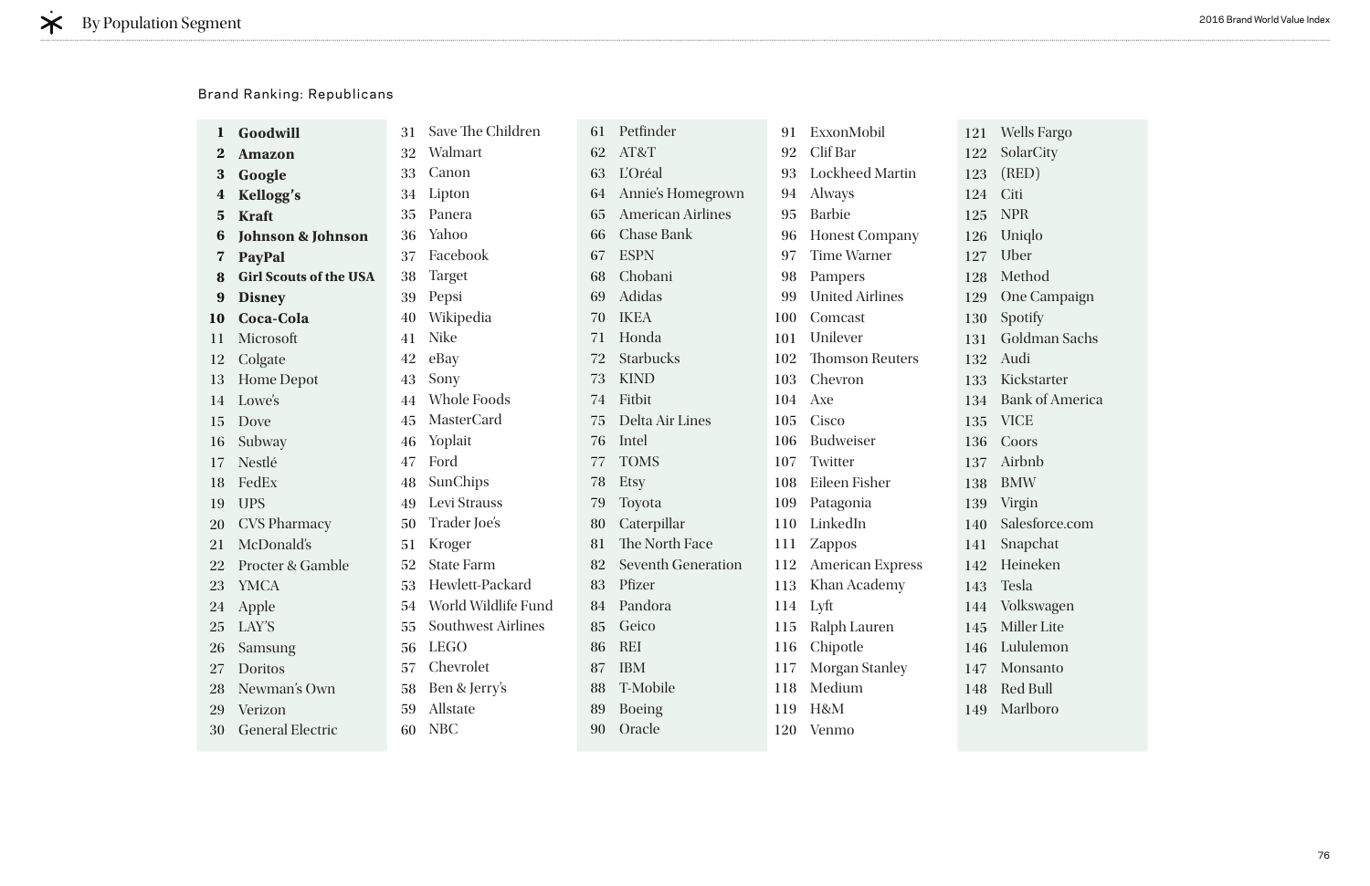## By Population Segment

Brand Ranking: Republicans

**1 Goodwill**
**2 Amazon**
**3 Google**
**4 Kellogg's**
**5 Kraft**
**6 Johnson & Johnson**
**7 PayPal**
**8 Girl Scouts of the USA**
**9 Disney**
**10 Coca-Cola**
11 Microsoft
12 Colgate
13 Home Depot
14 Lowe's
15 Dove
16 Subway
17 Nestlé
18 FedEx
19 UPS
20 CVS Pharmacy
21 McDonald's
22 Procter & Gamble
23 YMCA
24 Apple
25 LAY'S
26 Samsung
27 Doritos
28 Newman's Own
29 Verizon
30 General Electric
31 Save The Children
32 Walmart
33 Canon
34 Lipton
35 Panera
36 Yahoo
37 Facebook
38 Target
39 Pepsi
40 Wikipedia
41 Nike
42 eBay
43 Sony
44 Whole Foods
45 MasterCard
46 Yoplait
47 Ford
48 SunChips
49 Levi Strauss
50 Trader Joe's
51 Kroger
52 State Farm
53 Hewlett-Packard
54 World Wildlife Fund
55 Southwest Airlines
56 LEGO
57 Chevrolet
58 Ben & Jerry's
59 Allstate
60 NBC
61 Petfinder
62 AT&T
63 L'Oréal
64 Annie's Homegrown
65 American Airlines
66 Chase Bank
67 ESPN
68 Chobani
69 Adidas
70 IKEA
71 Honda
72 Starbucks
73 KIND
74 Fitbit
75 Delta Air Lines
76 Intel
77 TOMS
78 Etsy
79 Toyota
80 Caterpillar
81 The North Face
82 Seventh Generation
83 Pfizer
84 Pandora
85 Geico
86 REI
87 IBM
88 T-Mobile
89 Boeing
90 Oracle
91 ExxonMobil
92 Clif Bar
93 Lockheed Martin
94 Always
95 Barbie
96 Honest Company
97 Time Warner
98 Pampers
99 United Airlines
100 Comcast
101 Unilever
102 Thomson Reuters
103 Chevron
104 Axe
105 Cisco
106 Budweiser
107 Twitter
108 Eileen Fisher
109 Patagonia
110 LinkedIn
111 Zappos
112 American Express
113 Khan Academy
114 Lyft
115 Ralph Lauren
116 Chipotle
117 Morgan Stanley
118 Medium
119 H&M
120 Venmo
121 Wells Fargo
122 SolarCity
123 (RED)
124 Citi
125 NPR
126 Uniqlo
127 Uber
128 Method
129 One Campaign
130 Spotify
131 Goldman Sachs
132 Audi
133 Kickstarter
134 Bank of America
135 VICE
136 Coors
137 Airbnb
138 BMW
139 Virgin
140 Salesforce.com
141 Snapchat
142 Heineken
143 Tesla
144 Volkswagen
145 Miller Lite
146 Lululemon
147 Monsanto
148 Red Bull
149 Marlboro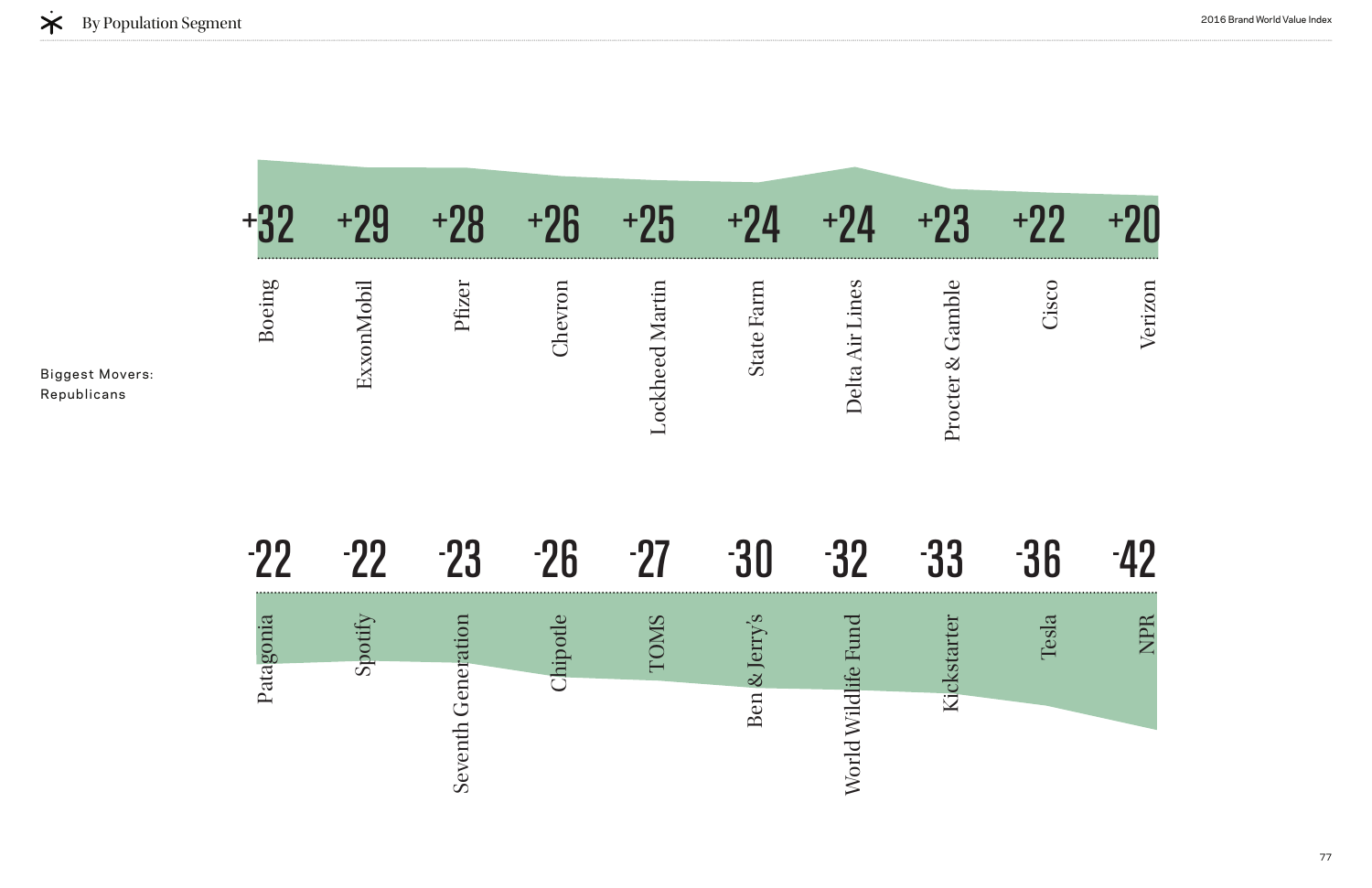## By Population Segment

Biggest Movers:
Republicans

| Brand | Change |
|---|---|
| Boeing | +32 |
| ExxonMobil | +29 |
| Pfizer | +28 |
| Chevron | +26 |
| Lockheed Martin | +25 |
| State Farm | +24 |
| Delta Air Lines | +24 |
| Procter & Gamble | +23 |
| Cisco | +22 |
| Verizon | +20 |

| Brand | Change |
|---|---|
| Patagonia | -22 |
| Spotify | -22 |
| Seventh Generation | -23 |
| Chipotle | -26 |
| TOMS | -27 |
| Ben & Jerry's | -30 |
| World Wildlife Fund | -32 |
| Kickstarter | -33 |
| Tesla | -36 |
| NPR | -42 |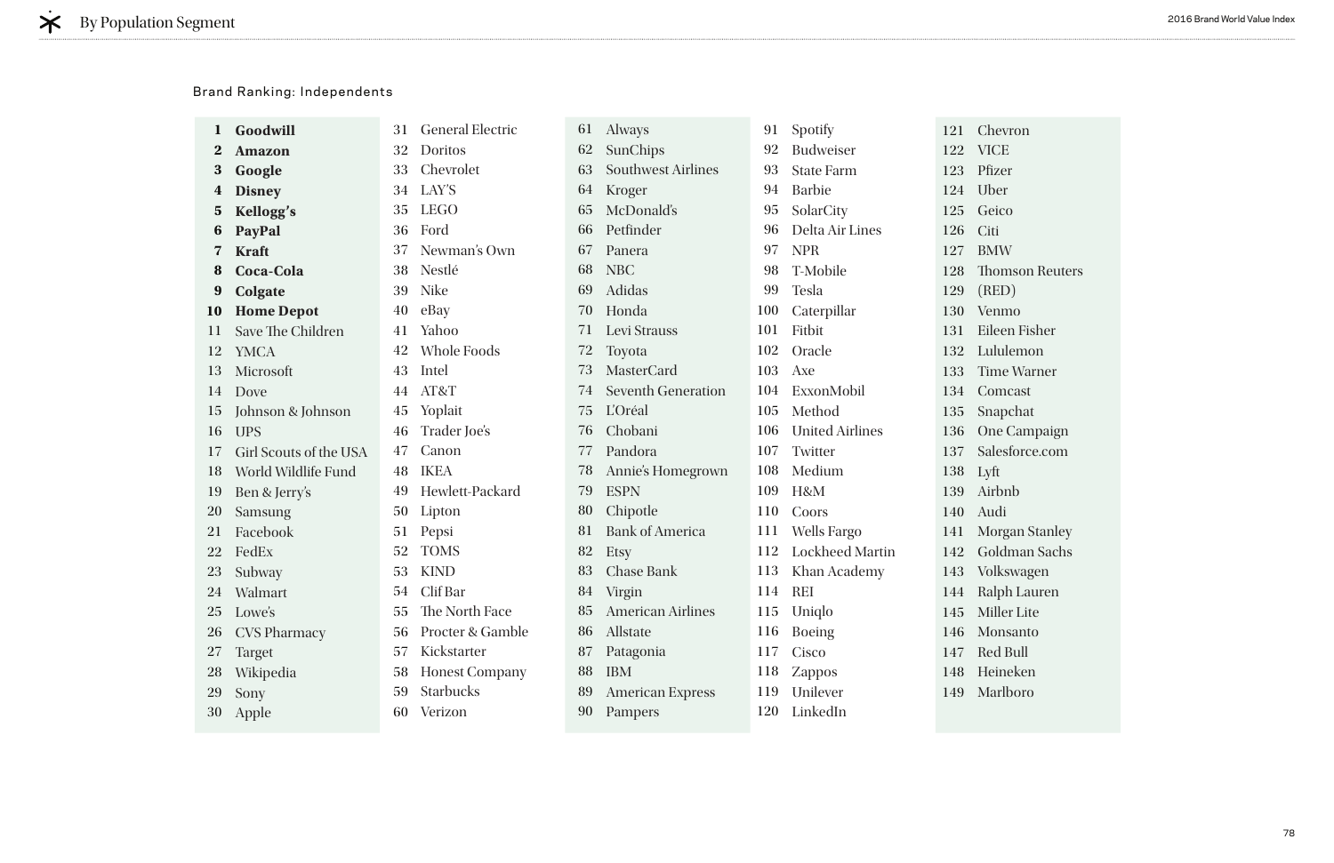# By Population Segment

Brand Ranking: Independents

1. **Goodwill**
2. **Amazon**
3. **Google**
4. **Disney**
5. **Kellogg's**
6. **PayPal**
7. **Kraft**
8. **Coca-Cola**
9. **Colgate**
10. **Home Depot**
11. Save The Children
12. YMCA
13. Microsoft
14. Dove
15. Johnson & Johnson
16. UPS
17. Girl Scouts of the USA
18. World Wildlife Fund
19. Ben & Jerry's
20. Samsung
21. Facebook
22. FedEx
23. Subway
24. Walmart
25. Lowe's
26. CVS Pharmacy
27. Target
28. Wikipedia
29. Sony
30. Apple
31. General Electric
32. Doritos
33. Chevrolet
34. LAY'S
35. LEGO
36. Ford
37. Newman's Own
38. Nestlé
39. Nike
40. eBay
41. Yahoo
42. Whole Foods
43. Intel
44. AT&T
45. Yoplait
46. Trader Joe's
47. Canon
48. IKEA
49. Hewlett-Packard
50. Lipton
51. Pepsi
52. TOMS
53. KIND
54. Clif Bar
55. The North Face
56. Procter & Gamble
57. Kickstarter
58. Honest Company
59. Starbucks
60. Verizon
61. Always
62. SunChips
63. Southwest Airlines
64. Kroger
65. McDonald's
66. Petfinder
67. Panera
68. NBC
69. Adidas
70. Honda
71. Levi Strauss
72. Toyota
73. MasterCard
74. Seventh Generation
75. L'Oréal
76. Chobani
77. Pandora
78. Annie's Homegrown
79. ESPN
80. Chipotle
81. Bank of America
82. Etsy
83. Chase Bank
84. Virgin
85. American Airlines
86. Allstate
87. Patagonia
88. IBM
89. American Express
90. Pampers
91. Spotify
92. Budweiser
93. State Farm
94. Barbie
95. SolarCity
96. Delta Air Lines
97. NPR
98. T-Mobile
99. Tesla
100. Caterpillar
101. Fitbit
102. Oracle
103. Axe
104. ExxonMobil
105. Method
106. United Airlines
107. Twitter
108. Medium
109. H&M
110. Coors
111. Wells Fargo
112. Lockheed Martin
113. Khan Academy
114. REI
115. Uniqlo
116. Boeing
117. Cisco
118. Zappos
119. Unilever
120. LinkedIn
121. Chevron
122. VICE
123. Pfizer
124. Uber
125. Geico
126. Citi
127. BMW
128. Thomson Reuters
129. (RED)
130. Venmo
131. Eileen Fisher
132. Lululemon
133. Time Warner
134. Comcast
135. Snapchat
136. One Campaign
137. Salesforce.com
138. Lyft
139. Airbnb
140. Audi
141. Morgan Stanley
142. Goldman Sachs
143. Volkswagen
144. Ralph Lauren
145. Miller Lite
146. Monsanto
147. Red Bull
148. Heineken
149. Marlboro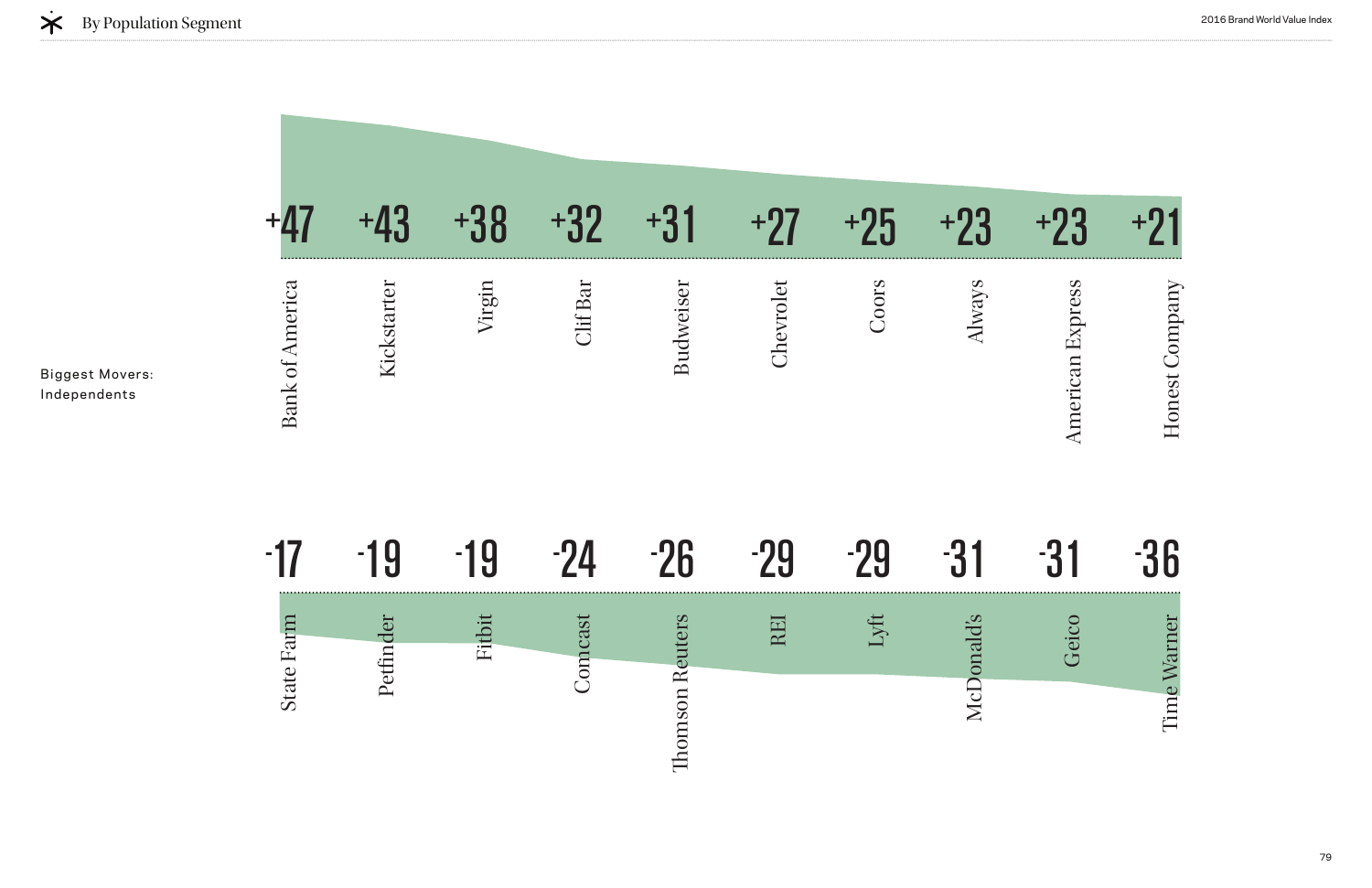## By Population Segment

Biggest Movers: Independents

| Brand | Change |
|---|---|
| Bank of America | +47 |
| Kickstarter | +43 |
| Virgin | +38 |
| Clif Bar | +32 |
| Budweiser | +31 |
| Chevrolet | +27 |
| Coors | +25 |
| Always | +23 |
| American Express | +23 |
| Honest Company | +21 |

| Brand | Change |
|---|---|
| State Farm | -17 |
| Petfinder | -19 |
| Fitbit | -19 |
| Comcast | -24 |
| Thomson Reuters | -26 |
| REI | -29 |
| Lyft | -29 |
| McDonald's | -31 |
| Geico | -31 |
| Time Warner | -36 |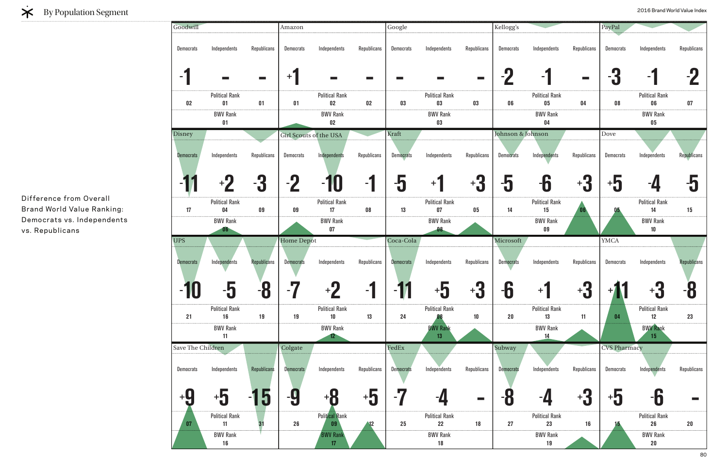## By Population Segment

Difference from Overall Brand World Value Ranking: Democrats vs. Independents vs. Republicans

| Brand | BWV Rank | Democrats (Diff.) | Independents (Diff.) | Republicans (Diff.) | Democrats Political Rank | Independents Political Rank | Republicans Political Rank |
|---|---|---|---|---|---|---|---|
| Goodwill | 01 | -1 | - | - | 02 | 01 | 01 |
| Amazon | 02 | +1 | - | - | 01 | 02 | 02 |
| Google | 03 | - | - | - | 03 | 03 | 03 |
| Kellogg's | 04 | -2 | -1 | - | 06 | 05 | 04 |
| PayPal | 05 | -3 | -1 | -2 | 08 | 06 | 07 |
| Disney | 06 | -11 | +2 | -3 | 17 | 04 | 09 |
| Girl Scouts of the USA | 07 | -2 | -10 | -1 | 09 | 17 | 08 |
| Kraft | 08 | -5 | +1 | +3 | 13 | 07 | 05 |
| Johnson & Johnson | 09 | -5 | -6 | +3 | 14 | 15 | 06 |
| Dove | 10 | +5 | -4 | -5 | 05 | 14 | 15 |
| UPS | 11 | -10 | -5 | -8 | 21 | 16 | 19 |
| Home Depot | 12 | -7 | +2 | -1 | 19 | 10 | 13 |
| Coca-Cola | 13 | -11 | +5 | +3 | 24 | 08 | 10 |
| Microsoft | 14 | -6 | +1 | +3 | 20 | 13 | 11 |
| YMCA | 15 | +11 | +3 | -8 | 04 | 12 | 23 |
| Save The Children | 16 | +9 | +5 | -15 | 07 | 11 | 31 |
| Colgate | 17 | -9 | +8 | +5 | 26 | 09 | 12 |
| FedEx | 18 | -7 | -4 | - | 25 | 22 | 18 |
| Subway | 19 | -8 | -4 | +3 | 27 | 23 | 16 |
| CVS Pharmacy | 20 | +5 | -6 | - | 15 | 26 | 20 |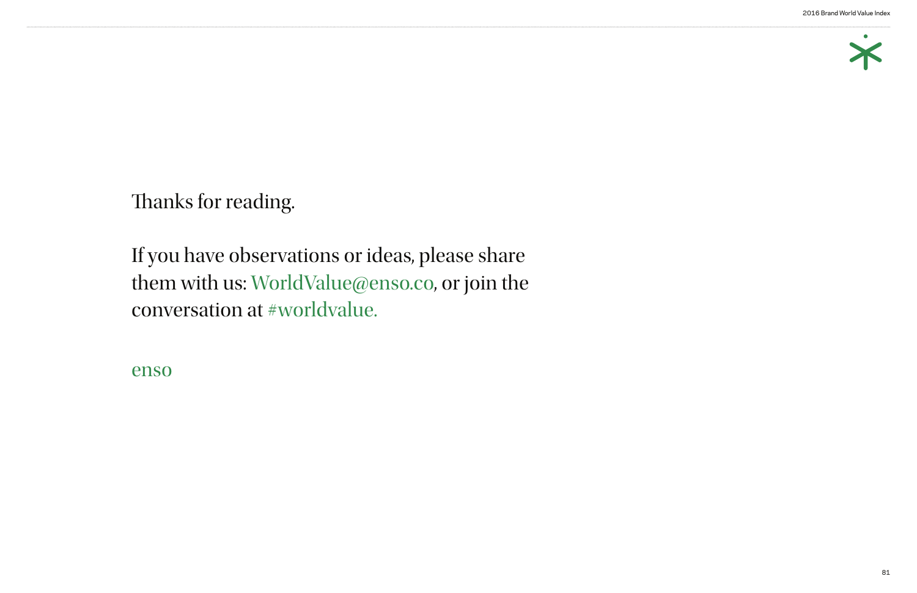Thanks for reading.

If you have observations or ideas, please share them with us: WorldValue@enso.co, or join the conversation at #worldvalue.

enso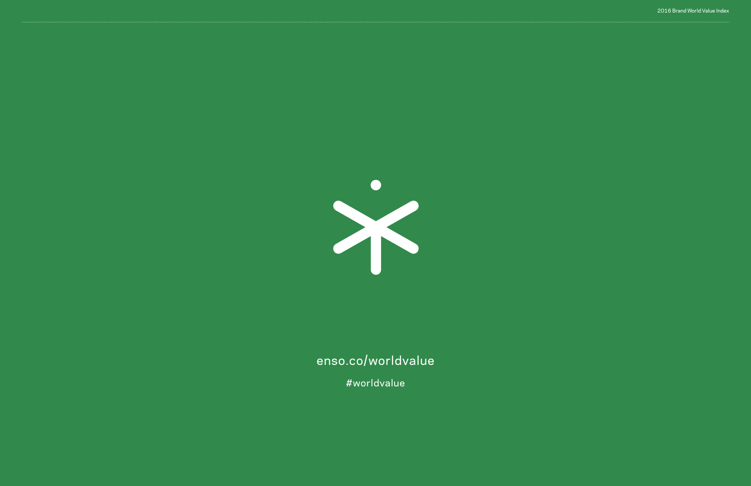enso.co/worldvalue

#worldvalue